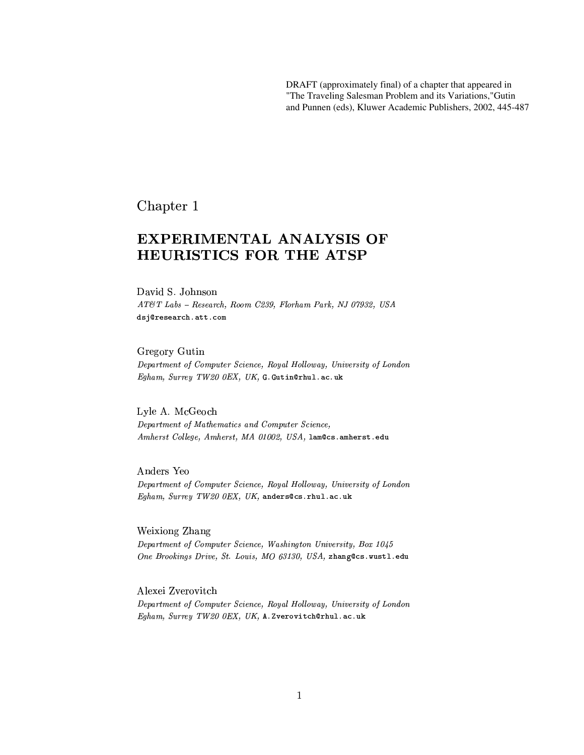DRAFT (approximately final) of a chapter that appeared in "The Traveling Salesman Problem and its Variations,"Gutin and Punnen (eds), Kluwer Academic Publishers, 2002, 445-487

Chapter 1

# EXPERIMENTAL ANALYSIS OF HEURISTICS FOR THE ATSP

David S. Johnson
*AT&T Labs – Research, Room C239, Florham Park, NJ 07932, USA*
`dsj@research.att.com`

Gregory Gutin
*Department of Computer Science, Royal Holloway, University of London*
*Egham, Surrey TW20 0EX, UK,* `G.Gutin@rhul.ac.uk`

Lyle A. McGeoch
*Department of Mathematics and Computer Science,*
*Amherst College, Amherst, MA 01002, USA,* `lam@cs.amherst.edu`

Anders Yeo
*Department of Computer Science, Royal Holloway, University of London*
*Egham, Surrey TW20 0EX, UK,* `anders@cs.rhul.ac.uk`

Weixiong Zhang
*Department of Computer Science, Washington University, Box 1045*
*One Brookings Drive, St. Louis, MO 63130, USA,* `zhang@cs.wustl.edu`

Alexei Zverovitch
*Department of Computer Science, Royal Holloway, University of London*
*Egham, Surrey TW20 0EX, UK,* `A.Zverovitch@rhul.ac.uk`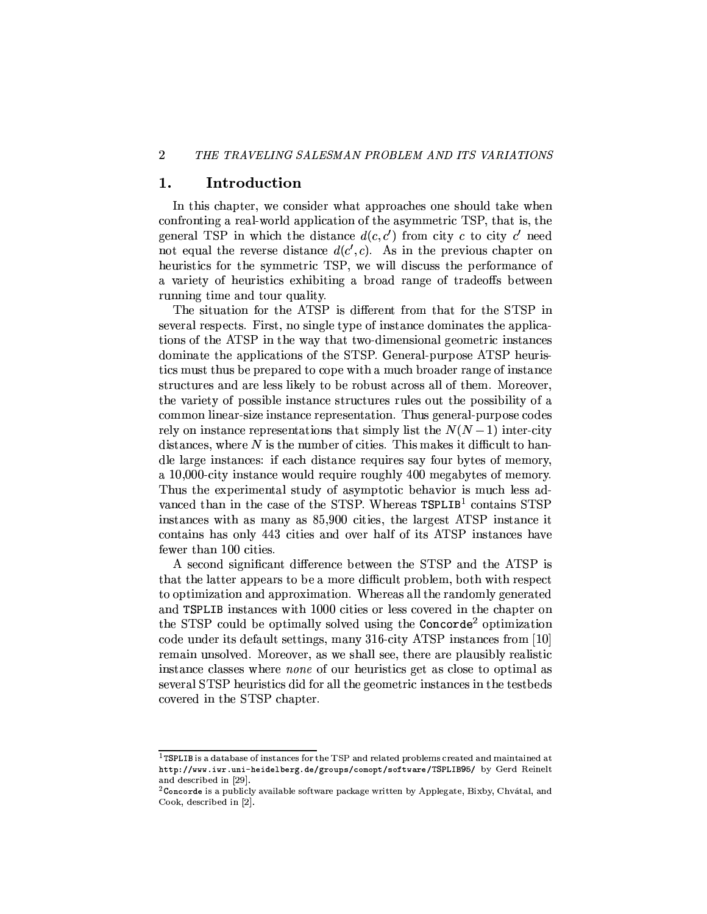## 1. Introduction

In this chapter, we consider what approaches one should take when confronting a real-world application of the asymmetric TSP, that is, the general TSP in which the distance $d(c, c')$ from city $c$ to city $c'$ need not equal the reverse distance $d(c', c)$. As in the previous chapter on heuristics for the symmetric TSP, we will discuss the performance of a variety of heuristics exhibiting a broad range of tradeoffs between running time and tour quality.

The situation for the ATSP is different from that for the STSP in several respects. First, no single type of instance dominates the applications of the ATSP in the way that two-dimensional geometric instances dominate the applications of the STSP. General-purpose ATSP heuristics must thus be prepared to cope with a much broader range of instance structures and are less likely to be robust across all of them. Moreover, the variety of possible instance structures rules out the possibility of a common linear-size instance representation. Thus general-purpose codes rely on instance representations that simply list the $N(N-1)$ inter-city distances, where $N$ is the number of cities. This makes it difficult to handle large instances: if each distance requires say four bytes of memory, a 10,000-city instance would require roughly 400 megabytes of memory. Thus the experimental study of asymptotic behavior is much less advanced than in the case of the STSP. Whereas `TSPLIB`[1] contains STSP instances with as many as 85,900 cities, the largest ATSP instance it contains has only 443 cities and over half of its ATSP instances have fewer than 100 cities.

A second significant difference between the STSP and the ATSP is that the latter appears to be a more difficult problem, both with respect to optimization and approximation. Whereas all the randomly generated and `TSPLIB` instances with 1000 cities or less covered in the chapter on the STSP could be optimally solved using the `Concorde`[2] optimization code under its default settings, many 316-city ATSP instances from [10] remain unsolved. Moreover, as we shall see, there are plausibly realistic instance classes where *none* of our heuristics get as close to optimal as several STSP heuristics did for all the geometric instances in the testbeds covered in the STSP chapter.

---

[1] `TSPLIB` is a database of instances for the TSP and related problems created and maintained at `http://www.iwr.uni-heidelberg.de/groups/comopt/software/TSPLIB95/` by Gerd Reinelt and described in [29].

[2] `Concorde` is a publicly available software package written by Applegate, Bixby, Chvátal, and Cook, described in [2].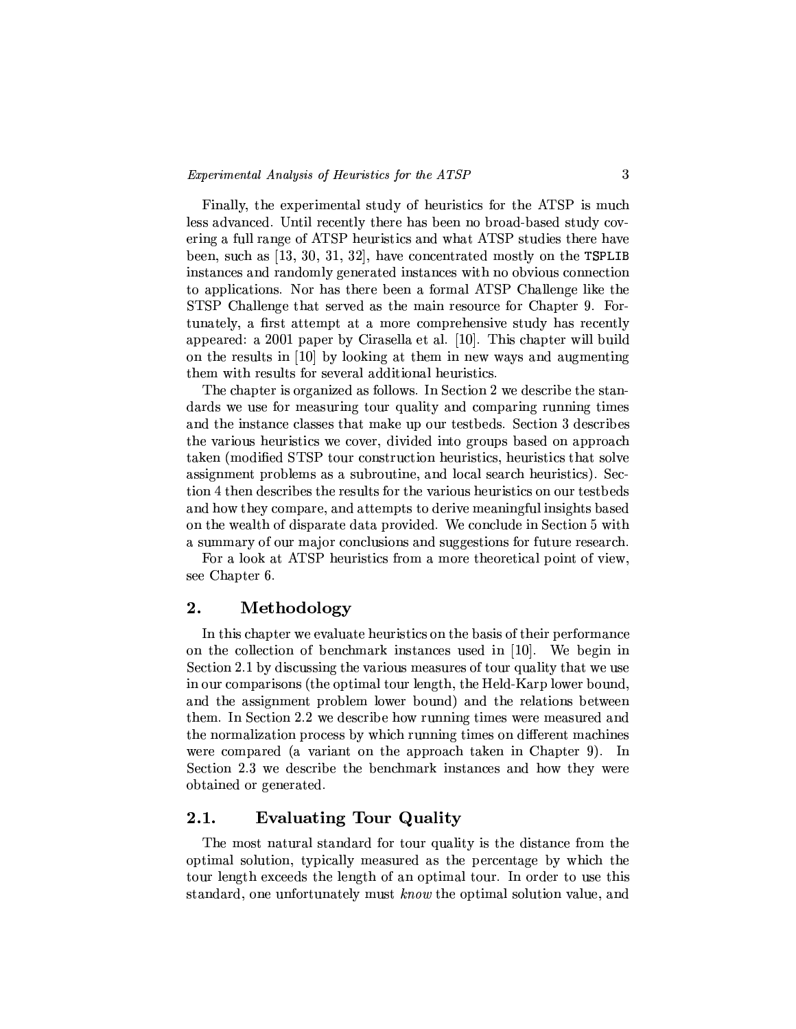Finally, the experimental study of heuristics for the ATSP is much less advanced. Until recently there has been no broad-based study covering a full range of ATSP heuristics and what ATSP studies there have been, such as [13, 30, 31, 32], have concentrated mostly on the `TSPLIB` instances and randomly generated instances with no obvious connection to applications. Nor has there been a formal ATSP Challenge like the STSP Challenge that served as the main resource for Chapter 9. Fortunately, a first attempt at a more comprehensive study has recently appeared: a 2001 paper by Cirasella et al. [10]. This chapter will build on the results in [10] by looking at them in new ways and augmenting them with results for several additional heuristics.

The chapter is organized as follows. In Section 2 we describe the standards we use for measuring tour quality and comparing running times and the instance classes that make up our testbeds. Section 3 describes the various heuristics we cover, divided into groups based on approach taken (modified STSP tour construction heuristics, heuristics that solve assignment problems as a subroutine, and local search heuristics). Section 4 then describes the results for the various heuristics on our testbeds and how they compare, and attempts to derive meaningful insights based on the wealth of disparate data provided. We conclude in Section 5 with a summary of our major conclusions and suggestions for future research.

For a look at ATSP heuristics from a more theoretical point of view, see Chapter 6.

## 2. Methodology

In this chapter we evaluate heuristics on the basis of their performance on the collection of benchmark instances used in [10]. We begin in Section 2.1 by discussing the various measures of tour quality that we use in our comparisons (the optimal tour length, the Held-Karp lower bound, and the assignment problem lower bound) and the relations between them. In Section 2.2 we describe how running times were measured and the normalization process by which running times on different machines were compared (a variant on the approach taken in Chapter 9). In Section 2.3 we describe the benchmark instances and how they were obtained or generated.

### 2.1. Evaluating Tour Quality

The most natural standard for tour quality is the distance from the optimal solution, typically measured as the percentage by which the tour length exceeds the length of an optimal tour. In order to use this standard, one unfortunately must *know* the optimal solution value, and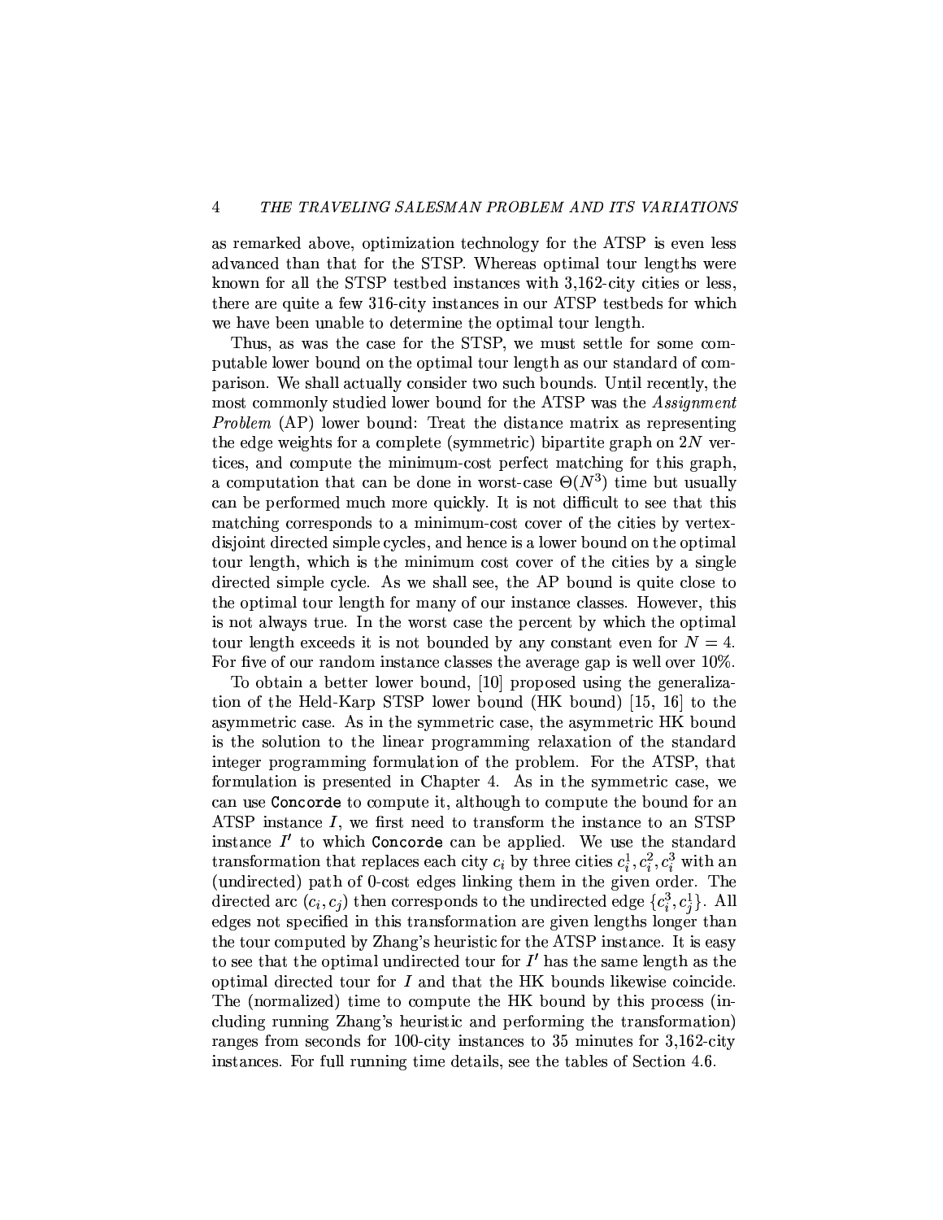as remarked above, optimization technology for the ATSP is even less advanced than that for the STSP. Whereas optimal tour lengths were known for all the STSP testbed instances with 3,162-city cities or less, there are quite a few 316-city instances in our ATSP testbeds for which we have been unable to determine the optimal tour length.

Thus, as was the case for the STSP, we must settle for some computable lower bound on the optimal tour length as our standard of comparison. We shall actually consider two such bounds. Until recently, the most commonly studied lower bound for the ATSP was the *Assignment Problem* (AP) lower bound: Treat the distance matrix as representing the edge weights for a complete (symmetric) bipartite graph on $2N$ vertices, and compute the minimum-cost perfect matching for this graph, a computation that can be done in worst-case $\Theta(N^3)$ time but usually can be performed much more quickly. It is not difficult to see that this matching corresponds to a minimum-cost cover of the cities by vertex-disjoint directed simple cycles, and hence is a lower bound on the optimal tour length, which is the minimum cost cover of the cities by a single directed simple cycle. As we shall see, the AP bound is quite close to the optimal tour length for many of our instance classes. However, this is not always true. In the worst case the percent by which the optimal tour length exceeds it is not bounded by any constant even for $N = 4$. For five of our random instance classes the average gap is well over 10%.

To obtain a better lower bound, [10] proposed using the generalization of the Held-Karp STSP lower bound (HK bound) [15, 16] to the asymmetric case. As in the symmetric case, the asymmetric HK bound is the solution to the linear programming relaxation of the standard integer programming formulation of the problem. For the ATSP, that formulation is presented in Chapter 4. As in the symmetric case, we can use `Concorde` to compute it, although to compute the bound for an ATSP instance $I$, we first need to transform the instance to an STSP instance $I'$ to which `Concorde` can be applied. We use the standard transformation that replaces each city $c_i$ by three cities $c_i^1, c_i^2, c_i^3$ with an (undirected) path of 0-cost edges linking them in the given order. The directed arc $(c_i, c_j)$ then corresponds to the undirected edge $\{c_i^3, c_j^1\}$. All edges not specified in this transformation are given lengths longer than the tour computed by Zhang's heuristic for the ATSP instance. It is easy to see that the optimal undirected tour for $I'$ has the same length as the optimal directed tour for $I$ and that the HK bounds likewise coincide. The (normalized) time to compute the HK bound by this process (including running Zhang's heuristic and performing the transformation) ranges from seconds for 100-city instances to 35 minutes for 3,162-city instances. For full running time details, see the tables of Section 4.6.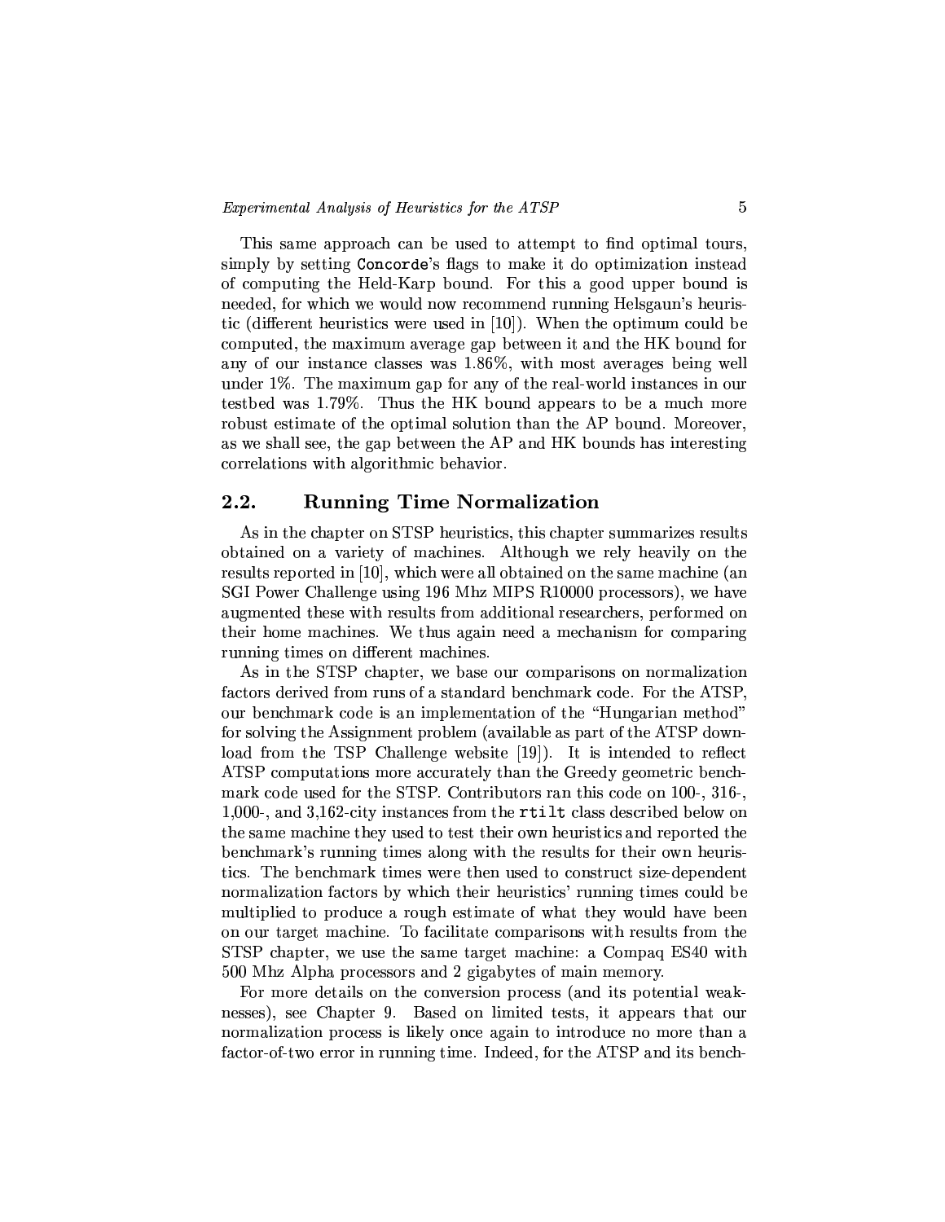This same approach can be used to attempt to find optimal tours, simply by setting `Concorde`'s flags to make it do optimization instead of computing the Held-Karp bound. For this a good upper bound is needed, for which we would now recommend running Helsgaun's heuristic (different heuristics were used in [10]). When the optimum could be computed, the maximum average gap between it and the HK bound for any of our instance classes was 1.86%, with most averages being well under 1%. The maximum gap for any of the real-world instances in our testbed was 1.79%. Thus the HK bound appears to be a much more robust estimate of the optimal solution than the AP bound. Moreover, as we shall see, the gap between the AP and HK bounds has interesting correlations with algorithmic behavior.

## 2.2. Running Time Normalization

As in the chapter on STSP heuristics, this chapter summarizes results obtained on a variety of machines. Although we rely heavily on the results reported in [10], which were all obtained on the same machine (an SGI Power Challenge using 196 Mhz MIPS R10000 processors), we have augmented these with results from additional researchers, performed on their home machines. We thus again need a mechanism for comparing running times on different machines.

As in the STSP chapter, we base our comparisons on normalization factors derived from runs of a standard benchmark code. For the ATSP, our benchmark code is an implementation of the "Hungarian method" for solving the Assignment problem (available as part of the ATSP download from the TSP Challenge website [19]). It is intended to reflect ATSP computations more accurately than the Greedy geometric benchmark code used for the STSP. Contributors ran this code on 100-, 316-, 1,000-, and 3,162-city instances from the `rtilt` class described below on the same machine they used to test their own heuristics and reported the benchmark's running times along with the results for their own heuristics. The benchmark times were then used to construct size-dependent normalization factors by which their heuristics' running times could be multiplied to produce a rough estimate of what they would have been on our target machine. To facilitate comparisons with results from the STSP chapter, we use the same target machine: a Compaq ES40 with 500 Mhz Alpha processors and 2 gigabytes of main memory.

For more details on the conversion process (and its potential weaknesses), see Chapter 9. Based on limited tests, it appears that our normalization process is likely once again to introduce no more than a factor-of-two error in running time. Indeed, for the ATSP and its bench-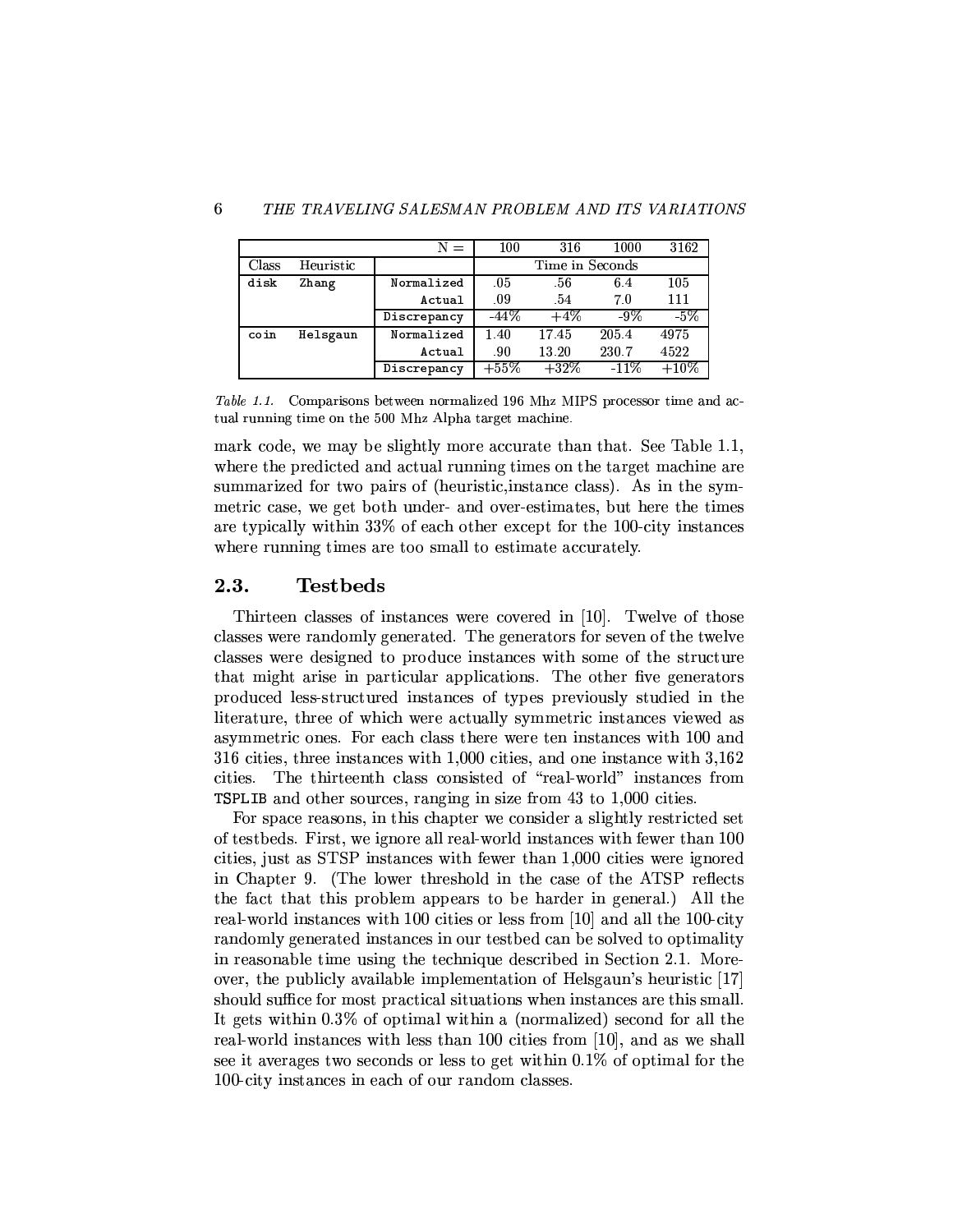| | | N = | 100 | 316 | 1000 | 3162 |
|---|---|---|---|---|---|---|
| Class | Heuristic | | Time in Seconds | | | |
| `disk` | `Zhang` | `Normalized` | .05 | .56 | 6.4 | 105 |
| | | `Actual` | .09 | .54 | 7.0 | 111 |
| | | `Discrepancy` | -44% | +4% | -9% | -5% |
| `coin` | `Helsgaun` | `Normalized` | 1.40 | 17.45 | 205.4 | 4975 |
| | | `Actual` | .90 | 13.20 | 230.7 | 4522 |
| | | `Discrepancy` | +55% | +32% | -11% | +10% |

*Table 1.1.* Comparisons between normalized 196 Mhz MIPS processor time and actual running time on the 500 Mhz Alpha target machine.

mark code, we may be slightly more accurate than that. See Table 1.1, where the predicted and actual running times on the target machine are summarized for two pairs of (heuristic,instance class). As in the symmetric case, we get both under- and over-estimates, but here the times are typically within 33% of each other except for the 100-city instances where running times are too small to estimate accurately.

## 2.3. Testbeds

Thirteen classes of instances were covered in [10]. Twelve of those classes were randomly generated. The generators for seven of the twelve classes were designed to produce instances with some of the structure that might arise in particular applications. The other five generators produced less-structured instances of types previously studied in the literature, three of which were actually symmetric instances viewed as asymmetric ones. For each class there were ten instances with 100 and 316 cities, three instances with 1,000 cities, and one instance with 3,162 cities. The thirteenth class consisted of "real-world" instances from `TSPLIB` and other sources, ranging in size from 43 to 1,000 cities.

For space reasons, in this chapter we consider a slightly restricted set of testbeds. First, we ignore all real-world instances with fewer than 100 cities, just as STSP instances with fewer than 1,000 cities were ignored in Chapter 9. (The lower threshold in the case of the ATSP reflects the fact that this problem appears to be harder in general.) All the real-world instances with 100 cities or less from [10] and all the 100-city randomly generated instances in our testbed can be solved to optimality in reasonable time using the technique described in Section 2.1. Moreover, the publicly available implementation of Helsgaun's heuristic [17] should suffice for most practical situations when instances are this small. It gets within 0.3% of optimal within a (normalized) second for all the real-world instances with less than 100 cities from [10], and as we shall see it averages two seconds or less to get within 0.1% of optimal for the 100-city instances in each of our random classes.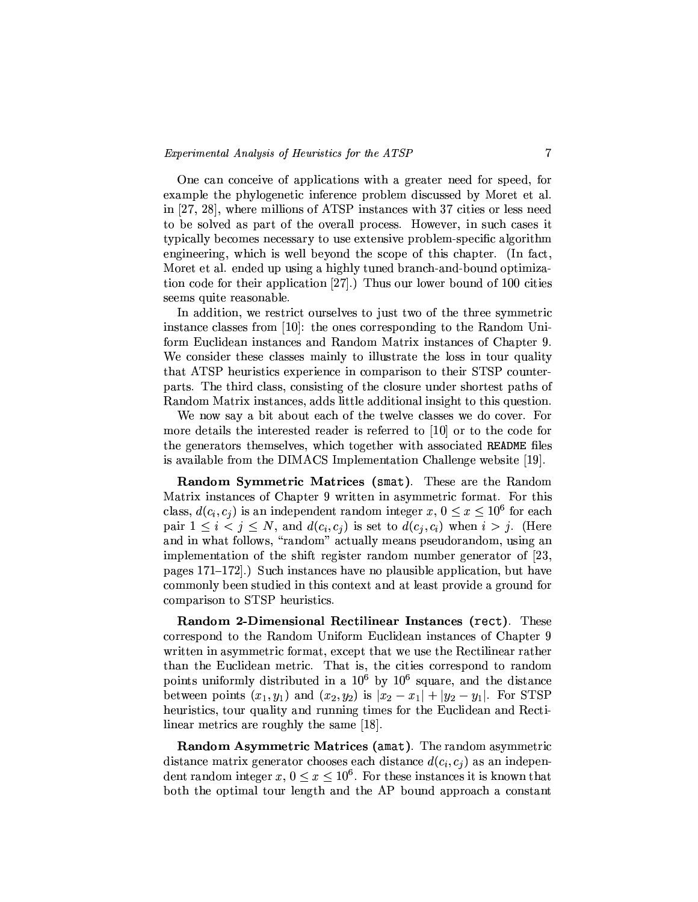One can conceive of applications with a greater need for speed, for example the phylogenetic inference problem discussed by Moret et al. in [27, 28], where millions of ATSP instances with 37 cities or less need to be solved as part of the overall process. However, in such cases it typically becomes necessary to use extensive problem-specific algorithm engineering, which is well beyond the scope of this chapter. (In fact, Moret et al. ended up using a highly tuned branch-and-bound optimization code for their application [27].) Thus our lower bound of 100 cities seems quite reasonable.

In addition, we restrict ourselves to just two of the three symmetric instance classes from [10]: the ones corresponding to the Random Uniform Euclidean instances and Random Matrix instances of Chapter 9. We consider these classes mainly to illustrate the loss in tour quality that ATSP heuristics experience in comparison to their STSP counterparts. The third class, consisting of the closure under shortest paths of Random Matrix instances, adds little additional insight to this question.

We now say a bit about each of the twelve classes we do cover. For more details the interested reader is referred to [10] or to the code for the generators themselves, which together with associated `README` files is available from the DIMACS Implementation Challenge website [19].

**Random Symmetric Matrices (`smat`).** These are the Random Matrix instances of Chapter 9 written in asymmetric format. For this class, $d(c_i, c_j)$ is an independent random integer $x$, $0 \le x \le 10^6$ for each pair $1 \le i < j \le N$, and $d(c_i, c_j)$ is set to $d(c_j, c_i)$ when $i > j$. (Here and in what follows, "random" actually means pseudorandom, using an implementation of the shift register random number generator of [23, pages 171–172].) Such instances have no plausible application, but have commonly been studied in this context and at least provide a ground for comparison to STSP heuristics.

**Random 2-Dimensional Rectilinear Instances (`rect`).** These correspond to the Random Uniform Euclidean instances of Chapter 9 written in asymmetric format, except that we use the Rectilinear rather than the Euclidean metric. That is, the cities correspond to random points uniformly distributed in a $10^6$ by $10^6$ square, and the distance between points $(x_1, y_1)$ and $(x_2, y_2)$ is $|x_2 - x_1| + |y_2 - y_1|$. For STSP heuristics, tour quality and running times for the Euclidean and Rectilinear metrics are roughly the same [18].

**Random Asymmetric Matrices (`amat`).** The random asymmetric distance matrix generator chooses each distance $d(c_i, c_j)$ as an independent random integer $x$, $0 \le x \le 10^6$. For these instances it is known that both the optimal tour length and the AP bound approach a constant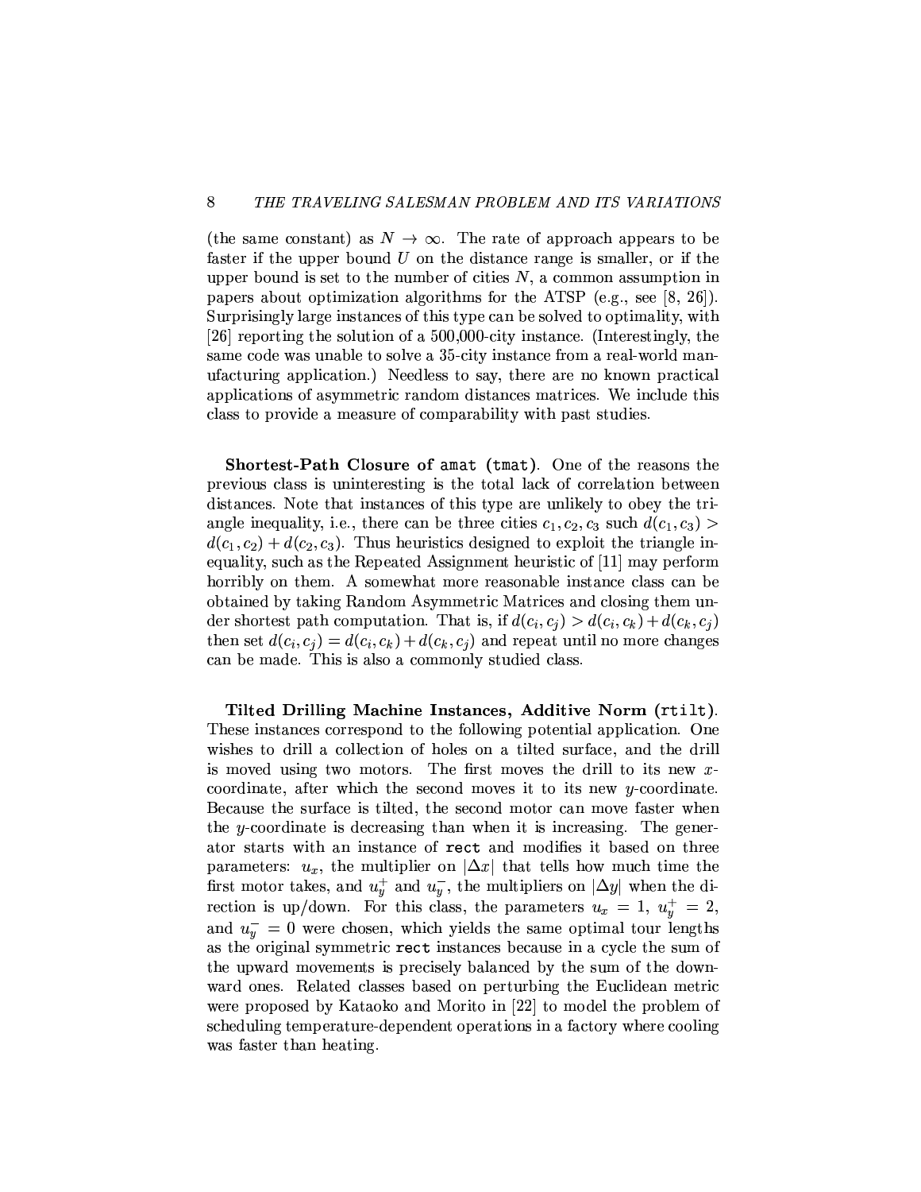(the same constant) as $N \to \infty$. The rate of approach appears to be faster if the upper bound $U$ on the distance range is smaller, or if the upper bound is set to the number of cities $N$, a common assumption in papers about optimization algorithms for the ATSP (e.g., see [8, 26]). Surprisingly large instances of this type can be solved to optimality, with [26] reporting the solution of a 500,000-city instance. (Interestingly, the same code was unable to solve a 35-city instance from a real-world manufacturing application.) Needless to say, there are no known practical applications of asymmetric random distances matrices. We include this class to provide a measure of comparability with past studies.

**Shortest-Path Closure of `amat` (`tmat`).** One of the reasons the previous class is uninteresting is the total lack of correlation between distances. Note that instances of this type are unlikely to obey the triangle inequality, i.e., there can be three cities $c_1, c_2, c_3$ such $d(c_1, c_3) > d(c_1, c_2) + d(c_2, c_3)$. Thus heuristics designed to exploit the triangle inequality, such as the Repeated Assignment heuristic of [11] may perform horribly on them. A somewhat more reasonable instance class can be obtained by taking Random Asymmetric Matrices and closing them under shortest path computation. That is, if $d(c_i, c_j) > d(c_i, c_k) + d(c_k, c_j)$ then set $d(c_i, c_j) = d(c_i, c_k) + d(c_k, c_j)$ and repeat until no more changes can be made. This is also a commonly studied class.

**Tilted Drilling Machine Instances, Additive Norm (`rtilt`).** These instances correspond to the following potential application. One wishes to drill a collection of holes on a tilted surface, and the drill is moved using two motors. The first moves the drill to its new $x$-coordinate, after which the second moves it to its new $y$-coordinate. Because the surface is tilted, the second motor can move faster when the $y$-coordinate is decreasing than when it is increasing. The generator starts with an instance of `rect` and modifies it based on three parameters: $u_x$, the multiplier on $|\Delta x|$ that tells how much time the first motor takes, and $u_y^+$ and $u_y^-$, the multipliers on $|\Delta y|$ when the direction is up/down. For this class, the parameters $u_x = 1$, $u_y^+ = 2$, and $u_y^- = 0$ were chosen, which yields the same optimal tour lengths as the original symmetric `rect` instances because in a cycle the sum of the upward movements is precisely balanced by the sum of the downward ones. Related classes based on perturbing the Euclidean metric were proposed by Kataoko and Morito in [22] to model the problem of scheduling temperature-dependent operations in a factory where cooling was faster than heating.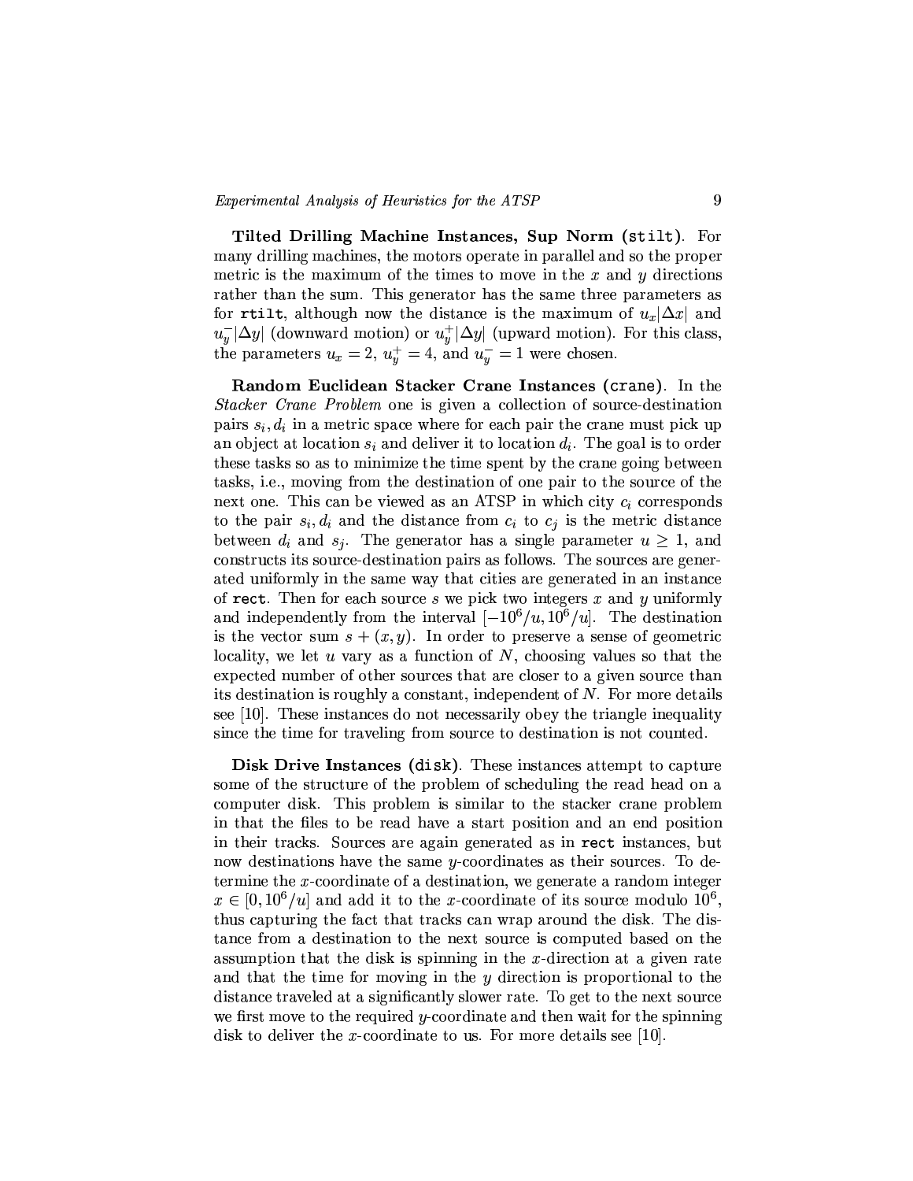**Tilted Drilling Machine Instances, Sup Norm (`stilt`).** For many drilling machines, the motors operate in parallel and so the proper metric is the maximum of the times to move in the $x$ and $y$ directions rather than the sum. This generator has the same three parameters as for `rtilt`, although now the distance is the maximum of $u_x|\Delta x|$ and $u_y^-|\Delta y|$ (downward motion) or $u_y^+|\Delta y|$ (upward motion). For this class, the parameters $u_x = 2$, $u_y^+ = 4$, and $u_y^- = 1$ were chosen.

**Random Euclidean Stacker Crane Instances (`crane`).** In the *Stacker Crane Problem* one is given a collection of source-destination pairs $s_i, d_i$ in a metric space where for each pair the crane must pick up an object at location $s_i$ and deliver it to location $d_i$. The goal is to order these tasks so as to minimize the time spent by the crane going between tasks, i.e., moving from the destination of one pair to the source of the next one. This can be viewed as an ATSP in which city $c_i$ corresponds to the pair $s_i, d_i$ and the distance from $c_i$ to $c_j$ is the metric distance between $d_i$ and $s_j$. The generator has a single parameter $u \geq 1$, and constructs its source-destination pairs as follows. The sources are generated uniformly in the same way that cities are generated in an instance of `rect`. Then for each source $s$ we pick two integers $x$ and $y$ uniformly and independently from the interval $[-10^6/u, 10^6/u]$. The destination is the vector sum $s + (x, y)$. In order to preserve a sense of geometric locality, we let $u$ vary as a function of $N$, choosing values so that the expected number of other sources that are closer to a given source than its destination is roughly a constant, independent of $N$. For more details see [10]. These instances do not necessarily obey the triangle inequality since the time for traveling from source to destination is not counted.

**Disk Drive Instances (`disk`).** These instances attempt to capture some of the structure of the problem of scheduling the read head on a computer disk. This problem is similar to the stacker crane problem in that the files to be read have a start position and an end position in their tracks. Sources are again generated as in `rect` instances, but now destinations have the same $y$-coordinates as their sources. To determine the $x$-coordinate of a destination, we generate a random integer $x \in [0, 10^6/u]$ and add it to the $x$-coordinate of its source modulo $10^6$, thus capturing the fact that tracks can wrap around the disk. The distance from a destination to the next source is computed based on the assumption that the disk is spinning in the $x$-direction at a given rate and that the time for moving in the $y$ direction is proportional to the distance traveled at a significantly slower rate. To get to the next source we first move to the required $y$-coordinate and then wait for the spinning disk to deliver the $x$-coordinate to us. For more details see [10].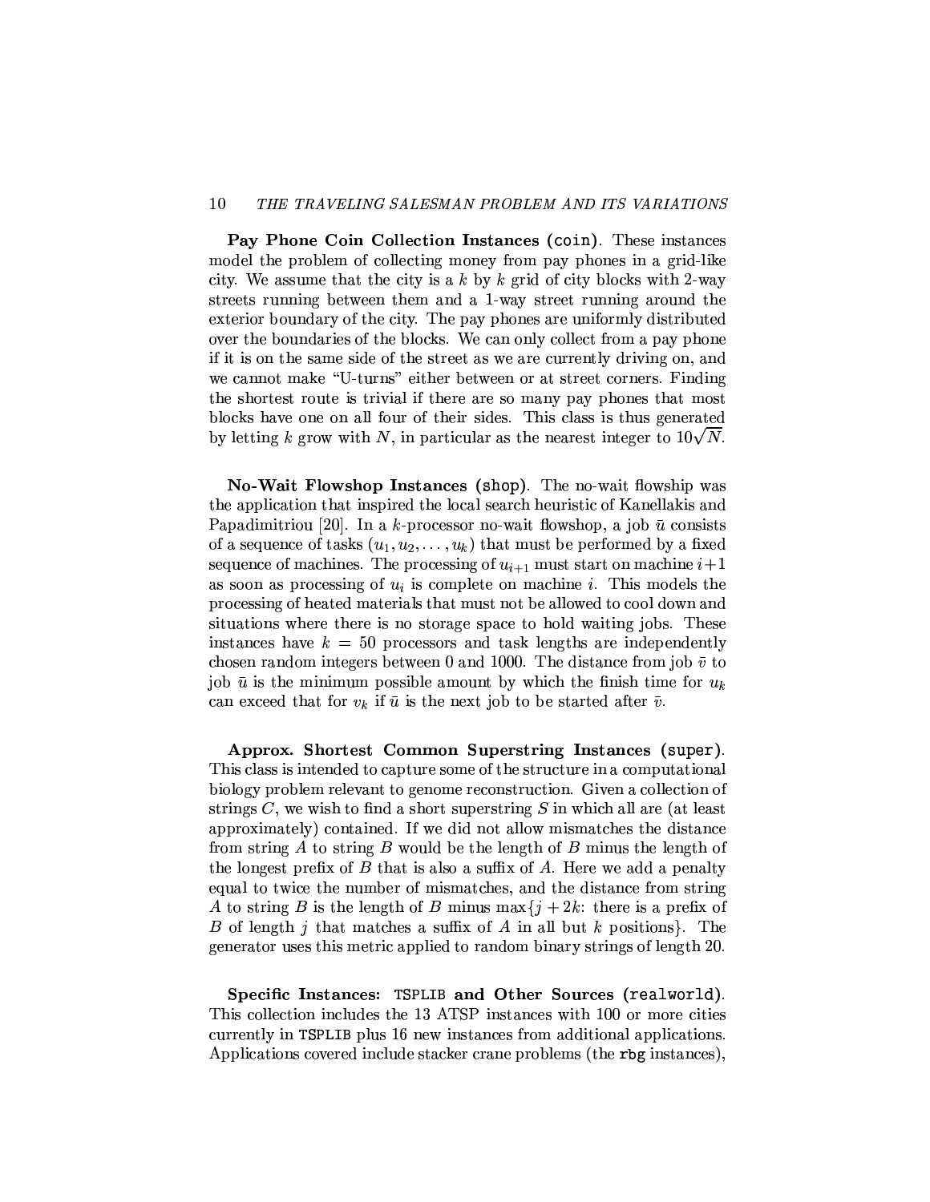**Pay Phone Coin Collection Instances (`coin`).** These instances model the problem of collecting money from pay phones in a grid-like city. We assume that the city is a $k$ by $k$ grid of city blocks with 2-way streets running between them and a 1-way street running around the exterior boundary of the city. The pay phones are uniformly distributed over the boundaries of the blocks. We can only collect from a pay phone if it is on the same side of the street as we are currently driving on, and we cannot make "U-turns" either between or at street corners. Finding the shortest route is trivial if there are so many pay phones that most blocks have one on all four of their sides. This class is thus generated by letting $k$ grow with $N$, in particular as the nearest integer to $10\sqrt{N}$.

**No-Wait Flowshop Instances (`shop`).** The no-wait flowship was the application that inspired the local search heuristic of Kanellakis and Papadimitriou [20]. In a $k$-processor no-wait flowshop, a job $\bar{u}$ consists of a sequence of tasks $(u_1, u_2, \ldots, u_k)$ that must be performed by a fixed sequence of machines. The processing of $u_{i+1}$ must start on machine $i+1$ as soon as processing of $u_i$ is complete on machine $i$. This models the processing of heated materials that must not be allowed to cool down and situations where there is no storage space to hold waiting jobs. These instances have $k = 50$ processors and task lengths are independently chosen random integers between 0 and 1000. The distance from job $\bar{v}$ to job $\bar{u}$ is the minimum possible amount by which the finish time for $u_k$ can exceed that for $v_k$ if $\bar{u}$ is the next job to be started after $\bar{v}$.

**Approx. Shortest Common Superstring Instances (`super`).** This class is intended to capture some of the structure in a computational biology problem relevant to genome reconstruction. Given a collection of strings $C$, we wish to find a short superstring $S$ in which all are (at least approximately) contained. If we did not allow mismatches the distance from string $A$ to string $B$ would be the length of $B$ minus the length of the longest prefix of $B$ that is also a suffix of $A$. Here we add a penalty equal to twice the number of mismatches, and the distance from string $A$ to string $B$ is the length of $B$ minus $\max\{j + 2k$: there is a prefix of $B$ of length $j$ that matches a suffix of $A$ in all but $k$ positions$\}$. The generator uses this metric applied to random binary strings of length 20.

**Specific Instances: `TSPLIB` and Other Sources (`realworld`).** This collection includes the 13 ATSP instances with 100 or more cities currently in `TSPLIB` plus 16 new instances from additional applications. Applications covered include stacker crane problems (the `rbg` instances),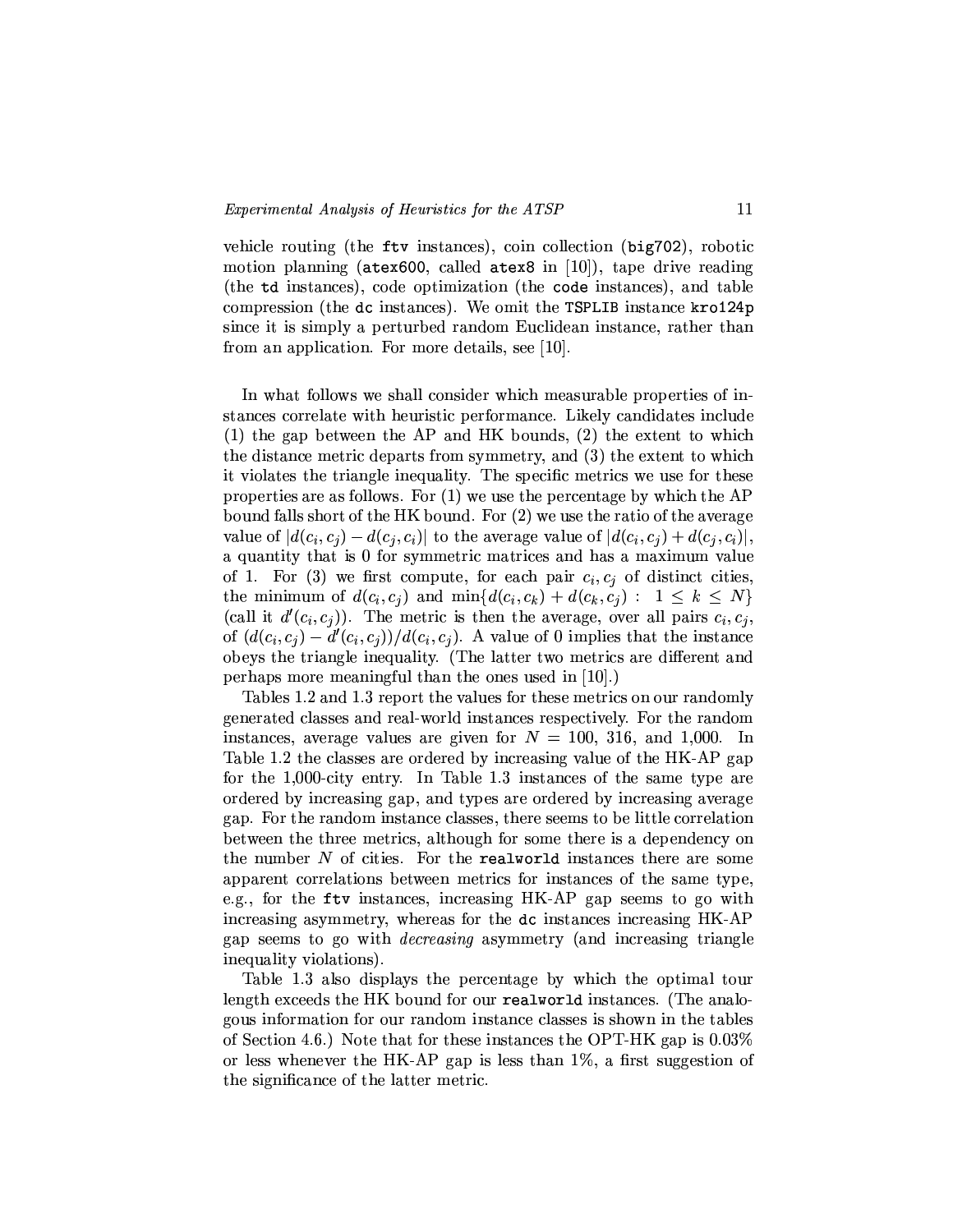vehicle routing (the `ftv` instances), coin collection (`big702`), robotic motion planning (`atex600`, called `atex8` in [10]), tape drive reading (the `td` instances), code optimization (the `code` instances), and table compression (the `dc` instances). We omit the `TSPLIB` instance `kro124p` since it is simply a perturbed random Euclidean instance, rather than from an application. For more details, see [10].

In what follows we shall consider which measurable properties of instances correlate with heuristic performance. Likely candidates include (1) the gap between the AP and HK bounds, (2) the extent to which the distance metric departs from symmetry, and (3) the extent to which it violates the triangle inequality. The specific metrics we use for these properties are as follows. For (1) we use the percentage by which the AP bound falls short of the HK bound. For (2) we use the ratio of the average value of $|d(c_i, c_j) - d(c_j, c_i)|$ to the average value of $|d(c_i, c_j) + d(c_j, c_i)|$, a quantity that is 0 for symmetric matrices and has a maximum value of 1. For (3) we first compute, for each pair $c_i, c_j$ of distinct cities, the minimum of $d(c_i, c_j)$ and $\min\{d(c_i, c_k) + d(c_k, c_j) : 1 \leq k \leq N\}$ (call it $d'(c_i, c_j)$). The metric is then the average, over all pairs $c_i, c_j$, of $(d(c_i, c_j) - d'(c_i, c_j))/d(c_i, c_j)$. A value of 0 implies that the instance obeys the triangle inequality. (The latter two metrics are different and perhaps more meaningful than the ones used in [10].)

Tables 1.2 and 1.3 report the values for these metrics on our randomly generated classes and real-world instances respectively. For the random instances, average values are given for $N = 100$, 316, and 1,000. In Table 1.2 the classes are ordered by increasing value of the HK-AP gap for the 1,000-city entry. In Table 1.3 instances of the same type are ordered by increasing gap, and types are ordered by increasing average gap. For the random instance classes, there seems to be little correlation between the three metrics, although for some there is a dependency on the number $N$ of cities. For the `realworld` instances there are some apparent correlations between metrics for instances of the same type, e.g., for the `ftv` instances, increasing HK-AP gap seems to go with increasing asymmetry, whereas for the `dc` instances increasing HK-AP gap seems to go with *decreasing* asymmetry (and increasing triangle inequality violations).

Table 1.3 also displays the percentage by which the optimal tour length exceeds the HK bound for our `realworld` instances. (The analogous information for our random instance classes is shown in the tables of Section 4.6.) Note that for these instances the OPT-HK gap is 0.03% or less whenever the HK-AP gap is less than 1%, a first suggestion of the significance of the latter metric.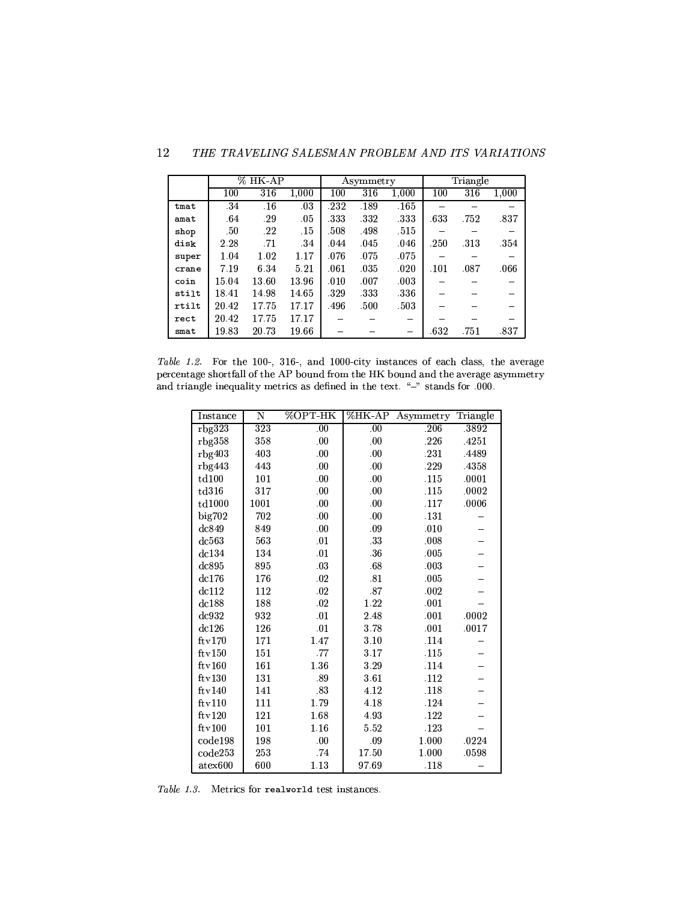| | % HK-AP | | | Asymmetry | | | Triangle | | |
|---|---|---|---|---|---|---|---|---|---|
| | 100 | 316 | 1,000 | 100 | 316 | 1,000 | 100 | 316 | 1,000 |
| `tmat` | .34 | .16 | .03 | .232 | .189 | .165 | – | – | – |
| `amat` | .64 | .29 | .05 | .333 | .332 | .333 | .633 | .752 | .837 |
| `shop` | .50 | .22 | .15 | .508 | .498 | .515 | – | – | – |
| `disk` | 2.28 | .71 | .34 | .044 | .045 | .046 | .250 | .313 | .354 |
| `super` | 1.04 | 1.02 | 1.17 | .076 | .075 | .075 | – | – | – |
| `crane` | 7.19 | 6.34 | 5.21 | .061 | .035 | .020 | .101 | .087 | .066 |
| `coin` | 15.04 | 13.60 | 13.96 | .010 | .007 | .003 | – | – | – |
| `stilt` | 18.41 | 14.98 | 14.65 | .329 | .333 | .336 | – | – | – |
| `rtilt` | 20.42 | 17.75 | 17.17 | .496 | .500 | .503 | – | – | – |
| `rect` | 20.42 | 17.75 | 17.17 | – | – | – | – | – | – |
| `smat` | 19.83 | 20.73 | 19.66 | – | – | – | .632 | .751 | .837 |

*Table 1.2.* For the 100-, 316-, and 1000-city instances of each class, the average percentage shortfall of the AP bound from the HK bound and the average asymmetry and triangle inequality metrics as defined in the text. "–" stands for .000.

| Instance | N | %OPT-HK | %HK-AP | Asymmetry | Triangle |
|---|---|---|---|---|---|
| rbg323 | 323 | .00 | .00 | .206 | .3892 |
| rbg358 | 358 | .00 | .00 | .226 | .4251 |
| rbg403 | 403 | .00 | .00 | .231 | .4489 |
| rbg443 | 443 | .00 | .00 | .229 | .4358 |
| td100 | 101 | .00 | .00 | .115 | .0001 |
| td316 | 317 | .00 | .00 | .115 | .0002 |
| td1000 | 1001 | .00 | .00 | .117 | .0006 |
| big702 | 702 | .00 | .00 | .131 | – |
| dc849 | 849 | .00 | .09 | .010 | – |
| dc563 | 563 | .01 | .33 | .008 | – |
| dc134 | 134 | .01 | .36 | .005 | – |
| dc895 | 895 | .03 | .68 | .003 | – |
| dc176 | 176 | .02 | .81 | .005 | – |
| dc112 | 112 | .02 | .87 | .002 | – |
| dc188 | 188 | .02 | 1.22 | .001 | – |
| dc932 | 932 | .01 | 2.48 | .001 | .0002 |
| dc126 | 126 | .01 | 3.78 | .001 | .0017 |
| ftv170 | 171 | 1.47 | 3.10 | .114 | – |
| ftv150 | 151 | .77 | 3.17 | .115 | – |
| ftv160 | 161 | 1.36 | 3.29 | .114 | – |
| ftv130 | 131 | .89 | 3.61 | .112 | – |
| ftv140 | 141 | .83 | 4.12 | .118 | – |
| ftv110 | 111 | 1.79 | 4.18 | .124 | – |
| ftv120 | 121 | 1.68 | 4.93 | .122 | – |
| ftv100 | 101 | 1.16 | 5.52 | .123 | – |
| code198 | 198 | .00 | .09 | 1.000 | .0224 |
| code253 | 253 | .74 | 17.50 | 1.000 | .0598 |
| atex600 | 600 | 1.13 | 97.69 | .118 | – |

*Table 1.3.* Metrics for `realworld` test instances.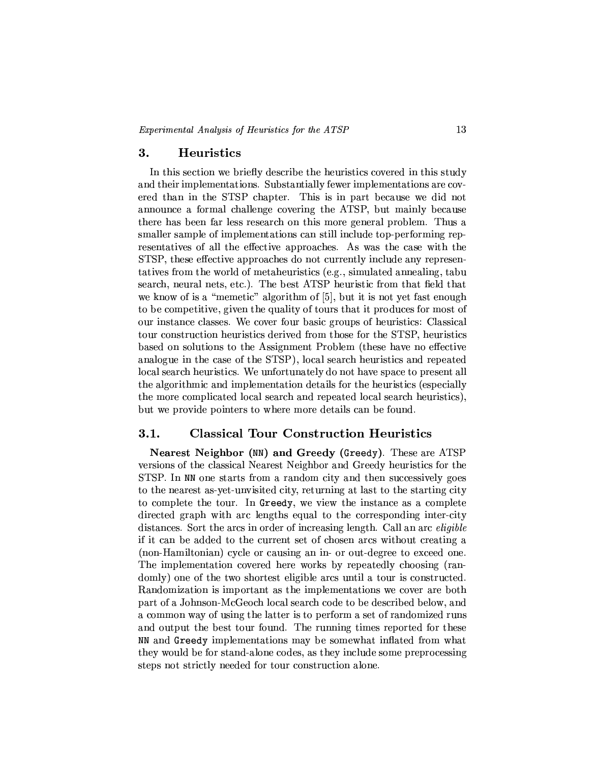## 3. Heuristics

In this section we briefly describe the heuristics covered in this study and their implementations. Substantially fewer implementations are covered than in the STSP chapter. This is in part because we did not announce a formal challenge covering the ATSP, but mainly because there has been far less research on this more general problem. Thus a smaller sample of implementations can still include top-performing representatives of all the effective approaches. As was the case with the STSP, these effective approaches do not currently include any representatives from the world of metaheuristics (e.g., simulated annealing, tabu search, neural nets, etc.). The best ATSP heuristic from that field that we know of is a "memetic" algorithm of [5], but it is not yet fast enough to be competitive, given the quality of tours that it produces for most of our instance classes. We cover four basic groups of heuristics: Classical tour construction heuristics derived from those for the STSP, heuristics based on solutions to the Assignment Problem (these have no effective analogue in the case of the STSP), local search heuristics and repeated local search heuristics. We unfortunately do not have space to present all the algorithmic and implementation details for the heuristics (especially the more complicated local search and repeated local search heuristics), but we provide pointers to where more details can be found.

### 3.1. Classical Tour Construction Heuristics

**Nearest Neighbor (`NN`) and Greedy (`Greedy`).** These are ATSP versions of the classical Nearest Neighbor and Greedy heuristics for the STSP. In `NN` one starts from a random city and then successively goes to the nearest as-yet-unvisited city, returning at last to the starting city to complete the tour. In `Greedy`, we view the instance as a complete directed graph with arc lengths equal to the corresponding inter-city distances. Sort the arcs in order of increasing length. Call an arc *eligible* if it can be added to the current set of chosen arcs without creating a (non-Hamiltonian) cycle or causing an in- or out-degree to exceed one. The implementation covered here works by repeatedly choosing (randomly) one of the two shortest eligible arcs until a tour is constructed. Randomization is important as the implementations we cover are both part of a Johnson-McGeoch local search code to be described below, and a common way of using the latter is to perform a set of randomized runs and output the best tour found. The running times reported for these `NN` and `Greedy` implementations may be somewhat inflated from what they would be for stand-alone codes, as they include some preprocessing steps not strictly needed for tour construction alone.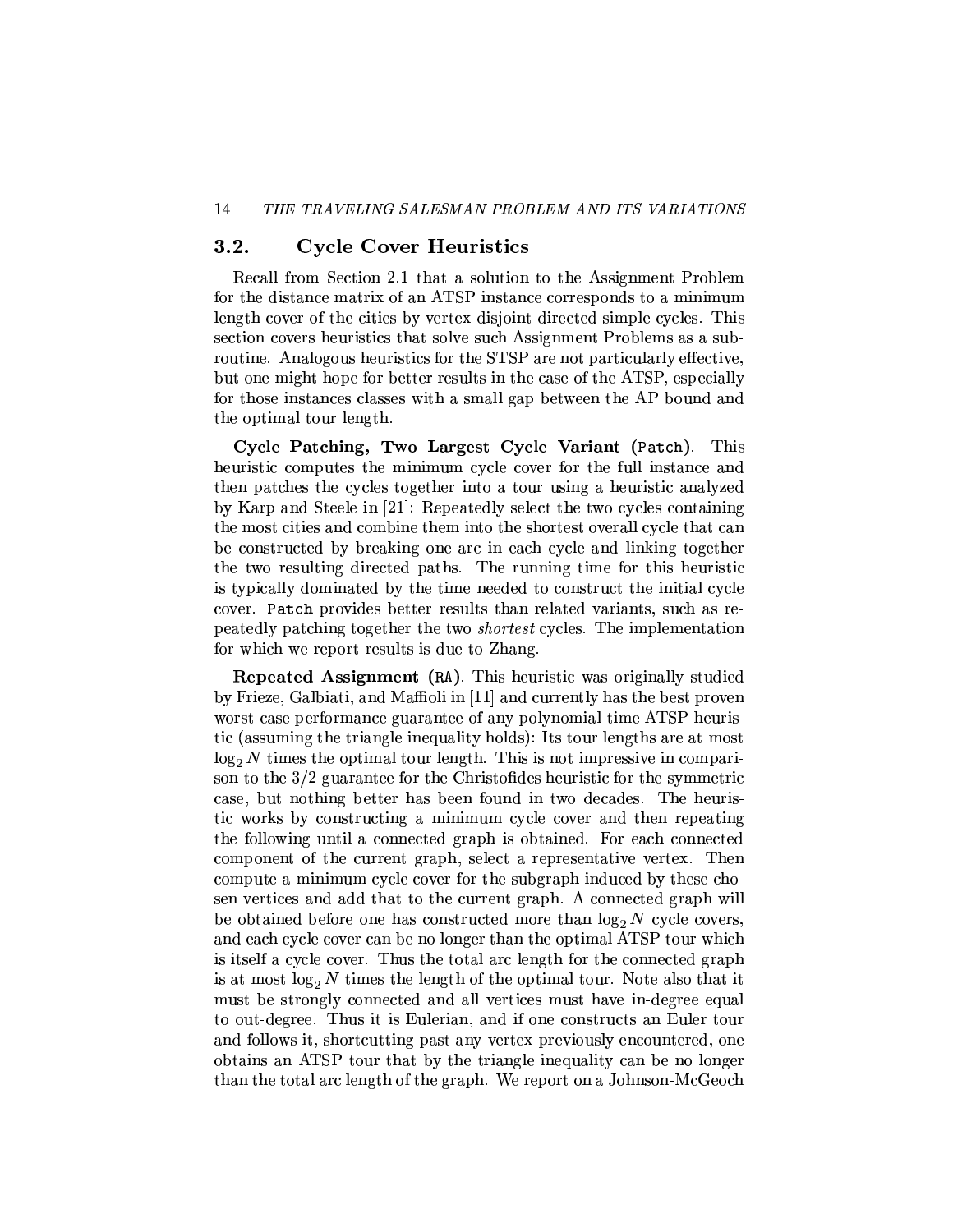### 3.2. Cycle Cover Heuristics

Recall from Section 2.1 that a solution to the Assignment Problem for the distance matrix of an ATSP instance corresponds to a minimum length cover of the cities by vertex-disjoint directed simple cycles. This section covers heuristics that solve such Assignment Problems as a subroutine. Analogous heuristics for the STSP are not particularly effective, but one might hope for better results in the case of the ATSP, especially for those instances classes with a small gap between the AP bound and the optimal tour length.

**Cycle Patching, Two Largest Cycle Variant (`Patch`).** This heuristic computes the minimum cycle cover for the full instance and then patches the cycles together into a tour using a heuristic analyzed by Karp and Steele in [21]: Repeatedly select the two cycles containing the most cities and combine them into the shortest overall cycle that can be constructed by breaking one arc in each cycle and linking together the two resulting directed paths. The running time for this heuristic is typically dominated by the time needed to construct the initial cycle cover. `Patch` provides better results than related variants, such as repeatedly patching together the two *shortest* cycles. The implementation for which we report results is due to Zhang.

**Repeated Assignment (`RA`).** This heuristic was originally studied by Frieze, Galbiati, and Maffioli in [11] and currently has the best proven worst-case performance guarantee of any polynomial-time ATSP heuristic (assuming the triangle inequality holds): Its tour lengths are at most $\log_2 N$ times the optimal tour length. This is not impressive in comparison to the $3/2$ guarantee for the Christofides heuristic for the symmetric case, but nothing better has been found in two decades. The heuristic works by constructing a minimum cycle cover and then repeating the following until a connected graph is obtained. For each connected component of the current graph, select a representative vertex. Then compute a minimum cycle cover for the subgraph induced by these chosen vertices and add that to the current graph. A connected graph will be obtained before one has constructed more than $\log_2 N$ cycle covers, and each cycle cover can be no longer than the optimal ATSP tour which is itself a cycle cover. Thus the total arc length for the connected graph is at most $\log_2 N$ times the length of the optimal tour. Note also that it must be strongly connected and all vertices must have in-degree equal to out-degree. Thus it is Eulerian, and if one constructs an Euler tour and follows it, shortcutting past any vertex previously encountered, one obtains an ATSP tour that by the triangle inequality can be no longer than the total arc length of the graph. We report on a Johnson-McGeoch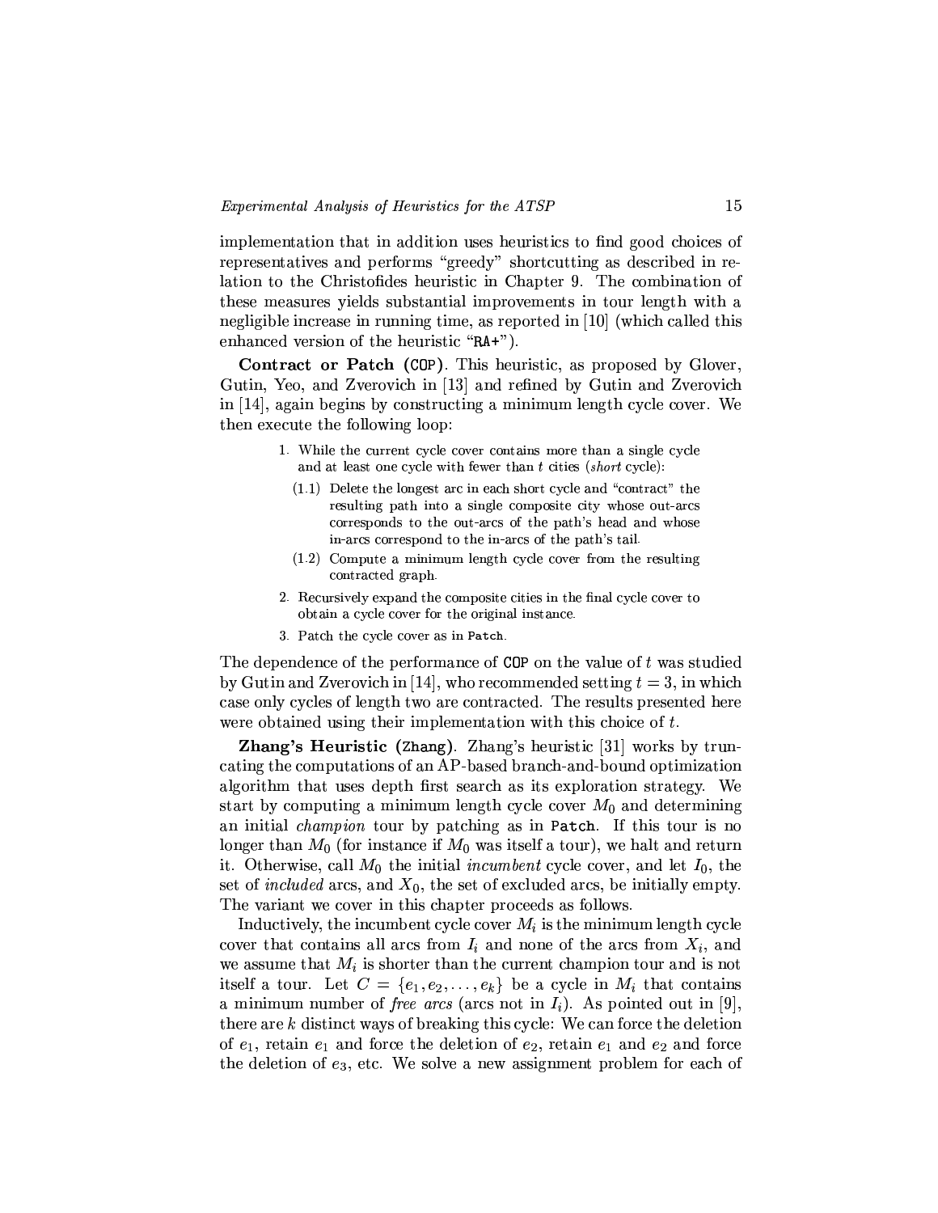implementation that in addition uses heuristics to find good choices of representatives and performs "greedy" shortcutting as described in relation to the Christofides heuristic in Chapter 9. The combination of these measures yields substantial improvements in tour length with a negligible increase in running time, as reported in [10] (which called this enhanced version of the heuristic "RA+").

**Contract or Patch (COP).** This heuristic, as proposed by Glover, Gutin, Yeo, and Zverovich in [13] and refined by Gutin and Zverovich in [14], again begins by constructing a minimum length cycle cover. We then execute the following loop:

1. While the current cycle cover contains more than a single cycle and at least one cycle with fewer than $t$ cities (*short* cycle):
   - (1.1) Delete the longest arc in each short cycle and "contract" the resulting path into a single composite city whose out-arcs corresponds to the out-arcs of the path's head and whose in-arcs correspond to the in-arcs of the path's tail.
   - (1.2) Compute a minimum length cycle cover from the resulting contracted graph.
2. Recursively expand the composite cities in the final cycle cover to obtain a cycle cover for the original instance.
3. Patch the cycle cover as in Patch.

The dependence of the performance of COP on the value of $t$ was studied by Gutin and Zverovich in [14], who recommended setting $t = 3$, in which case only cycles of length two are contracted. The results presented here were obtained using their implementation with this choice of $t$.

**Zhang's Heuristic (Zhang).** Zhang's heuristic [31] works by truncating the computations of an AP-based branch-and-bound optimization algorithm that uses depth first search as its exploration strategy. We start by computing a minimum length cycle cover $M_0$ and determining an initial *champion* tour by patching as in Patch. If this tour is no longer than $M_0$ (for instance if $M_0$ was itself a tour), we halt and return it. Otherwise, call $M_0$ the initial *incumbent* cycle cover, and let $I_0$, the set of *included* arcs, and $X_0$, the set of excluded arcs, be initially empty. The variant we cover in this chapter proceeds as follows.

Inductively, the incumbent cycle cover $M_i$ is the minimum length cycle cover that contains all arcs from $I_i$ and none of the arcs from $X_i$, and we assume that $M_i$ is shorter than the current champion tour and is not itself a tour. Let $C = \{e_1, e_2, \ldots, e_k\}$ be a cycle in $M_i$ that contains a minimum number of *free arcs* (arcs not in $I_i$). As pointed out in [9], there are $k$ distinct ways of breaking this cycle: We can force the deletion of $e_1$, retain $e_1$ and force the deletion of $e_2$, retain $e_1$ and $e_2$ and force the deletion of $e_3$, etc. We solve a new assignment problem for each of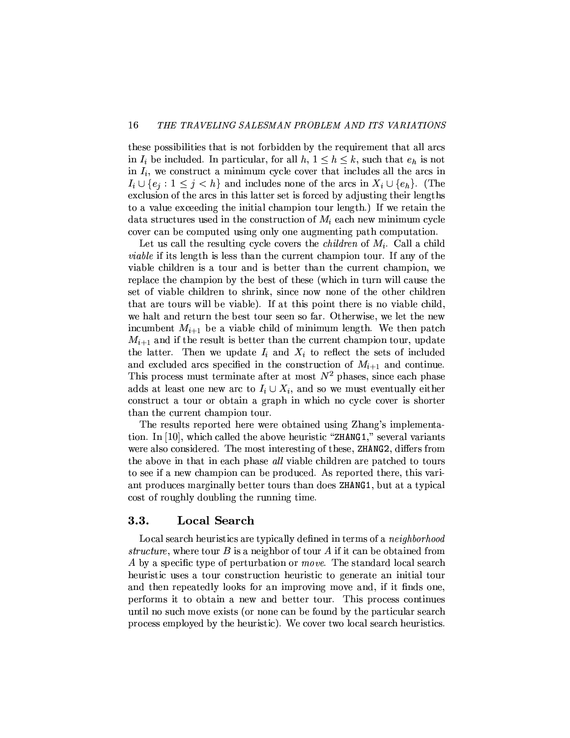these possibilities that is not forbidden by the requirement that all arcs in $I_i$ be included. In particular, for all $h$, $1 \leq h \leq k$, such that $e_h$ is not in $I_i$, we construct a minimum cycle cover that includes all the arcs in $I_i \cup \{e_j : 1 \leq j < h\}$ and includes none of the arcs in $X_i \cup \{e_h\}$. (The exclusion of the arcs in this latter set is forced by adjusting their lengths to a value exceeding the initial champion tour length.) If we retain the data structures used in the construction of $M_i$ each new minimum cycle cover can be computed using only one augmenting path computation.

Let us call the resulting cycle covers the *children* of $M_i$. Call a child *viable* if its length is less than the current champion tour. If any of the viable children is a tour and is better than the current champion, we replace the champion by the best of these (which in turn will cause the set of viable children to shrink, since now none of the other children that are tours will be viable). If at this point there is no viable child, we halt and return the best tour seen so far. Otherwise, we let the new incumbent $M_{i+1}$ be a viable child of minimum length. We then patch $M_{i+1}$ and if the result is better than the current champion tour, update the latter. Then we update $I_i$ and $X_i$ to reflect the sets of included and excluded arcs specified in the construction of $M_{i+1}$ and continue. This process must terminate after at most $N^2$ phases, since each phase adds at least one new arc to $I_i \cup X_i$, and so we must eventually either construct a tour or obtain a graph in which no cycle cover is shorter than the current champion tour.

The results reported here were obtained using Zhang's implementation. In [10], which called the above heuristic "ZHANG1," several variants were also considered. The most interesting of these, ZHANG2, differs from the above in that in each phase *all* viable children are patched to tours to see if a new champion can be produced. As reported there, this variant produces marginally better tours than does ZHANG1, but at a typical cost of roughly doubling the running time.

### 3.3. Local Search

Local search heuristics are typically defined in terms of a *neighborhood structure*, where tour $B$ is a neighbor of tour $A$ if it can be obtained from $A$ by a specific type of perturbation or *move*. The standard local search heuristic uses a tour construction heuristic to generate an initial tour and then repeatedly looks for an improving move and, if it finds one, performs it to obtain a new and better tour. This process continues until no such move exists (or none can be found by the particular search process employed by the heuristic). We cover two local search heuristics.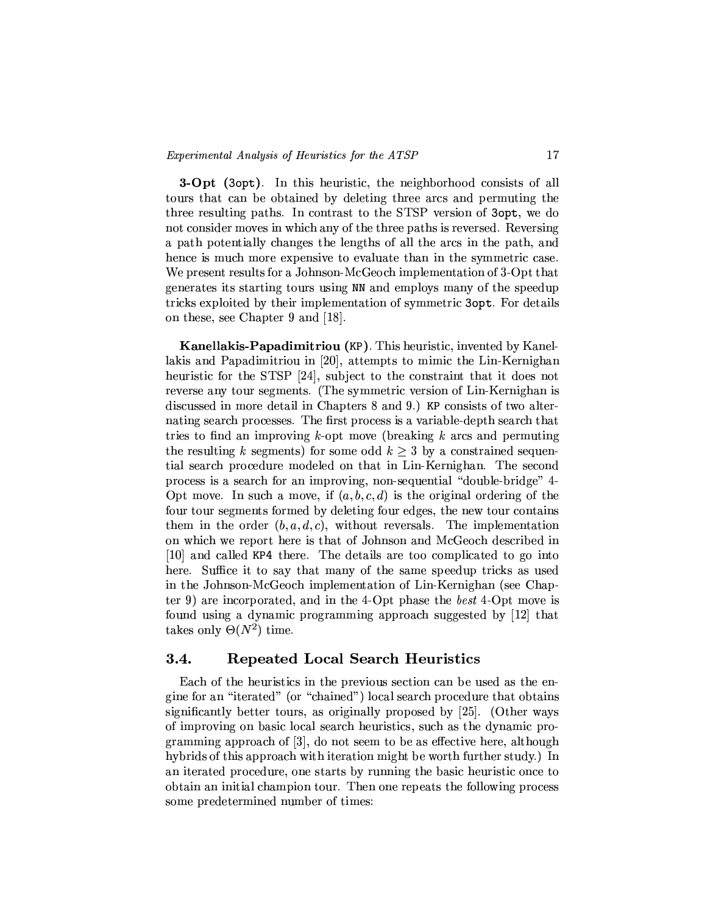**3-Opt (3opt).** In this heuristic, the neighborhood consists of all tours that can be obtained by deleting three arcs and permuting the three resulting paths. In contrast to the STSP version of 3opt, we do not consider moves in which any of the three paths is reversed. Reversing a path potentially changes the lengths of all the arcs in the path, and hence is much more expensive to evaluate than in the symmetric case. We present results for a Johnson-McGeoch implementation of 3-Opt that generates its starting tours using NN and employs many of the speedup tricks exploited by their implementation of symmetric 3opt. For details on these, see Chapter 9 and [18].

**Kanellakis-Papadimitriou (KP).** This heuristic, invented by Kanellakis and Papadimitriou in [20], attempts to mimic the Lin-Kernighan heuristic for the STSP [24], subject to the constraint that it does not reverse any tour segments. (The symmetric version of Lin-Kernighan is discussed in more detail in Chapters 8 and 9.) KP consists of two alternating search processes. The first process is a variable-depth search that tries to find an improving $k$-opt move (breaking $k$ arcs and permuting the resulting $k$ segments) for some odd $k \geq 3$ by a constrained sequential search procedure modeled on that in Lin-Kernighan. The second process is a search for an improving, non-sequential "double-bridge" 4-Opt move. In such a move, if $(a, b, c, d)$ is the original ordering of the four tour segments formed by deleting four edges, the new tour contains them in the order $(b, a, d, c)$, without reversals. The implementation on which we report here is that of Johnson and McGeoch described in [10] and called KP4 there. The details are too complicated to go into here. Suffice it to say that many of the same speedup tricks as used in the Johnson-McGeoch implementation of Lin-Kernighan (see Chapter 9) are incorporated, and in the 4-Opt phase the *best* 4-Opt move is found using a dynamic programming approach suggested by [12] that takes only $\Theta(N^2)$ time.

## 3.4. Repeated Local Search Heuristics

Each of the heuristics in the previous section can be used as the engine for an "iterated" (or "chained") local search procedure that obtains significantly better tours, as originally proposed by [25]. (Other ways of improving on basic local search heuristics, such as the dynamic programming approach of [3], do not seem to be as effective here, although hybrids of this approach with iteration might be worth further study.) In an iterated procedure, one starts by running the basic heuristic once to obtain an initial champion tour. Then one repeats the following process some predetermined number of times: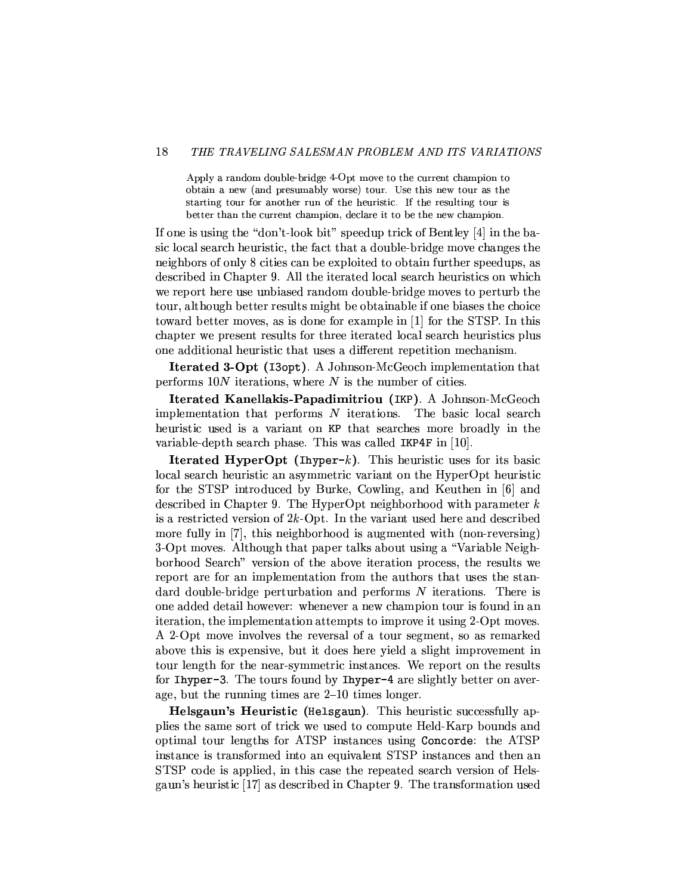> Apply a random double-bridge 4-Opt move to the current champion to obtain a new (and presumably worse) tour. Use this new tour as the starting tour for another run of the heuristic. If the resulting tour is better than the current champion, declare it to be the new champion.

If one is using the "don't-look bit" speedup trick of Bentley [4] in the basic local search heuristic, the fact that a double-bridge move changes the neighbors of only 8 cities can be exploited to obtain further speedups, as described in Chapter 9. All the iterated local search heuristics on which we report here use unbiased random double-bridge moves to perturb the tour, although better results might be obtainable if one biases the choice toward better moves, as is done for example in [1] for the STSP. In this chapter we present results for three iterated local search heuristics plus one additional heuristic that uses a different repetition mechanism.

**Iterated 3-Opt (`I3opt`).** A Johnson-McGeoch implementation that performs $10N$ iterations, where $N$ is the number of cities.

**Iterated Kanellakis-Papadimitriou (`IKP`).** A Johnson-McGeoch implementation that performs $N$ iterations. The basic local search heuristic used is a variant on `KP` that searches more broadly in the variable-depth search phase. This was called `IKP4F` in [10].

**Iterated HyperOpt (`Ihyper-`$k$).** This heuristic uses for its basic local search heuristic an asymmetric variant on the HyperOpt heuristic for the STSP introduced by Burke, Cowling, and Keuthen in [6] and described in Chapter 9. The HyperOpt neighborhood with parameter $k$ is a restricted version of $2k$-Opt. In the variant used here and described more fully in [7], this neighborhood is augmented with (non-reversing) 3-Opt moves. Although that paper talks about using a "Variable Neighborhood Search" version of the above iteration process, the results we report are for an implementation from the authors that uses the standard double-bridge perturbation and performs $N$ iterations. There is one added detail however: whenever a new champion tour is found in an iteration, the implementation attempts to improve it using 2-Opt moves. A 2-Opt move involves the reversal of a tour segment, so as remarked above this is expensive, but it does here yield a slight improvement in tour length for the near-symmetric instances. We report on the results for `Ihyper-3`. The tours found by `Ihyper-4` are slightly better on average, but the running times are 2–10 times longer.

**Helsgaun's Heuristic (`Helsgaun`).** This heuristic successfully applies the same sort of trick we used to compute Held-Karp bounds and optimal tour lengths for ATSP instances using `Concorde`: the ATSP instance is transformed into an equivalent STSP instances and then an STSP code is applied, in this case the repeated search version of Helsgaun's heuristic [17] as described in Chapter 9. The transformation used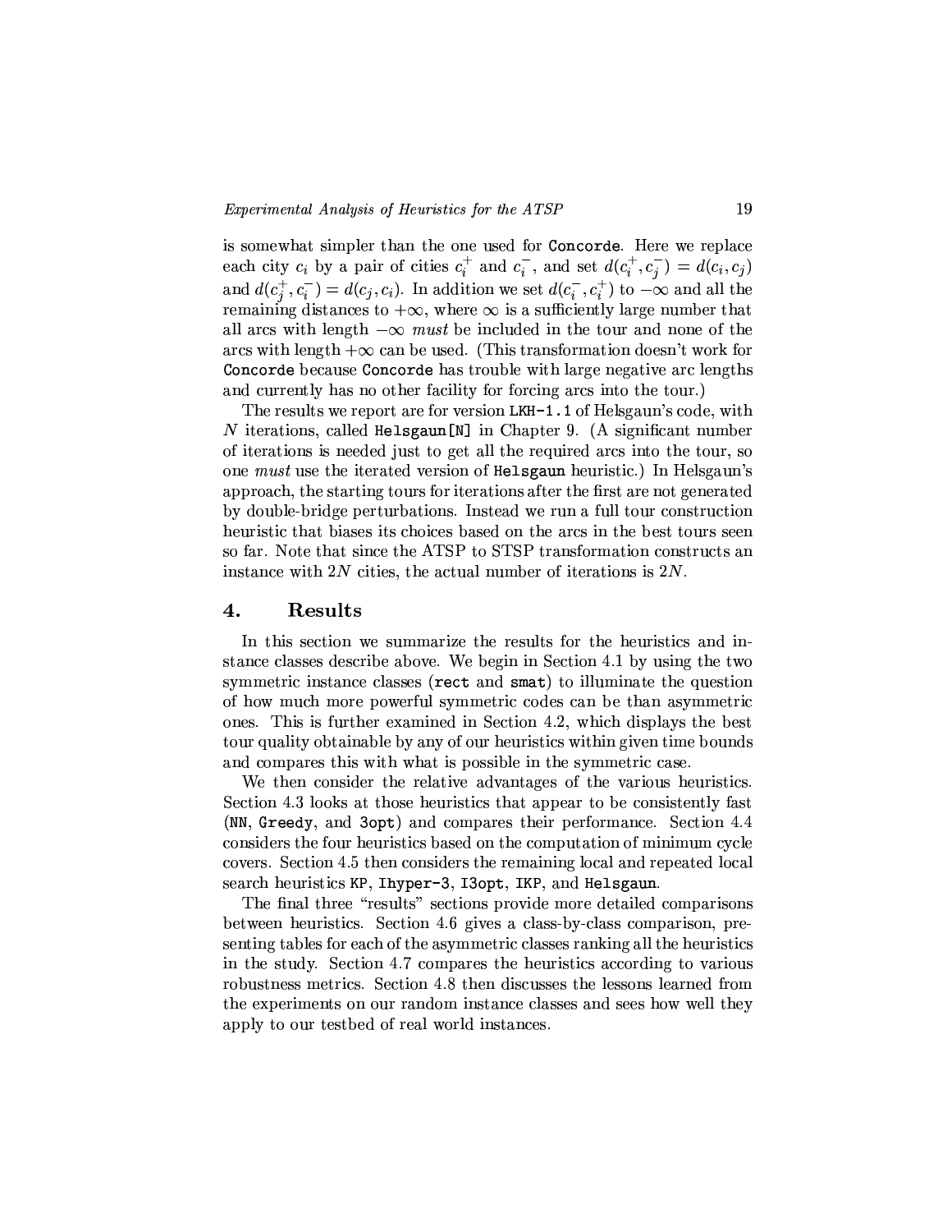is somewhat simpler than the one used for `Concorde`. Here we replace each city $c_i$ by a pair of cities $c_i^+$ and $c_i^-$, and set $d(c_i^+, c_j^-) = d(c_i, c_j)$ and $d(c_j^+, c_i^-) = d(c_j, c_i)$. In addition we set $d(c_i^-, c_i^+)$ to $-\infty$ and all the remaining distances to $+\infty$, where $\infty$ is a sufficiently large number that all arcs with length $-\infty$ *must* be included in the tour and none of the arcs with length $+\infty$ can be used. (This transformation doesn't work for `Concorde` because `Concorde` has trouble with large negative arc lengths and currently has no other facility for forcing arcs into the tour.)

The results we report are for version `LKH-1.1` of Helsgaun's code, with $N$ iterations, called `Helsgaun[N]` in Chapter 9. (A significant number of iterations is needed just to get all the required arcs into the tour, so one *must* use the iterated version of `Helsgaun` heuristic.) In Helsgaun's approach, the starting tours for iterations after the first are not generated by double-bridge perturbations. Instead we run a full tour construction heuristic that biases its choices based on the arcs in the best tours seen so far. Note that since the ATSP to STSP transformation constructs an instance with $2N$ cities, the actual number of iterations is $2N$.

## 4. Results

In this section we summarize the results for the heuristics and instance classes describe above. We begin in Section 4.1 by using the two symmetric instance classes (`rect` and `smat`) to illuminate the question of how much more powerful symmetric codes can be than asymmetric ones. This is further examined in Section 4.2, which displays the best tour quality obtainable by any of our heuristics within given time bounds and compares this with what is possible in the symmetric case.

We then consider the relative advantages of the various heuristics. Section 4.3 looks at those heuristics that appear to be consistently fast (`NN`, `Greedy`, and `3opt`) and compares their performance. Section 4.4 considers the four heuristics based on the computation of minimum cycle covers. Section 4.5 then considers the remaining local and repeated local search heuristics `KP`, `Ihyper-3`, `I3opt`, `IKP`, and `Helsgaun`.

The final three "results" sections provide more detailed comparisons between heuristics. Section 4.6 gives a class-by-class comparison, presenting tables for each of the asymmetric classes ranking all the heuristics in the study. Section 4.7 compares the heuristics according to various robustness metrics. Section 4.8 then discusses the lessons learned from the experiments on our random instance classes and sees how well they apply to our testbed of real world instances.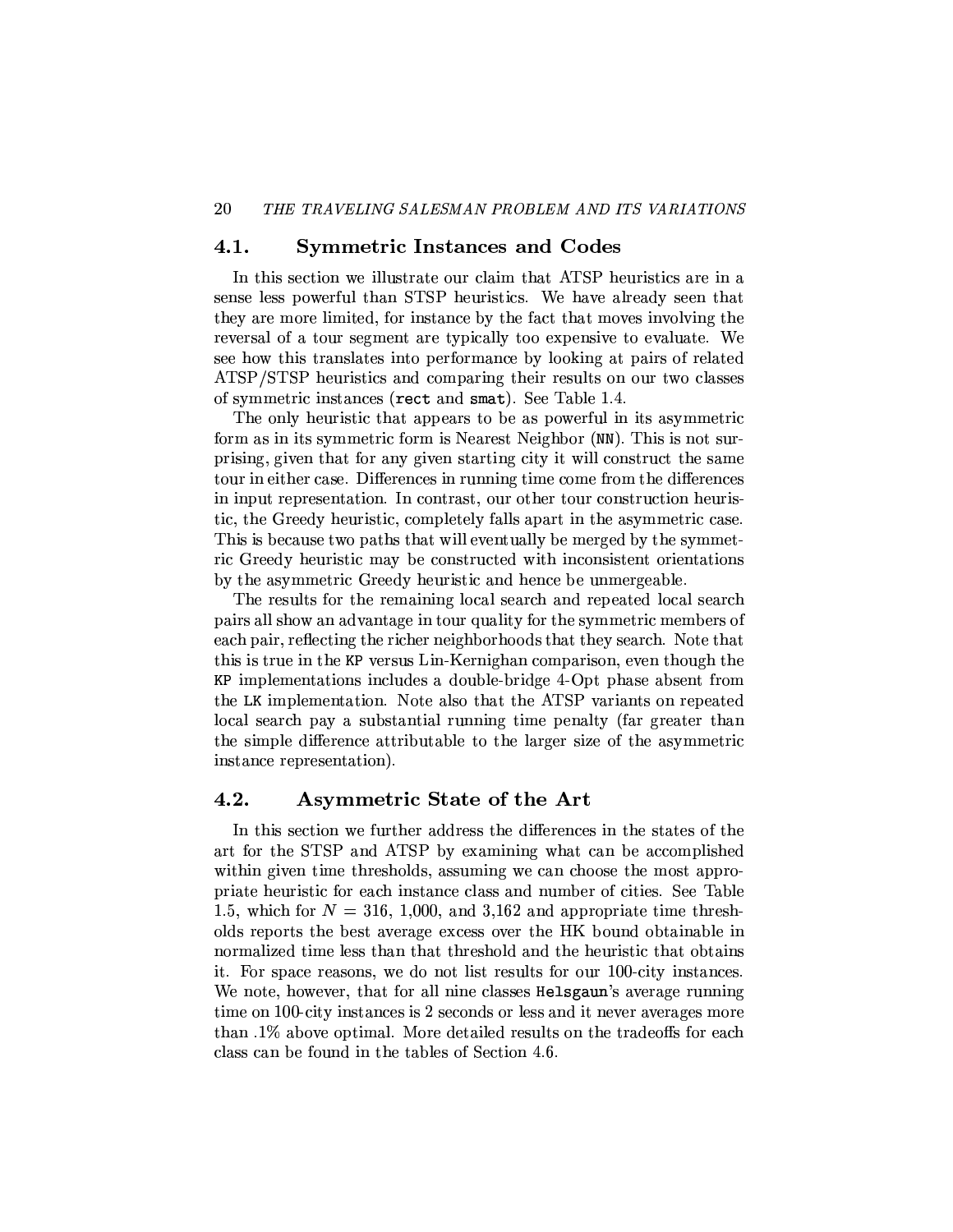## 4.1. Symmetric Instances and Codes

In this section we illustrate our claim that ATSP heuristics are in a sense less powerful than STSP heuristics. We have already seen that they are more limited, for instance by the fact that moves involving the reversal of a tour segment are typically too expensive to evaluate. We see how this translates into performance by looking at pairs of related ATSP/STSP heuristics and comparing their results on our two classes of symmetric instances (`rect` and `smat`). See Table 1.4.

The only heuristic that appears to be as powerful in its asymmetric form as in its symmetric form is Nearest Neighbor (`NN`). This is not surprising, given that for any given starting city it will construct the same tour in either case. Differences in running time come from the differences in input representation. In contrast, our other tour construction heuristic, the Greedy heuristic, completely falls apart in the asymmetric case. This is because two paths that will eventually be merged by the symmetric Greedy heuristic may be constructed with inconsistent orientations by the asymmetric Greedy heuristic and hence be unmergeable.

The results for the remaining local search and repeated local search pairs all show an advantage in tour quality for the symmetric members of each pair, reflecting the richer neighborhoods that they search. Note that this is true in the `KP` versus Lin-Kernighan comparison, even though the `KP` implementations includes a double-bridge 4-Opt phase absent from the `LK` implementation. Note also that the ATSP variants on repeated local search pay a substantial running time penalty (far greater than the simple difference attributable to the larger size of the asymmetric instance representation).

## 4.2. Asymmetric State of the Art

In this section we further address the differences in the states of the art for the STSP and ATSP by examining what can be accomplished within given time thresholds, assuming we can choose the most appropriate heuristic for each instance class and number of cities. See Table 1.5, which for $N = 316$, 1,000, and 3,162 and appropriate time thresholds reports the best average excess over the HK bound obtainable in normalized time less than that threshold and the heuristic that obtains it. For space reasons, we do not list results for our 100-city instances. We note, however, that for all nine classes `Helsgaun`'s average running time on 100-city instances is 2 seconds or less and it never averages more than .1% above optimal. More detailed results on the tradeoffs for each class can be found in the tables of Section 4.6.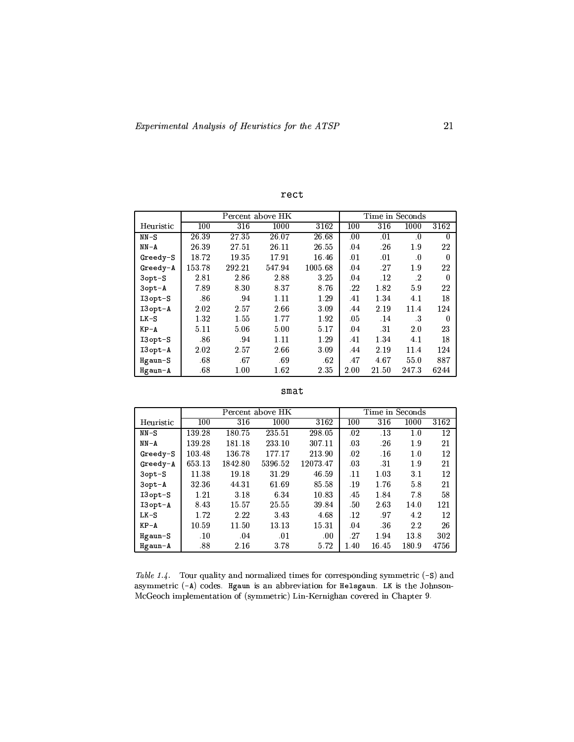**rect**

| Heuristic | Percent above HK | | | | Time in Seconds | | | |
|---|---|---|---|---|---|---|---|---|
| | 100 | 316 | 1000 | 3162 | 100 | 316 | 1000 | 3162 |
| NN-S | 26.39 | 27.35 | 26.07 | 26.68 | .00 | .01 | .0 | 0 |
| NN-A | 26.39 | 27.51 | 26.11 | 26.55 | .04 | .26 | 1.9 | 22 |
| Greedy-S | 18.72 | 19.35 | 17.91 | 16.46 | .01 | .01 | .0 | 0 |
| Greedy-A | 153.78 | 292.21 | 547.94 | 1005.68 | .04 | .27 | 1.9 | 22 |
| 3opt-S | 2.81 | 2.86 | 2.88 | 3.25 | .04 | .12 | .2 | 0 |
| 3opt-A | 7.89 | 8.30 | 8.37 | 8.76 | .22 | 1.82 | 5.9 | 22 |
| I3opt-S | .86 | .94 | 1.11 | 1.29 | .41 | 1.34 | 4.1 | 18 |
| I3opt-A | 2.02 | 2.57 | 2.66 | 3.09 | .44 | 2.19 | 11.4 | 124 |
| LK-S | 1.32 | 1.55 | 1.77 | 1.92 | .05 | .14 | .3 | 0 |
| KP-A | 5.11 | 5.06 | 5.00 | 5.17 | .04 | .31 | 2.0 | 23 |
| I3opt-S | .86 | .94 | 1.11 | 1.29 | .41 | 1.34 | 4.1 | 18 |
| I3opt-A | 2.02 | 2.57 | 2.66 | 3.09 | .44 | 2.19 | 11.4 | 124 |
| Hgaun-S | .68 | .67 | .69 | .62 | .47 | 4.67 | 55.0 | 887 |
| Hgaun-A | .68 | 1.00 | 1.62 | 2.35 | 2.00 | 21.50 | 247.3 | 6244 |

**smat**

| Heuristic | Percent above HK | | | | Time in Seconds | | | |
|---|---|---|---|---|---|---|---|---|
| | 100 | 316 | 1000 | 3162 | 100 | 316 | 1000 | 3162 |
| NN-S | 139.28 | 180.75 | 235.51 | 298.05 | .02 | .13 | 1.0 | 12 |
| NN-A | 139.28 | 181.18 | 233.10 | 307.11 | .03 | .26 | 1.9 | 21 |
| Greedy-S | 103.48 | 136.78 | 177.17 | 213.90 | .02 | .16 | 1.0 | 12 |
| Greedy-A | 653.13 | 1842.80 | 5396.52 | 12073.47 | .03 | .31 | 1.9 | 21 |
| 3opt-S | 11.38 | 19.18 | 31.29 | 46.59 | .11 | 1.03 | 3.1 | 12 |
| 3opt-A | 32.36 | 44.31 | 61.69 | 85.58 | .19 | 1.76 | 5.8 | 21 |
| I3opt-S | 1.21 | 3.18 | 6.34 | 10.83 | .45 | 1.84 | 7.8 | 58 |
| I3opt-A | 8.43 | 15.57 | 25.55 | 39.84 | .50 | 2.63 | 14.0 | 121 |
| LK-S | 1.72 | 2.22 | 3.43 | 4.68 | .12 | .97 | 4.2 | 12 |
| KP-A | 10.59 | 11.50 | 13.13 | 15.31 | .04 | .36 | 2.2 | 26 |
| Hgaun-S | .10 | .04 | .01 | .00 | .27 | 1.94 | 13.8 | 302 |
| Hgaun-A | .88 | 2.16 | 3.78 | 5.72 | 1.40 | 16.45 | 180.9 | 4756 |

*Table 1.4.* Tour quality and normalized times for corresponding symmetric (-S) and asymmetric (-A) codes. Hgaun is an abbreviation for Helsgaun. LK is the Johnson-McGeoch implementation of (symmetric) Lin-Kernighan covered in Chapter 9.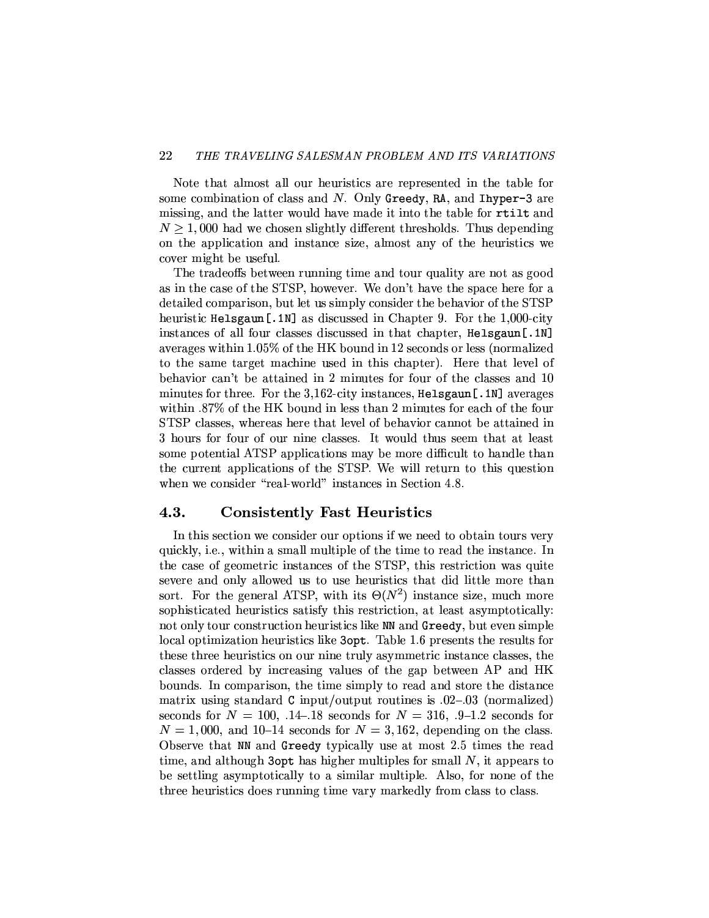Note that almost all our heuristics are represented in the table for some combination of class and $N$. Only `Greedy`, `RA`, and `Ihyper-3` are missing, and the latter would have made it into the table for `rtilt` and $N \geq 1,000$ had we chosen slightly different thresholds. Thus depending on the application and instance size, almost any of the heuristics we cover might be useful.

The tradeoffs between running time and tour quality are not as good as in the case of the STSP, however. We don't have the space here for a detailed comparison, but let us simply consider the behavior of the STSP heuristic `Helsgaun[.1N]` as discussed in Chapter 9. For the 1,000-city instances of all four classes discussed in that chapter, `Helsgaun[.1N]` averages within 1.05% of the HK bound in 12 seconds or less (normalized to the same target machine used in this chapter). Here that level of behavior can't be attained in 2 minutes for four of the classes and 10 minutes for three. For the 3,162-city instances, `Helsgaun[.1N]` averages within .87% of the HK bound in less than 2 minutes for each of the four STSP classes, whereas here that level of behavior cannot be attained in 3 hours for four of our nine classes. It would thus seem that at least some potential ATSP applications may be more difficult to handle than the current applications of the STSP. We will return to this question when we consider "real-world" instances in Section 4.8.

## 4.3. Consistently Fast Heuristics

In this section we consider our options if we need to obtain tours very quickly, i.e., within a small multiple of the time to read the instance. In the case of geometric instances of the STSP, this restriction was quite severe and only allowed us to use heuristics that did little more than sort. For the general ATSP, with its $\Theta(N^2)$ instance size, much more sophisticated heuristics satisfy this restriction, at least asymptotically: not only tour construction heuristics like `NN` and `Greedy`, but even simple local optimization heuristics like `3opt`. Table 1.6 presents the results for these three heuristics on our nine truly asymmetric instance classes, the classes ordered by increasing values of the gap between AP and HK bounds. In comparison, the time simply to read and store the distance matrix using standard `C` input/output routines is .02–.03 (normalized) seconds for $N = 100$, .14–.18 seconds for $N = 316$, .9–1.2 seconds for $N = 1,000$, and 10–14 seconds for $N = 3,162$, depending on the class. Observe that `NN` and `Greedy` typically use at most 2.5 times the read time, and although `3opt` has higher multiples for small $N$, it appears to be settling asymptotically to a similar multiple. Also, for none of the three heuristics does running time vary markedly from class to class.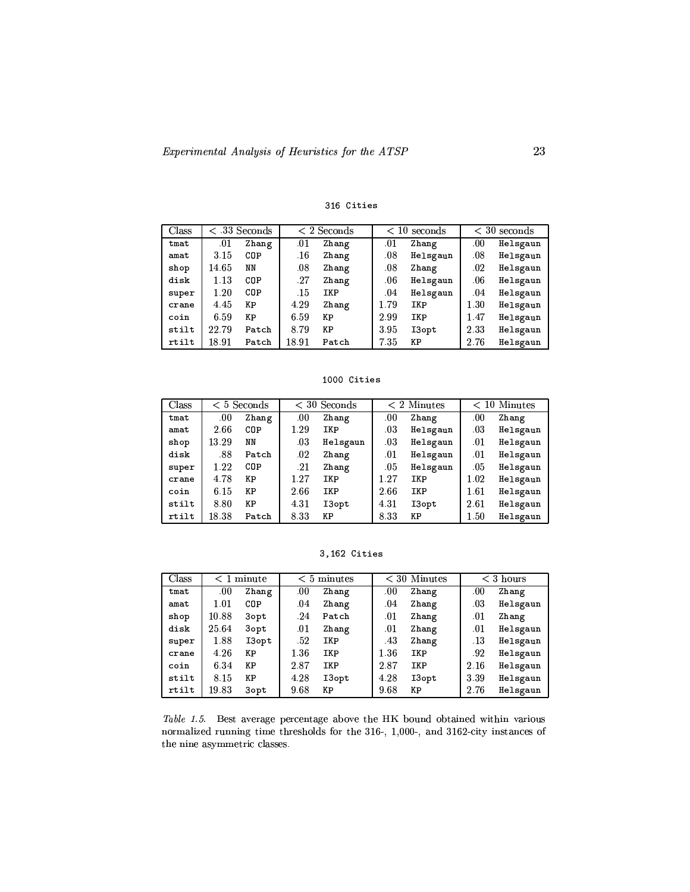316 Cities

| Class | < .33 Seconds | | < 2 Seconds | | < 10 seconds | | < 30 seconds | |
|---|---|---|---|---|---|---|---|---|
| tmat | .01 | Zhang | .01 | Zhang | .01 | Zhang | .00 | Helsgaun |
| amat | 3.15 | COP | .16 | Zhang | .08 | Helsgaun | .08 | Helsgaun |
| shop | 14.65 | NN | .08 | Zhang | .08 | Zhang | .02 | Helsgaun |
| disk | 1.13 | COP | .27 | Zhang | .06 | Helsgaun | .06 | Helsgaun |
| super | 1.20 | COP | .15 | IKP | .04 | Helsgaun | .04 | Helsgaun |
| crane | 4.45 | KP | 4.29 | Zhang | 1.79 | IKP | 1.30 | Helsgaun |
| coin | 6.59 | KP | 6.59 | KP | 2.99 | IKP | 1.47 | Helsgaun |
| stilt | 22.79 | Patch | 8.79 | KP | 3.95 | I3opt | 2.33 | Helsgaun |
| rtilt | 18.91 | Patch | 18.91 | Patch | 7.35 | KP | 2.76 | Helsgaun |

1000 Cities

| Class | < 5 Seconds | | < 30 Seconds | | < 2 Minutes | | < 10 Minutes | |
|---|---|---|---|---|---|---|---|---|
| tmat | .00 | Zhang | .00 | Zhang | .00 | Zhang | .00 | Zhang |
| amat | 2.66 | COP | 1.29 | IKP | .03 | Helsgaun | .03 | Helsgaun |
| shop | 13.29 | NN | .03 | Helsgaun | .03 | Helsgaun | .01 | Helsgaun |
| disk | .88 | Patch | .02 | Zhang | .01 | Helsgaun | .01 | Helsgaun |
| super | 1.22 | COP | .21 | Zhang | .05 | Helsgaun | .05 | Helsgaun |
| crane | 4.78 | KP | 1.27 | IKP | 1.27 | IKP | 1.02 | Helsgaun |
| coin | 6.15 | KP | 2.66 | IKP | 2.66 | IKP | 1.61 | Helsgaun |
| stilt | 8.80 | KP | 4.31 | I3opt | 4.31 | I3opt | 2.61 | Helsgaun |
| rtilt | 18.38 | Patch | 8.33 | KP | 8.33 | KP | 1.50 | Helsgaun |

3,162 Cities

| Class | < 1 minute | | < 5 minutes | | < 30 Minutes | | < 3 hours | |
|---|---|---|---|---|---|---|---|---|
| tmat | .00 | Zhang | .00 | Zhang | .00 | Zhang | .00 | Zhang |
| amat | 1.01 | COP | .04 | Zhang | .04 | Zhang | .03 | Helsgaun |
| shop | 10.88 | 3opt | .24 | Patch | .01 | Zhang | .01 | Zhang |
| disk | 25.64 | 3opt | .01 | Zhang | .01 | Zhang | .01 | Helsgaun |
| super | 1.88 | I3opt | .52 | IKP | .43 | Zhang | .13 | Helsgaun |
| crane | 4.26 | KP | 1.36 | IKP | 1.36 | IKP | .92 | Helsgaun |
| coin | 6.34 | KP | 2.87 | IKP | 2.87 | IKP | 2.16 | Helsgaun |
| stilt | 8.15 | KP | 4.28 | I3opt | 4.28 | I3opt | 3.39 | Helsgaun |
| rtilt | 19.83 | 3opt | 9.68 | KP | 9.68 | KP | 2.76 | Helsgaun |

*Table 1.5.* Best average percentage above the HK bound obtained within various normalized running time thresholds for the 316-, 1,000-, and 3162-city instances of the nine asymmetric classes.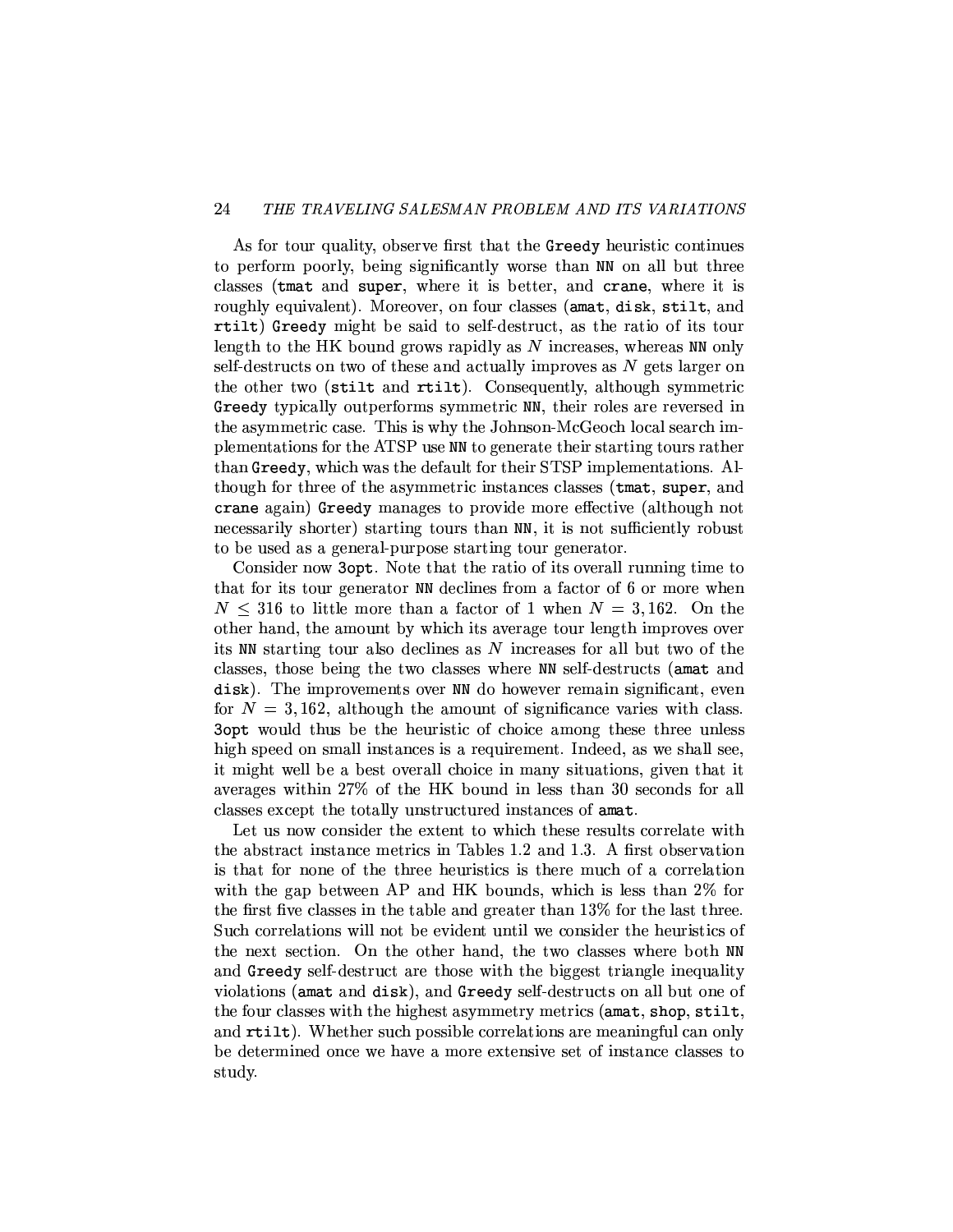As for tour quality, observe first that the `Greedy` heuristic continues to perform poorly, being significantly worse than `NN` on all but three classes (`tmat` and `super`, where it is better, and `crane`, where it is roughly equivalent). Moreover, on four classes (`amat`, `disk`, `stilt`, and `rtilt`) `Greedy` might be said to self-destruct, as the ratio of its tour length to the HK bound grows rapidly as $N$ increases, whereas `NN` only self-destructs on two of these and actually improves as $N$ gets larger on the other two (`stilt` and `rtilt`). Consequently, although symmetric `Greedy` typically outperforms symmetric `NN`, their roles are reversed in the asymmetric case. This is why the Johnson-McGeoch local search implementations for the ATSP use `NN` to generate their starting tours rather than `Greedy`, which was the default for their STSP implementations. Although for three of the asymmetric instances classes (`tmat`, `super`, and `crane` again) `Greedy` manages to provide more effective (although not necessarily shorter) starting tours than `NN`, it is not sufficiently robust to be used as a general-purpose starting tour generator.

Consider now `3opt`. Note that the ratio of its overall running time to that for its tour generator `NN` declines from a factor of 6 or more when $N \leq 316$ to little more than a factor of 1 when $N = 3,162$. On the other hand, the amount by which its average tour length improves over its `NN` starting tour also declines as $N$ increases for all but two of the classes, those being the two classes where `NN` self-destructs (`amat` and `disk`). The improvements over `NN` do however remain significant, even for $N = 3,162$, although the amount of significance varies with class. `3opt` would thus be the heuristic of choice among these three unless high speed on small instances is a requirement. Indeed, as we shall see, it might well be a best overall choice in many situations, given that it averages within 27% of the HK bound in less than 30 seconds for all classes except the totally unstructured instances of `amat`.

Let us now consider the extent to which these results correlate with the abstract instance metrics in Tables 1.2 and 1.3. A first observation is that for none of the three heuristics is there much of a correlation with the gap between AP and HK bounds, which is less than 2% for the first five classes in the table and greater than 13% for the last three. Such correlations will not be evident until we consider the heuristics of the next section. On the other hand, the two classes where both `NN` and `Greedy` self-destruct are those with the biggest triangle inequality violations (`amat` and `disk`), and `Greedy` self-destructs on all but one of the four classes with the highest asymmetry metrics (`amat`, `shop`, `stilt`, and `rtilt`). Whether such possible correlations are meaningful can only be determined once we have a more extensive set of instance classes to study.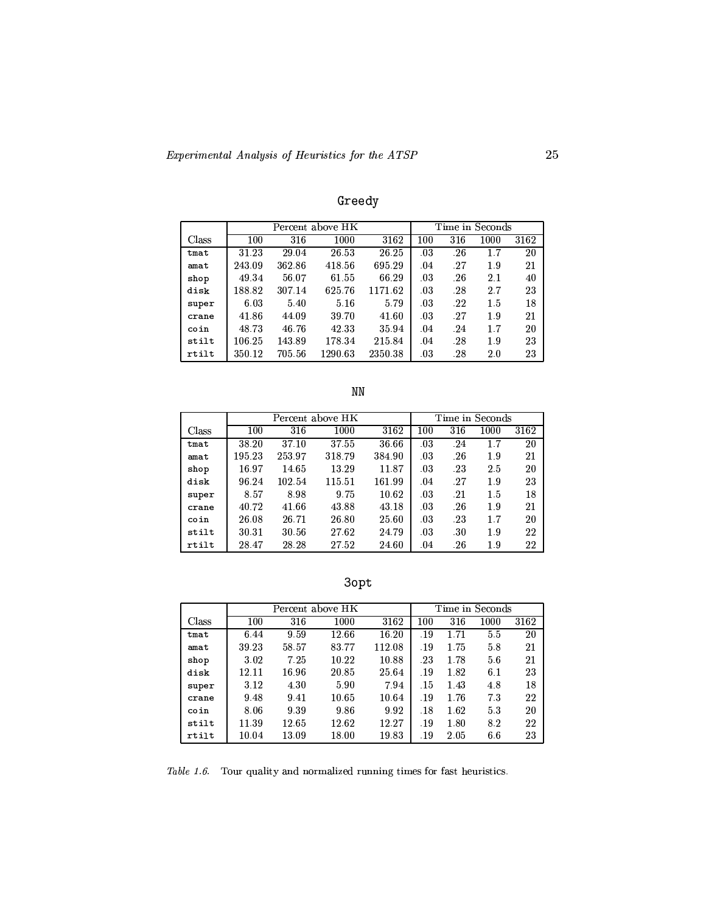**Greedy**

| | Percent above HK | | | | Time in Seconds | | | |
|---|---|---|---|---|---|---|---|---|
| Class | 100 | 316 | 1000 | 3162 | 100 | 316 | 1000 | 3162 |
| `tmat` | 31.23 | 29.04 | 26.53 | 26.25 | .03 | .26 | 1.7 | 20 |
| `amat` | 243.09 | 362.86 | 418.56 | 695.29 | .04 | .27 | 1.9 | 21 |
| `shop` | 49.34 | 56.07 | 61.55 | 66.29 | .03 | .26 | 2.1 | 40 |
| `disk` | 188.82 | 307.14 | 625.76 | 1171.62 | .03 | .28 | 2.7 | 23 |
| `super` | 6.03 | 5.40 | 5.16 | 5.79 | .03 | .22 | 1.5 | 18 |
| `crane` | 41.86 | 44.09 | 39.70 | 41.60 | .03 | .27 | 1.9 | 21 |
| `coin` | 48.73 | 46.76 | 42.33 | 35.94 | .04 | .24 | 1.7 | 20 |
| `stilt` | 106.25 | 143.89 | 178.34 | 215.84 | .04 | .28 | 1.9 | 23 |
| `rtilt` | 350.12 | 705.56 | 1290.63 | 2350.38 | .03 | .28 | 2.0 | 23 |

**NN**

| | Percent above HK | | | | Time in Seconds | | | |
|---|---|---|---|---|---|---|---|---|
| Class | 100 | 316 | 1000 | 3162 | 100 | 316 | 1000 | 3162 |
| `tmat` | 38.20 | 37.10 | 37.55 | 36.66 | .03 | .24 | 1.7 | 20 |
| `amat` | 195.23 | 253.97 | 318.79 | 384.90 | .03 | .26 | 1.9 | 21 |
| `shop` | 16.97 | 14.65 | 13.29 | 11.87 | .03 | .23 | 2.5 | 20 |
| `disk` | 96.24 | 102.54 | 115.51 | 161.99 | .04 | .27 | 1.9 | 23 |
| `super` | 8.57 | 8.98 | 9.75 | 10.62 | .03 | .21 | 1.5 | 18 |
| `crane` | 40.72 | 41.66 | 43.88 | 43.18 | .03 | .26 | 1.9 | 21 |
| `coin` | 26.08 | 26.71 | 26.80 | 25.60 | .03 | .23 | 1.7 | 20 |
| `stilt` | 30.31 | 30.56 | 27.62 | 24.79 | .03 | .30 | 1.9 | 22 |
| `rtilt` | 28.47 | 28.28 | 27.52 | 24.60 | .04 | .26 | 1.9 | 22 |

**3opt**

| | Percent above HK | | | | Time in Seconds | | | |
|---|---|---|---|---|---|---|---|---|
| Class | 100 | 316 | 1000 | 3162 | 100 | 316 | 1000 | 3162 |
| `tmat` | 6.44 | 9.59 | 12.66 | 16.20 | .19 | 1.71 | 5.5 | 20 |
| `amat` | 39.23 | 58.57 | 83.77 | 112.08 | .19 | 1.75 | 5.8 | 21 |
| `shop` | 3.02 | 7.25 | 10.22 | 10.88 | .23 | 1.78 | 5.6 | 21 |
| `disk` | 12.11 | 16.96 | 20.85 | 25.64 | .19 | 1.82 | 6.1 | 23 |
| `super` | 3.12 | 4.30 | 5.90 | 7.94 | .15 | 1.43 | 4.8 | 18 |
| `crane` | 9.48 | 9.41 | 10.65 | 10.64 | .19 | 1.76 | 7.3 | 22 |
| `coin` | 8.06 | 9.39 | 9.86 | 9.92 | .18 | 1.62 | 5.3 | 20 |
| `stilt` | 11.39 | 12.65 | 12.62 | 12.27 | .19 | 1.80 | 8.2 | 22 |
| `rtilt` | 10.04 | 13.09 | 18.00 | 19.83 | .19 | 2.05 | 6.6 | 23 |

*Table 1.6.* Tour quality and normalized running times for fast heuristics.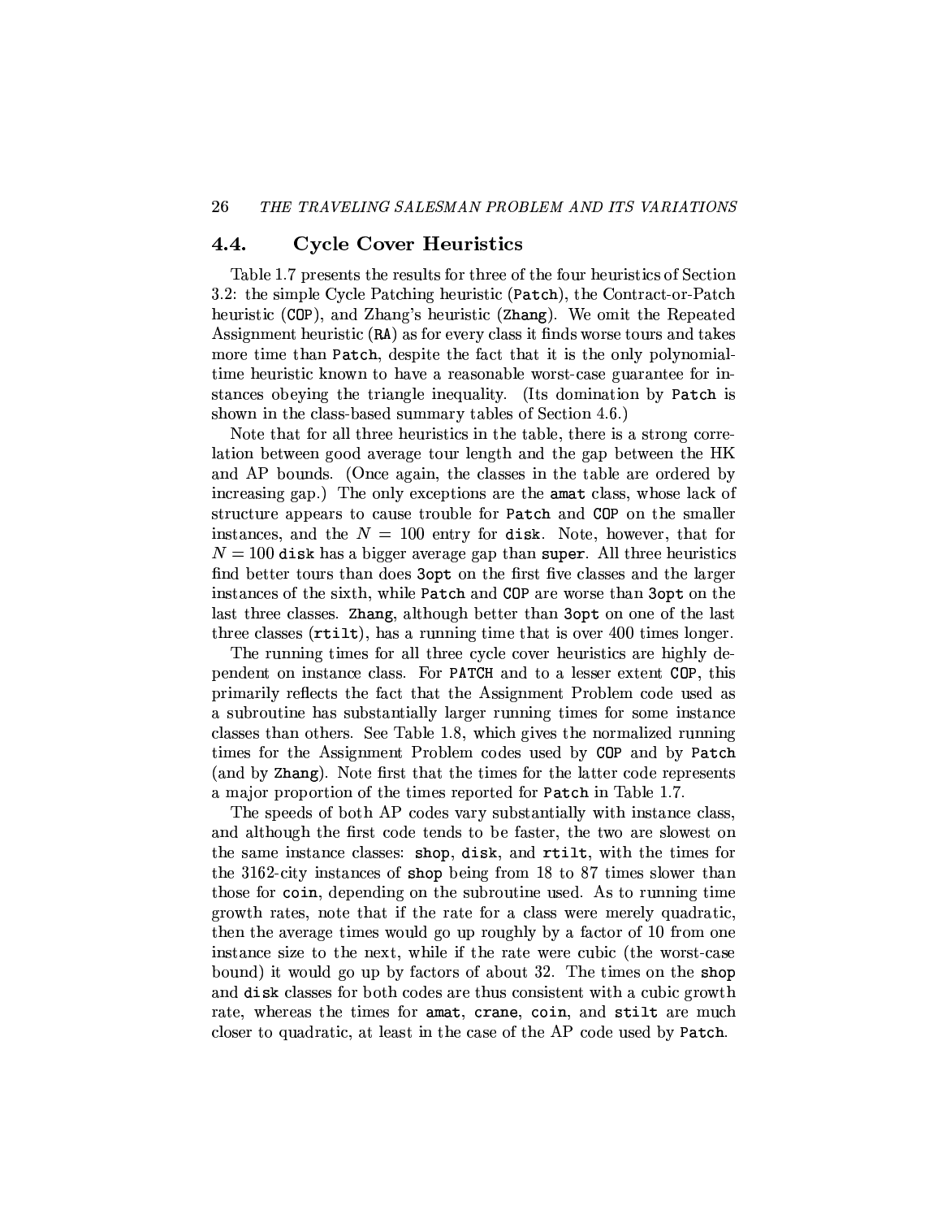## 4.4. Cycle Cover Heuristics

Table 1.7 presents the results for three of the four heuristics of Section 3.2: the simple Cycle Patching heuristic (`Patch`), the Contract-or-Patch heuristic (`COP`), and Zhang's heuristic (`Zhang`). We omit the Repeated Assignment heuristic (`RA`) as for every class it finds worse tours and takes more time than `Patch`, despite the fact that it is the only polynomial-time heuristic known to have a reasonable worst-case guarantee for instances obeying the triangle inequality. (Its domination by `Patch` is shown in the class-based summary tables of Section 4.6.)

Note that for all three heuristics in the table, there is a strong correlation between good average tour length and the gap between the HK and AP bounds. (Once again, the classes in the table are ordered by increasing gap.) The only exceptions are the `amat` class, whose lack of structure appears to cause trouble for `Patch` and `COP` on the smaller instances, and the $N = 100$ entry for `disk`. Note, however, that for $N = 100$ `disk` has a bigger average gap than `super`. All three heuristics find better tours than does `3opt` on the first five classes and the larger instances of the sixth, while `Patch` and `COP` are worse than `3opt` on the last three classes. `Zhang`, although better than `3opt` on one of the last three classes (`rtilt`), has a running time that is over 400 times longer.

The running times for all three cycle cover heuristics are highly dependent on instance class. For `PATCH` and to a lesser extent `COP`, this primarily reflects the fact that the Assignment Problem code used as a subroutine has substantially larger running times for some instance classes than others. See Table 1.8, which gives the normalized running times for the Assignment Problem codes used by `COP` and by `Patch` (and by `Zhang`). Note first that the times for the latter code represents a major proportion of the times reported for `Patch` in Table 1.7.

The speeds of both AP codes vary substantially with instance class, and although the first code tends to be faster, the two are slowest on the same instance classes: `shop`, `disk`, and `rtilt`, with the times for the 3162-city instances of `shop` being from 18 to 87 times slower than those for `coin`, depending on the subroutine used. As to running time growth rates, note that if the rate for a class were merely quadratic, then the average times would go up roughly by a factor of 10 from one instance size to the next, while if the rate were cubic (the worst-case bound) it would go up by factors of about 32. The times on the `shop` and `disk` classes for both codes are thus consistent with a cubic growth rate, whereas the times for `amat`, `crane`, `coin`, and `stilt` are much closer to quadratic, at least in the case of the AP code used by `Patch`.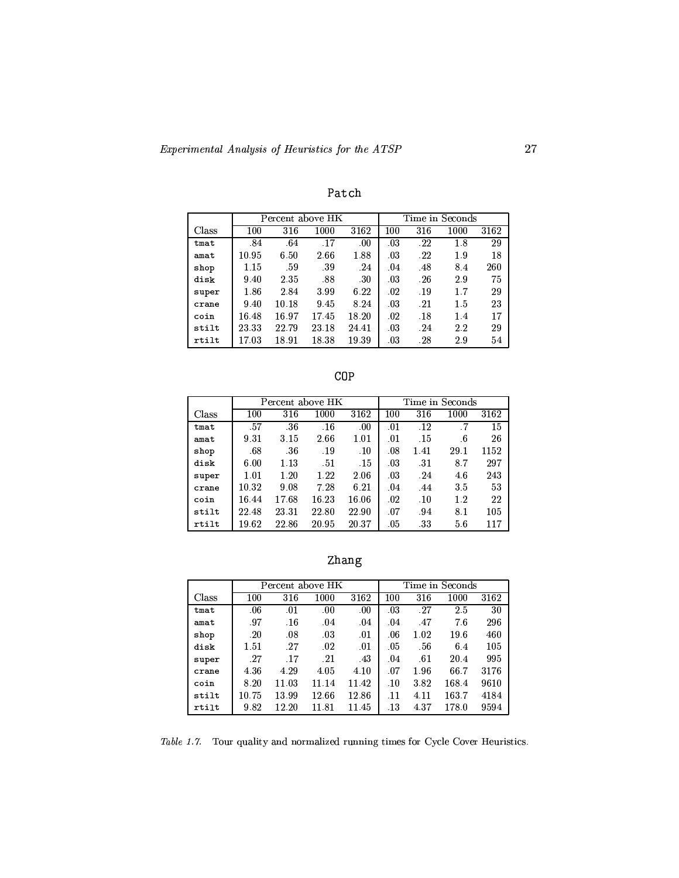**Patch**

| | Percent above HK | | | | Time in Seconds | | | |
|---|---|---|---|---|---|---|---|---|
| Class | 100 | 316 | 1000 | 3162 | 100 | 316 | 1000 | 3162 |
| `tmat` | .84 | .64 | .17 | .00 | .03 | .22 | 1.8 | 29 |
| `amat` | 10.95 | 6.50 | 2.66 | 1.88 | .03 | .22 | 1.9 | 18 |
| `shop` | 1.15 | .59 | .39 | .24 | .04 | .48 | 8.4 | 260 |
| `disk` | 9.40 | 2.35 | .88 | .30 | .03 | .26 | 2.9 | 75 |
| `super` | 1.86 | 2.84 | 3.99 | 6.22 | .02 | .19 | 1.7 | 29 |
| `crane` | 9.40 | 10.18 | 9.45 | 8.24 | .03 | .21 | 1.5 | 23 |
| `coin` | 16.48 | 16.97 | 17.45 | 18.20 | .02 | .18 | 1.4 | 17 |
| `stilt` | 23.33 | 22.79 | 23.18 | 24.41 | .03 | .24 | 2.2 | 29 |
| `rtilt` | 17.03 | 18.91 | 18.38 | 19.39 | .03 | .28 | 2.9 | 54 |

**COP**

| | Percent above HK | | | | Time in Seconds | | | |
|---|---|---|---|---|---|---|---|---|
| Class | 100 | 316 | 1000 | 3162 | 100 | 316 | 1000 | 3162 |
| `tmat` | .57 | .36 | .16 | .00 | .01 | .12 | .7 | 15 |
| `amat` | 9.31 | 3.15 | 2.66 | 1.01 | .01 | .15 | .6 | 26 |
| `shop` | .68 | .36 | .19 | .10 | .08 | 1.41 | 29.1 | 1152 |
| `disk` | 6.00 | 1.13 | .51 | .15 | .03 | .31 | 8.7 | 297 |
| `super` | 1.01 | 1.20 | 1.22 | 2.06 | .03 | .24 | 4.6 | 243 |
| `crane` | 10.32 | 9.08 | 7.28 | 6.21 | .04 | .44 | 3.5 | 53 |
| `coin` | 16.44 | 17.68 | 16.23 | 16.06 | .02 | .10 | 1.2 | 22 |
| `stilt` | 22.48 | 23.31 | 22.80 | 22.90 | .07 | .94 | 8.1 | 105 |
| `rtilt` | 19.62 | 22.86 | 20.95 | 20.37 | .05 | .33 | 5.6 | 117 |

**Zhang**

| | Percent above HK | | | | Time in Seconds | | | |
|---|---|---|---|---|---|---|---|---|
| Class | 100 | 316 | 1000 | 3162 | 100 | 316 | 1000 | 3162 |
| `tmat` | .06 | .01 | .00 | .00 | .03 | .27 | 2.5 | 30 |
| `amat` | .97 | .16 | .04 | .04 | .04 | .47 | 7.6 | 296 |
| `shop` | .20 | .08 | .03 | .01 | .06 | 1.02 | 19.6 | 460 |
| `disk` | 1.51 | .27 | .02 | .01 | .05 | .56 | 6.4 | 105 |
| `super` | .27 | .17 | .21 | .43 | .04 | .61 | 20.4 | 995 |
| `crane` | 4.36 | 4.29 | 4.05 | 4.10 | .07 | 1.96 | 66.7 | 3176 |
| `coin` | 8.20 | 11.03 | 11.14 | 11.42 | .10 | 3.82 | 168.4 | 9610 |
| `stilt` | 10.75 | 13.99 | 12.66 | 12.86 | .11 | 4.11 | 163.7 | 4184 |
| `rtilt` | 9.82 | 12.20 | 11.81 | 11.45 | .13 | 4.37 | 178.0 | 9594 |

*Table 1.7.* Tour quality and normalized running times for Cycle Cover Heuristics.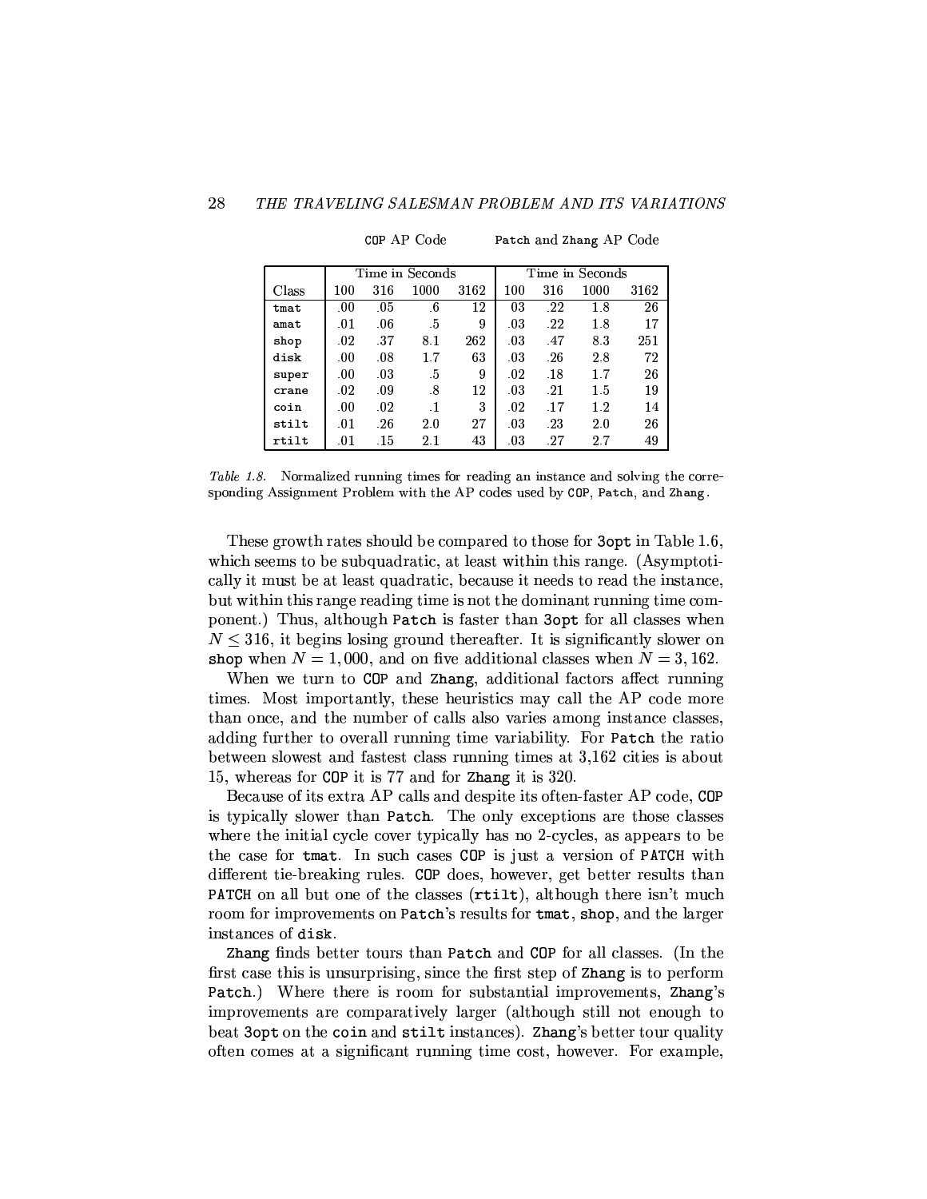| | COP AP Code | | | | Patch and Zhang AP Code | | | |
|---|---|---|---|---|---|---|---|---|
| | Time in Seconds | | | | Time in Seconds | | | |
| Class | 100 | 316 | 1000 | 3162 | 100 | 316 | 1000 | 3162 |
| tmat | .00 | .05 | .6 | 12 | 03 | .22 | 1.8 | 26 |
| amat | .01 | .06 | .5 | 9 | .03 | .22 | 1.8 | 17 |
| shop | .02 | .37 | 8.1 | 262 | .03 | .47 | 8.3 | 251 |
| disk | .00 | .08 | 1.7 | 63 | .03 | .26 | 2.8 | 72 |
| super | .00 | .03 | .5 | 9 | .02 | .18 | 1.7 | 26 |
| crane | .02 | .09 | .8 | 12 | .03 | .21 | 1.5 | 19 |
| coin | .00 | .02 | .1 | 3 | .02 | .17 | 1.2 | 14 |
| stilt | .01 | .26 | 2.0 | 27 | .03 | .23 | 2.0 | 26 |
| rtilt | .01 | .15 | 2.1 | 43 | .03 | .27 | 2.7 | 49 |

*Table 1.8.* Normalized running times for reading an instance and solving the corresponding Assignment Problem with the AP codes used by COP, Patch, and Zhang.

These growth rates should be compared to those for 3opt in Table 1.6, which seems to be subquadratic, at least within this range. (Asymptotically it must be at least quadratic, because it needs to read the instance, but within this range reading time is not the dominant running time component.) Thus, although Patch is faster than 3opt for all classes when $N \leq 316$, it begins losing ground thereafter. It is significantly slower on shop when $N = 1,000$, and on five additional classes when $N = 3,162$.

When we turn to COP and Zhang, additional factors affect running times. Most importantly, these heuristics may call the AP code more than once, and the number of calls also varies among instance classes, adding further to overall running time variability. For Patch the ratio between slowest and fastest class running times at 3,162 cities is about 15, whereas for COP it is 77 and for Zhang it is 320.

Because of its extra AP calls and despite its often-faster AP code, COP is typically slower than Patch. The only exceptions are those classes where the initial cycle cover typically has no 2-cycles, as appears to be the case for tmat. In such cases COP is just a version of PATCH with different tie-breaking rules. COP does, however, get better results than PATCH on all but one of the classes (rtilt), although there isn't much room for improvements on Patch's results for tmat, shop, and the larger instances of disk.

Zhang finds better tours than Patch and COP for all classes. (In the first case this is unsurprising, since the first step of Zhang is to perform Patch.) Where there is room for substantial improvements, Zhang's improvements are comparatively larger (although still not enough to beat 3opt on the coin and stilt instances). Zhang's better tour quality often comes at a significant running time cost, however. For example,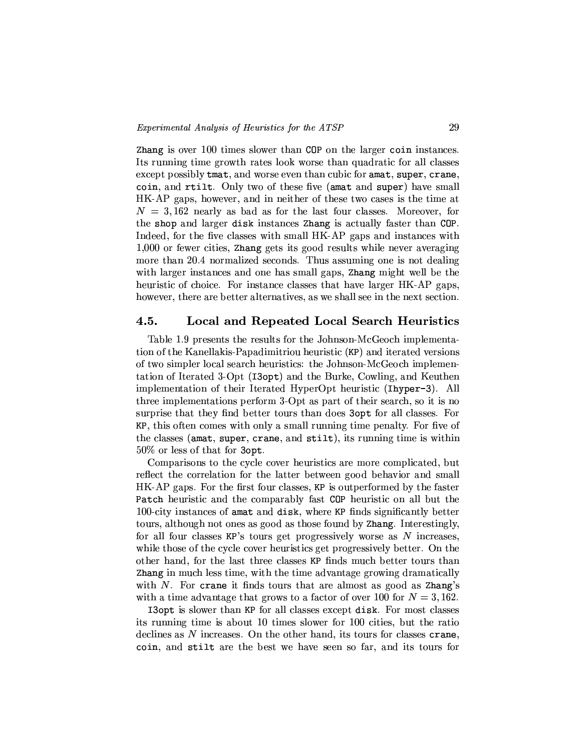`Zhang` is over 100 times slower than `COP` on the larger `coin` instances. Its running time growth rates look worse than quadratic for all classes except possibly `tmat`, and worse even than cubic for `amat`, `super`, `crane`, `coin`, and `rtilt`. Only two of these five (`amat` and `super`) have small HK-AP gaps, however, and in neither of these two cases is the time at $N = 3,162$ nearly as bad as for the last four classes. Moreover, for the `shop` and larger `disk` instances `Zhang` is actually faster than `COP`. Indeed, for the five classes with small HK-AP gaps and instances with 1,000 or fewer cities, `Zhang` gets its good results while never averaging more than 20.4 normalized seconds. Thus assuming one is not dealing with larger instances and one has small gaps, `Zhang` might well be the heuristic of choice. For instance classes that have larger HK-AP gaps, however, there are better alternatives, as we shall see in the next section.

## 4.5. Local and Repeated Local Search Heuristics

Table 1.9 presents the results for the Johnson-McGeoch implementation of the Kanellakis-Papadimitriou heuristic (`KP`) and iterated versions of two simpler local search heuristics: the Johnson-McGeoch implementation of Iterated 3-Opt (`I3opt`) and the Burke, Cowling, and Keuthen implementation of their Iterated HyperOpt heuristic (`Ihyper-3`). All three implementations perform 3-Opt as part of their search, so it is no surprise that they find better tours than does `3opt` for all classes. For `KP`, this often comes with only a small running time penalty. For five of the classes (`amat`, `super`, `crane`, and `stilt`), its running time is within 50% or less of that for `3opt`.

Comparisons to the cycle cover heuristics are more complicated, but reflect the correlation for the latter between good behavior and small HK-AP gaps. For the first four classes, `KP` is outperformed by the faster `Patch` heuristic and the comparably fast `COP` heuristic on all but the 100-city instances of `amat` and `disk`, where `KP` finds significantly better tours, although not ones as good as those found by `Zhang`. Interestingly, for all four classes `KP`'s tours get progressively worse as $N$ increases, while those of the cycle cover heuristics get progressively better. On the other hand, for the last three classes `KP` finds much better tours than `Zhang` in much less time, with the time advantage growing dramatically with $N$. For `crane` it finds tours that are almost as good as `Zhang`'s with a time advantage that grows to a factor of over 100 for $N = 3,162$.

`I3opt` is slower than `KP` for all classes except `disk`. For most classes its running time is about 10 times slower for 100 cities, but the ratio declines as $N$ increases. On the other hand, its tours for classes `crane`, `coin`, and `stilt` are the best we have seen so far, and its tours for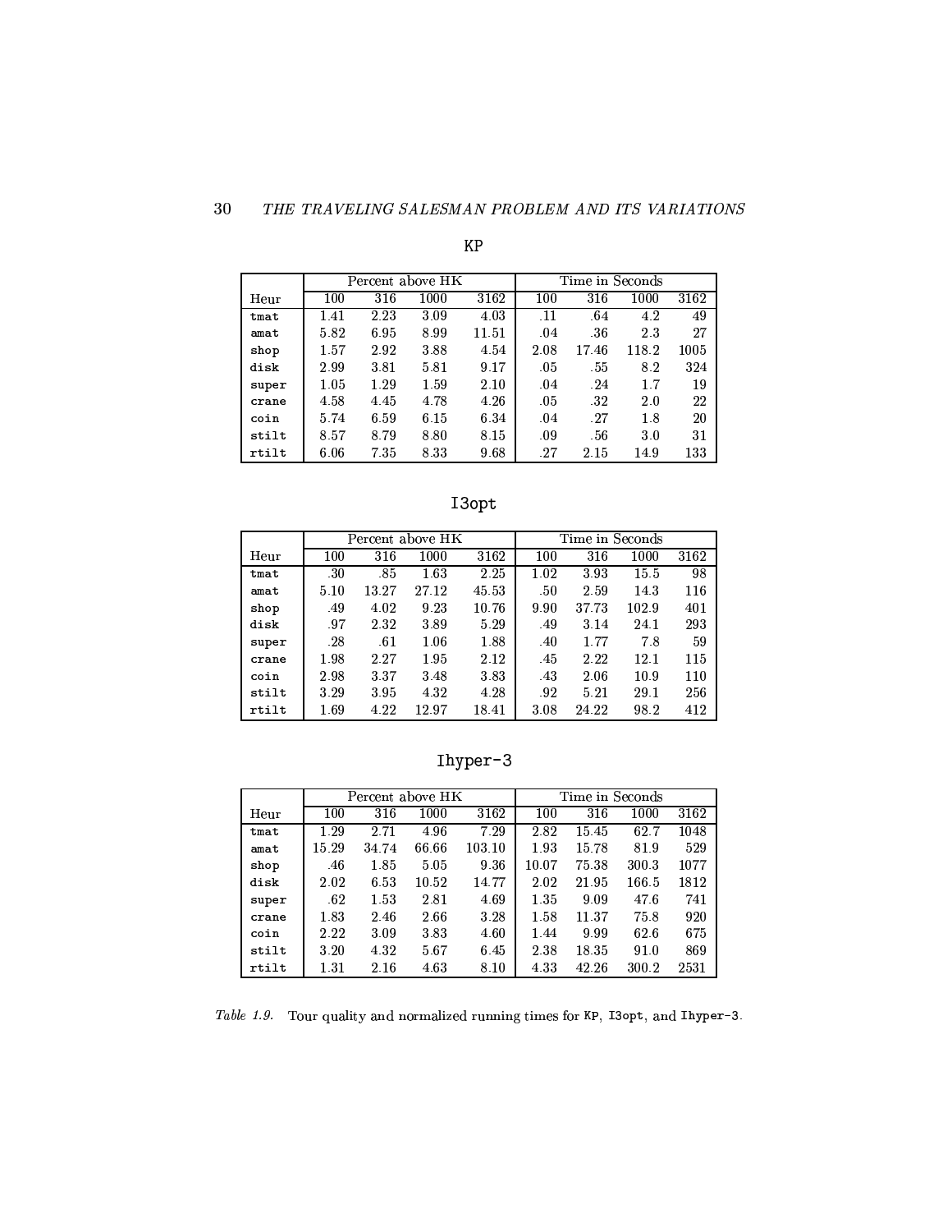### KP

| | Percent above HK | | | | Time in Seconds | | | |
|---|---|---|---|---|---|---|---|---|
| Heur | 100 | 316 | 1000 | 3162 | 100 | 316 | 1000 | 3162 |
| `tmat` | 1.41 | 2.23 | 3.09 | 4.03 | .11 | .64 | 4.2 | 49 |
| `amat` | 5.82 | 6.95 | 8.99 | 11.51 | .04 | .36 | 2.3 | 27 |
| `shop` | 1.57 | 2.92 | 3.88 | 4.54 | 2.08 | 17.46 | 118.2 | 1005 |
| `disk` | 2.99 | 3.81 | 5.81 | 9.17 | .05 | .55 | 8.2 | 324 |
| `super` | 1.05 | 1.29 | 1.59 | 2.10 | .04 | .24 | 1.7 | 19 |
| `crane` | 4.58 | 4.45 | 4.78 | 4.26 | .05 | .32 | 2.0 | 22 |
| `coin` | 5.74 | 6.59 | 6.15 | 6.34 | .04 | .27 | 1.8 | 20 |
| `stilt` | 8.57 | 8.79 | 8.80 | 8.15 | .09 | .56 | 3.0 | 31 |
| `rtilt` | 6.06 | 7.35 | 8.33 | 9.68 | .27 | 2.15 | 14.9 | 133 |

### I3opt

| | Percent above HK | | | | Time in Seconds | | | |
|---|---|---|---|---|---|---|---|---|
| Heur | 100 | 316 | 1000 | 3162 | 100 | 316 | 1000 | 3162 |
| `tmat` | .30 | .85 | 1.63 | 2.25 | 1.02 | 3.93 | 15.5 | 98 |
| `amat` | 5.10 | 13.27 | 27.12 | 45.53 | .50 | 2.59 | 14.3 | 116 |
| `shop` | .49 | 4.02 | 9.23 | 10.76 | 9.90 | 37.73 | 102.9 | 401 |
| `disk` | .97 | 2.32 | 3.89 | 5.29 | .49 | 3.14 | 24.1 | 293 |
| `super` | .28 | .61 | 1.06 | 1.88 | .40 | 1.77 | 7.8 | 59 |
| `crane` | 1.98 | 2.27 | 1.95 | 2.12 | .45 | 2.22 | 12.1 | 115 |
| `coin` | 2.98 | 3.37 | 3.48 | 3.83 | .43 | 2.06 | 10.9 | 110 |
| `stilt` | 3.29 | 3.95 | 4.32 | 4.28 | .92 | 5.21 | 29.1 | 256 |
| `rtilt` | 1.69 | 4.22 | 12.97 | 18.41 | 3.08 | 24.22 | 98.2 | 412 |

### Ihyper-3

| | Percent above HK | | | | Time in Seconds | | | |
|---|---|---|---|---|---|---|---|---|
| Heur | 100 | 316 | 1000 | 3162 | 100 | 316 | 1000 | 3162 |
| `tmat` | 1.29 | 2.71 | 4.96 | 7.29 | 2.82 | 15.45 | 62.7 | 1048 |
| `amat` | 15.29 | 34.74 | 66.66 | 103.10 | 1.93 | 15.78 | 81.9 | 529 |
| `shop` | .46 | 1.85 | 5.05 | 9.36 | 10.07 | 75.38 | 300.3 | 1077 |
| `disk` | 2.02 | 6.53 | 10.52 | 14.77 | 2.02 | 21.95 | 166.5 | 1812 |
| `super` | .62 | 1.53 | 2.81 | 4.69 | 1.35 | 9.09 | 47.6 | 741 |
| `crane` | 1.83 | 2.46 | 2.66 | 3.28 | 1.58 | 11.37 | 75.8 | 920 |
| `coin` | 2.22 | 3.09 | 3.83 | 4.60 | 1.44 | 9.99 | 62.6 | 675 |
| `stilt` | 3.20 | 4.32 | 5.67 | 6.45 | 2.38 | 18.35 | 91.0 | 869 |
| `rtilt` | 1.31 | 2.16 | 4.63 | 8.10 | 4.33 | 42.26 | 300.2 | 2531 |

*Table 1.9.* Tour quality and normalized running times for `KP`, `I3opt`, and `Ihyper-3`.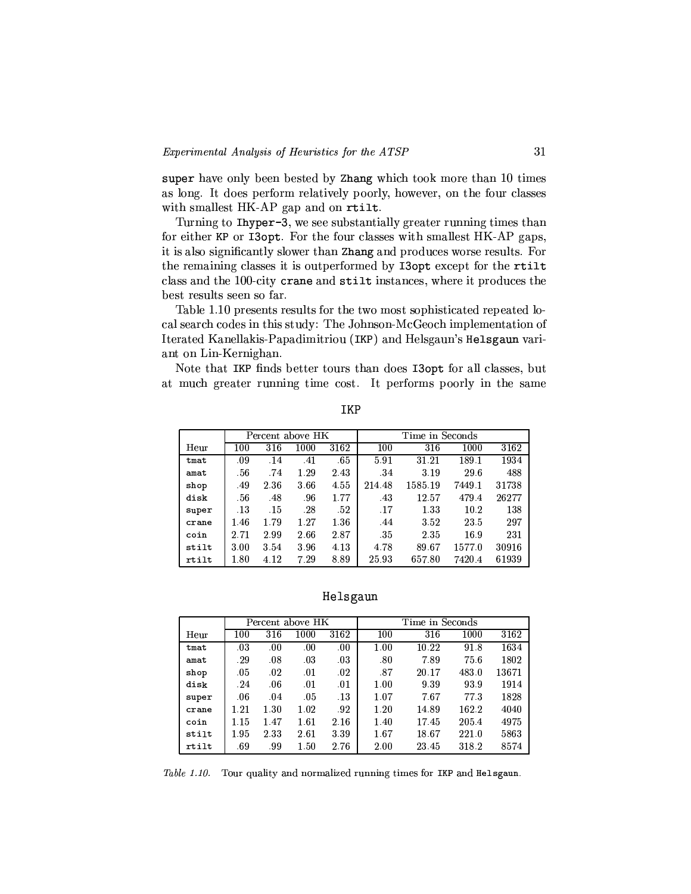super have only been bested by Zhang which took more than 10 times as long. It does perform relatively poorly, however, on the four classes with smallest HK-AP gap and on rtilt.

Turning to Ihyper-3, we see substantially greater running times than for either KP or I3opt. For the four classes with smallest HK-AP gaps, it is also significantly slower than Zhang and produces worse results. For the remaining classes it is outperformed by I3opt except for the rtilt class and the 100-city crane and stilt instances, where it produces the best results seen so far.

Table 1.10 presents results for the two most sophisticated repeated local search codes in this study: The Johnson-McGeoch implementation of Iterated Kanellakis-Papadimitriou (IKP) and Helsgaun's Helsgaun variant on Lin-Kernighan.

Note that IKP finds better tours than does I3opt for all classes, but at much greater running time cost. It performs poorly in the same

**IKP**

| | Percent above HK | | | | Time in Seconds | | | |
|---|---|---|---|---|---|---|---|---|
| Heur | 100 | 316 | 1000 | 3162 | 100 | 316 | 1000 | 3162 |
| tmat | .09 | .14 | .41 | .65 | 5.91 | 31.21 | 189.1 | 1934 |
| amat | .56 | .74 | 1.29 | 2.43 | .34 | 3.19 | 29.6 | 488 |
| shop | .49 | 2.36 | 3.66 | 4.55 | 214.48 | 1585.19 | 7449.1 | 31738 |
| disk | .56 | .48 | .96 | 1.77 | .43 | 12.57 | 479.4 | 26277 |
| super | .13 | .15 | .28 | .52 | .17 | 1.33 | 10.2 | 138 |
| crane | 1.46 | 1.79 | 1.27 | 1.36 | .44 | 3.52 | 23.5 | 297 |
| coin | 2.71 | 2.99 | 2.66 | 2.87 | .35 | 2.35 | 16.9 | 231 |
| stilt | 3.00 | 3.54 | 3.96 | 4.13 | 4.78 | 89.67 | 1577.0 | 30916 |
| rtilt | 1.80 | 4.12 | 7.29 | 8.89 | 25.93 | 657.80 | 7420.4 | 61939 |

**Helsgaun**

| | Percent above HK | | | | Time in Seconds | | | |
|---|---|---|---|---|---|---|---|---|
| Heur | 100 | 316 | 1000 | 3162 | 100 | 316 | 1000 | 3162 |
| tmat | .03 | .00 | .00 | .00 | 1.00 | 10.22 | 91.8 | 1634 |
| amat | .29 | .08 | .03 | .03 | .80 | 7.89 | 75.6 | 1802 |
| shop | .05 | .02 | .01 | .02 | .87 | 20.17 | 483.0 | 13671 |
| disk | .24 | .06 | .01 | .01 | 1.00 | 9.39 | 93.9 | 1914 |
| super | .06 | .04 | .05 | .13 | 1.07 | 7.67 | 77.3 | 1828 |
| crane | 1.21 | 1.30 | 1.02 | .92 | 1.20 | 14.89 | 162.2 | 4040 |
| coin | 1.15 | 1.47 | 1.61 | 2.16 | 1.40 | 17.45 | 205.4 | 4975 |
| stilt | 1.95 | 2.33 | 2.61 | 3.39 | 1.67 | 18.67 | 221.0 | 5863 |
| rtilt | .69 | .99 | 1.50 | 2.76 | 2.00 | 23.45 | 318.2 | 8574 |

*Table 1.10.* Tour quality and normalized running times for IKP and Helsgaun.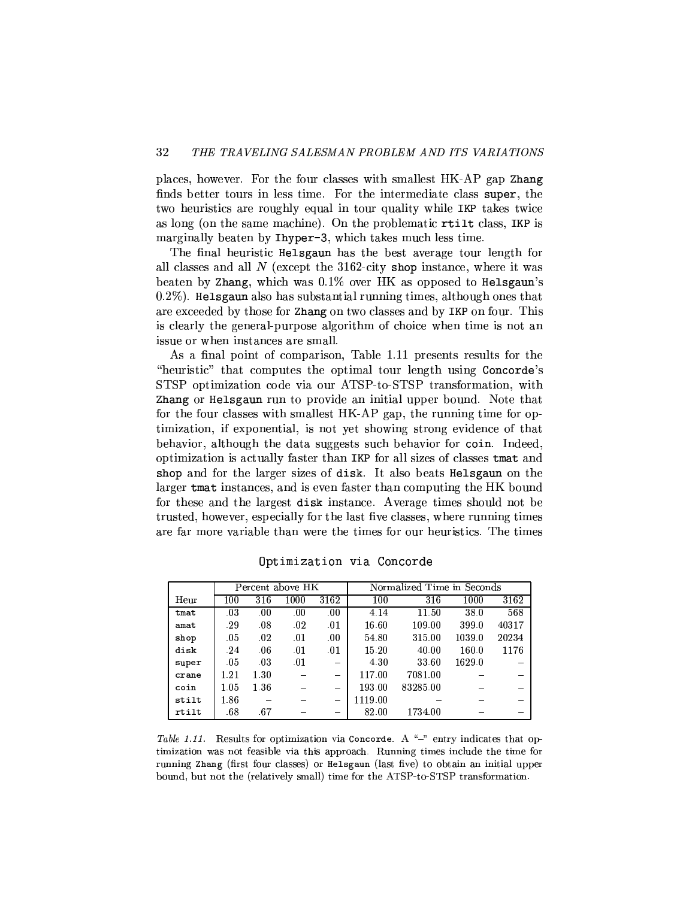places, however. For the four classes with smallest HK-AP gap Zhang finds better tours in less time. For the intermediate class super, the two heuristics are roughly equal in tour quality while IKP takes twice as long (on the same machine). On the problematic rtilt class, IKP is marginally beaten by Ihyper-3, which takes much less time.

The final heuristic Helsgaun has the best average tour length for all classes and all $N$ (except the 3162-city shop instance, where it was beaten by Zhang, which was 0.1% over HK as opposed to Helsgaun's 0.2%). Helsgaun also has substantial running times, although ones that are exceeded by those for Zhang on two classes and by IKP on four. This is clearly the general-purpose algorithm of choice when time is not an issue or when instances are small.

As a final point of comparison, Table 1.11 presents results for the "heuristic" that computes the optimal tour length using Concorde's STSP optimization code via our ATSP-to-STSP transformation, with Zhang or Helsgaun run to provide an initial upper bound. Note that for the four classes with smallest HK-AP gap, the running time for optimization, if exponential, is not yet showing strong evidence of that behavior, although the data suggests such behavior for coin. Indeed, optimization is actually faster than IKP for all sizes of classes tmat and shop and for the larger sizes of disk. It also beats Helsgaun on the larger tmat instances, and is even faster than computing the HK bound for these and the largest disk instance. Average times should not be trusted, however, especially for the last five classes, where running times are far more variable than were the times for our heuristics. The times

Optimization via Concorde

| | Percent above HK | | | | Normalized Time in Seconds | | | |
|---|---|---|---|---|---|---|---|---|
| Heur | 100 | 316 | 1000 | 3162 | 100 | 316 | 1000 | 3162 |
| tmat | .03 | .00 | .00 | .00 | 4.14 | 11.50 | 38.0 | 568 |
| amat | .29 | .08 | .02 | .01 | 16.60 | 109.00 | 399.0 | 40317 |
| shop | .05 | .02 | .01 | .00 | 54.80 | 315.00 | 1039.0 | 20234 |
| disk | .24 | .06 | .01 | .01 | 15.20 | 40.00 | 160.0 | 1176 |
| super | .05 | .03 | .01 | – | 4.30 | 33.60 | 1629.0 | – |
| crane | 1.21 | 1.30 | – | – | 117.00 | 7081.00 | – | – |
| coin | 1.05 | 1.36 | – | – | 193.00 | 83285.00 | – | – |
| stilt | 1.86 | – | – | – | 1119.00 | – | – | – |
| rtilt | .68 | .67 | – | – | 82.00 | 1734.00 | – | – |

*Table 1.11.* Results for optimization via Concorde. A "–" entry indicates that optimization was not feasible via this approach. Running times include the time for running Zhang (first four classes) or Helsgaun (last five) to obtain an initial upper bound, but not the (relatively small) time for the ATSP-to-STSP transformation.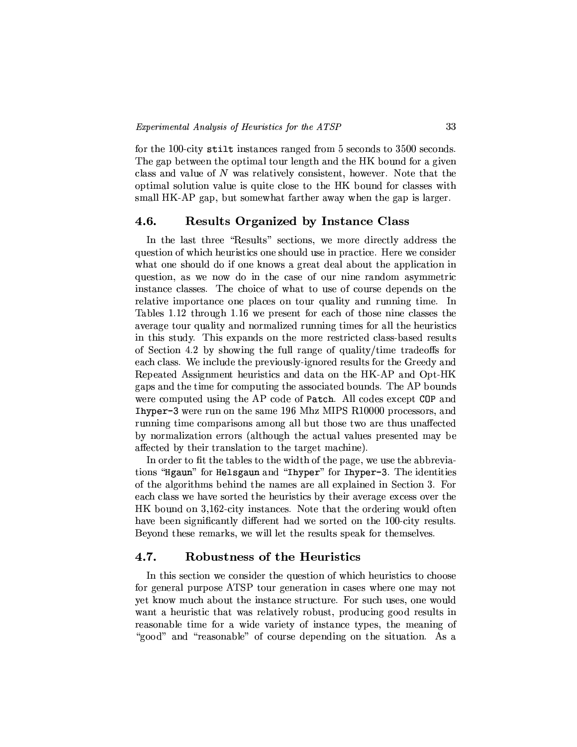for the 100-city `stilt` instances ranged from 5 seconds to 3500 seconds. The gap between the optimal tour length and the HK bound for a given class and value of $N$ was relatively consistent, however. Note that the optimal solution value is quite close to the HK bound for classes with small HK-AP gap, but somewhat farther away when the gap is larger.

## 4.6. Results Organized by Instance Class

In the last three "Results" sections, we more directly address the question of which heuristics one should use in practice. Here we consider what one should do if one knows a great deal about the application in question, as we now do in the case of our nine random asymmetric instance classes. The choice of what to use of course depends on the relative importance one places on tour quality and running time. In Tables 1.12 through 1.16 we present for each of those nine classes the average tour quality and normalized running times for all the heuristics in this study. This expands on the more restricted class-based results of Section 4.2 by showing the full range of quality/time tradeoffs for each class. We include the previously-ignored results for the Greedy and Repeated Assignment heuristics and data on the HK-AP and Opt-HK gaps and the time for computing the associated bounds. The AP bounds were computed using the AP code of `Patch`. All codes except `COP` and `Ihyper-3` were run on the same 196 Mhz MIPS R10000 processors, and running time comparisons among all but those two are thus unaffected by normalization errors (although the actual values presented may be affected by their translation to the target machine).

In order to fit the tables to the width of the page, we use the abbreviations "`Hgaun`" for `Helsgaun` and "`Ihyper`" for `Ihyper-3`. The identities of the algorithms behind the names are all explained in Section 3. For each class we have sorted the heuristics by their average excess over the HK bound on 3,162-city instances. Note that the ordering would often have been significantly different had we sorted on the 100-city results. Beyond these remarks, we will let the results speak for themselves.

## 4.7. Robustness of the Heuristics

In this section we consider the question of which heuristics to choose for general purpose ATSP tour generation in cases where one may not yet know much about the instance structure. For such uses, one would want a heuristic that was relatively robust, producing good results in reasonable time for a wide variety of instance types, the meaning of "good" and "reasonable" of course depending on the situation. As a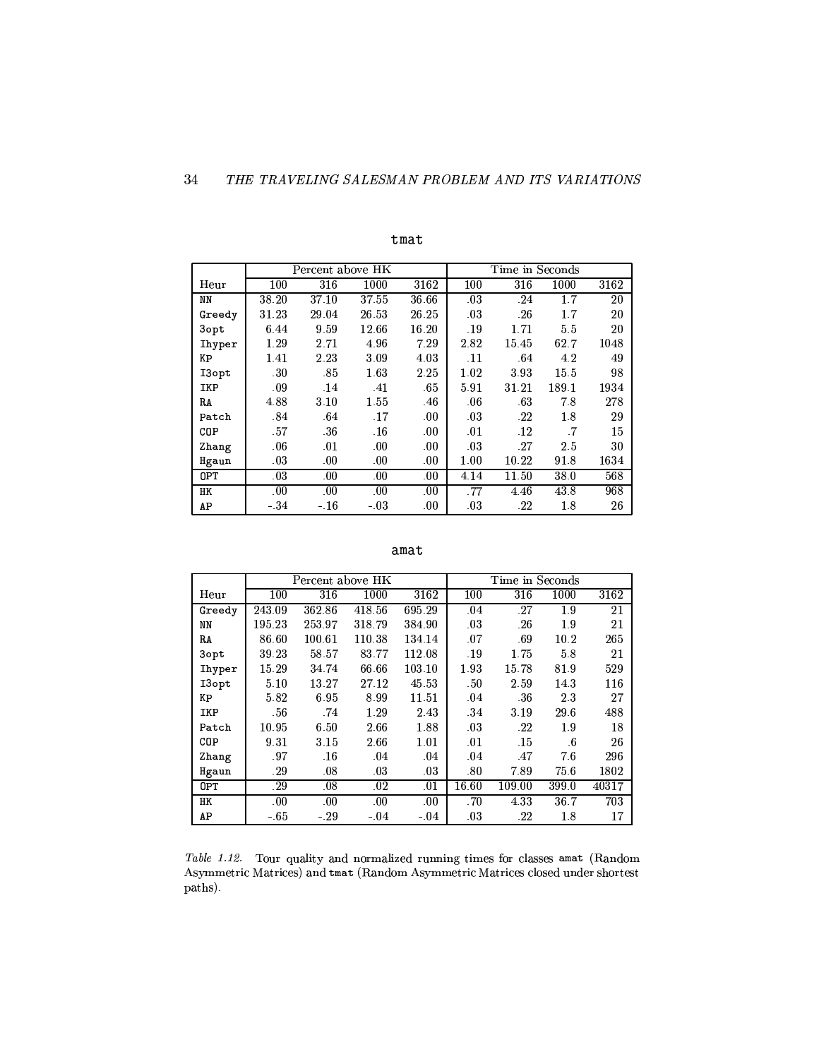**tmat**

| | Percent above HK | | | | Time in Seconds | | | |
|---|---|---|---|---|---|---|---|---|
| Heur | 100 | 316 | 1000 | 3162 | 100 | 316 | 1000 | 3162 |
| `NN` | 38.20 | 37.10 | 37.55 | 36.66 | .03 | .24 | 1.7 | 20 |
| `Greedy` | 31.23 | 29.04 | 26.53 | 26.25 | .03 | .26 | 1.7 | 20 |
| `3opt` | 6.44 | 9.59 | 12.66 | 16.20 | .19 | 1.71 | 5.5 | 20 |
| `Ihyper` | 1.29 | 2.71 | 4.96 | 7.29 | 2.82 | 15.45 | 62.7 | 1048 |
| `KP` | 1.41 | 2.23 | 3.09 | 4.03 | .11 | .64 | 4.2 | 49 |
| `I3opt` | .30 | .85 | 1.63 | 2.25 | 1.02 | 3.93 | 15.5 | 98 |
| `IKP` | .09 | .14 | .41 | .65 | 5.91 | 31.21 | 189.1 | 1934 |
| `RA` | 4.88 | 3.10 | 1.55 | .46 | .06 | .63 | 7.8 | 278 |
| `Patch` | .84 | .64 | .17 | .00 | .03 | .22 | 1.8 | 29 |
| `COP` | .57 | .36 | .16 | .00 | .01 | .12 | .7 | 15 |
| `Zhang` | .06 | .01 | .00 | .00 | .03 | .27 | 2.5 | 30 |
| `Hgaun` | .03 | .00 | .00 | .00 | 1.00 | 10.22 | 91.8 | 1634 |
| `OPT` | .03 | .00 | .00 | .00 | 4.14 | 11.50 | 38.0 | 568 |
| `HK` | .00 | .00 | .00 | .00 | .77 | 4.46 | 43.8 | 968 |
| `AP` | -.34 | -.16 | -.03 | .00 | .03 | .22 | 1.8 | 26 |

**amat**

| | Percent above HK | | | | Time in Seconds | | | |
|---|---|---|---|---|---|---|---|---|
| Heur | 100 | 316 | 1000 | 3162 | 100 | 316 | 1000 | 3162 |
| `Greedy` | 243.09 | 362.86 | 418.56 | 695.29 | .04 | .27 | 1.9 | 21 |
| `NN` | 195.23 | 253.97 | 318.79 | 384.90 | .03 | .26 | 1.9 | 21 |
| `RA` | 86.60 | 100.61 | 110.38 | 134.14 | .07 | .69 | 10.2 | 265 |
| `3opt` | 39.23 | 58.57 | 83.77 | 112.08 | .19 | 1.75 | 5.8 | 21 |
| `Ihyper` | 15.29 | 34.74 | 66.66 | 103.10 | 1.93 | 15.78 | 81.9 | 529 |
| `I3opt` | 5.10 | 13.27 | 27.12 | 45.53 | .50 | 2.59 | 14.3 | 116 |
| `KP` | 5.82 | 6.95 | 8.99 | 11.51 | .04 | .36 | 2.3 | 27 |
| `IKP` | .56 | .74 | 1.29 | 2.43 | .34 | 3.19 | 29.6 | 488 |
| `Patch` | 10.95 | 6.50 | 2.66 | 1.88 | .03 | .22 | 1.9 | 18 |
| `COP` | 9.31 | 3.15 | 2.66 | 1.01 | .01 | .15 | .6 | 26 |
| `Zhang` | .97 | .16 | .04 | .04 | .04 | .47 | 7.6 | 296 |
| `Hgaun` | .29 | .08 | .03 | .03 | .80 | 7.89 | 75.6 | 1802 |
| `OPT` | .29 | .08 | .02 | .01 | 16.60 | 109.00 | 399.0 | 40317 |
| `HK` | .00 | .00 | .00 | .00 | .70 | 4.33 | 36.7 | 703 |
| `AP` | -.65 | -.29 | -.04 | -.04 | .03 | .22 | 1.8 | 17 |

*Table 1.12.* Tour quality and normalized running times for classes `amat` (Random Asymmetric Matrices) and `tmat` (Random Asymmetric Matrices closed under shortest paths).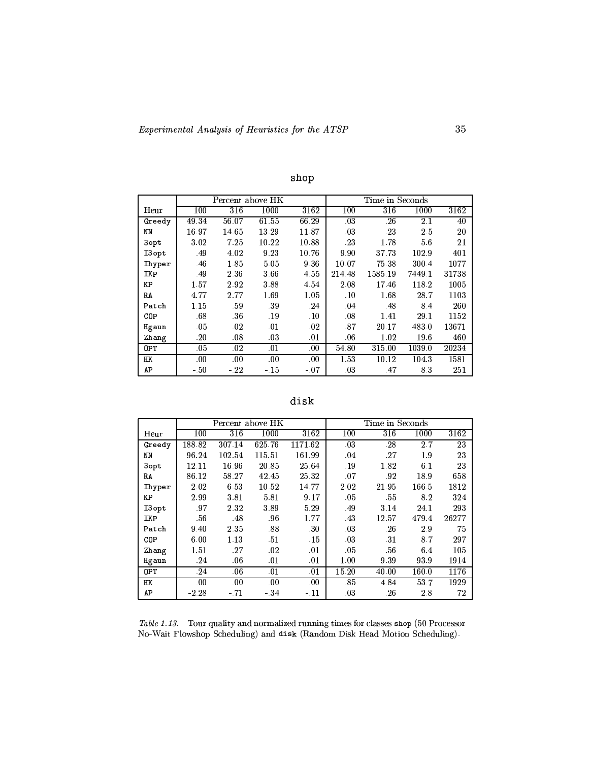**shop**

| | Percent above HK | | | | Time in Seconds | | | |
|---|---|---|---|---|---|---|---|---|
| Heur | 100 | 316 | 1000 | 3162 | 100 | 316 | 1000 | 3162 |
| Greedy | 49.34 | 56.07 | 61.55 | 66.29 | .03 | .26 | 2.1 | 40 |
| NN | 16.97 | 14.65 | 13.29 | 11.87 | .03 | .23 | 2.5 | 20 |
| 3opt | 3.02 | 7.25 | 10.22 | 10.88 | .23 | 1.78 | 5.6 | 21 |
| I3opt | .49 | 4.02 | 9.23 | 10.76 | 9.90 | 37.73 | 102.9 | 401 |
| Ihyper | .46 | 1.85 | 5.05 | 9.36 | 10.07 | 75.38 | 300.4 | 1077 |
| IKP | .49 | 2.36 | 3.66 | 4.55 | 214.48 | 1585.19 | 7449.1 | 31738 |
| KP | 1.57 | 2.92 | 3.88 | 4.54 | 2.08 | 17.46 | 118.2 | 1005 |
| RA | 4.77 | 2.77 | 1.69 | 1.05 | .10 | 1.68 | 28.7 | 1103 |
| Patch | 1.15 | .59 | .39 | .24 | .04 | .48 | 8.4 | 260 |
| COP | .68 | .36 | .19 | .10 | .08 | 1.41 | 29.1 | 1152 |
| Hgaun | .05 | .02 | .01 | .02 | .87 | 20.17 | 483.0 | 13671 |
| Zhang | .20 | .08 | .03 | .01 | .06 | 1.02 | 19.6 | 460 |
| OPT | .05 | .02 | .01 | .00 | 54.80 | 315.00 | 1039.0 | 20234 |
| HK | .00 | .00 | .00 | .00 | 1.53 | 10.12 | 104.3 | 1581 |
| AP | -.50 | -.22 | -.15 | -.07 | .03 | .47 | 8.3 | 251 |

**disk**

| | Percent above HK | | | | Time in Seconds | | | |
|---|---|---|---|---|---|---|---|---|
| Heur | 100 | 316 | 1000 | 3162 | 100 | 316 | 1000 | 3162 |
| Greedy | 188.82 | 307.14 | 625.76 | 1171.62 | .03 | .28 | 2.7 | 23 |
| NN | 96.24 | 102.54 | 115.51 | 161.99 | .04 | .27 | 1.9 | 23 |
| 3opt | 12.11 | 16.96 | 20.85 | 25.64 | .19 | 1.82 | 6.1 | 23 |
| RA | 86.12 | 58.27 | 42.45 | 25.32 | .07 | .92 | 18.9 | 658 |
| Ihyper | 2.02 | 6.53 | 10.52 | 14.77 | 2.02 | 21.95 | 166.5 | 1812 |
| KP | 2.99 | 3.81 | 5.81 | 9.17 | .05 | .55 | 8.2 | 324 |
| I3opt | .97 | 2.32 | 3.89 | 5.29 | .49 | 3.14 | 24.1 | 293 |
| IKP | .56 | .48 | .96 | 1.77 | .43 | 12.57 | 479.4 | 26277 |
| Patch | 9.40 | 2.35 | .88 | .30 | .03 | .26 | 2.9 | 75 |
| COP | 6.00 | 1.13 | .51 | .15 | .03 | .31 | 8.7 | 297 |
| Zhang | 1.51 | .27 | .02 | .01 | .05 | .56 | 6.4 | 105 |
| Hgaun | .24 | .06 | .01 | .01 | 1.00 | 9.39 | 93.9 | 1914 |
| OPT | .24 | .06 | .01 | .01 | 15.20 | 40.00 | 160.0 | 1176 |
| HK | .00 | .00 | .00 | .00 | .85 | 4.84 | 53.7 | 1929 |
| AP | -2.28 | -.71 | -.34 | -.11 | .03 | .26 | 2.8 | 72 |

*Table 1.13.* Tour quality and normalized running times for classes shop (50 Processor No-Wait Flowshop Scheduling) and disk (Random Disk Head Motion Scheduling).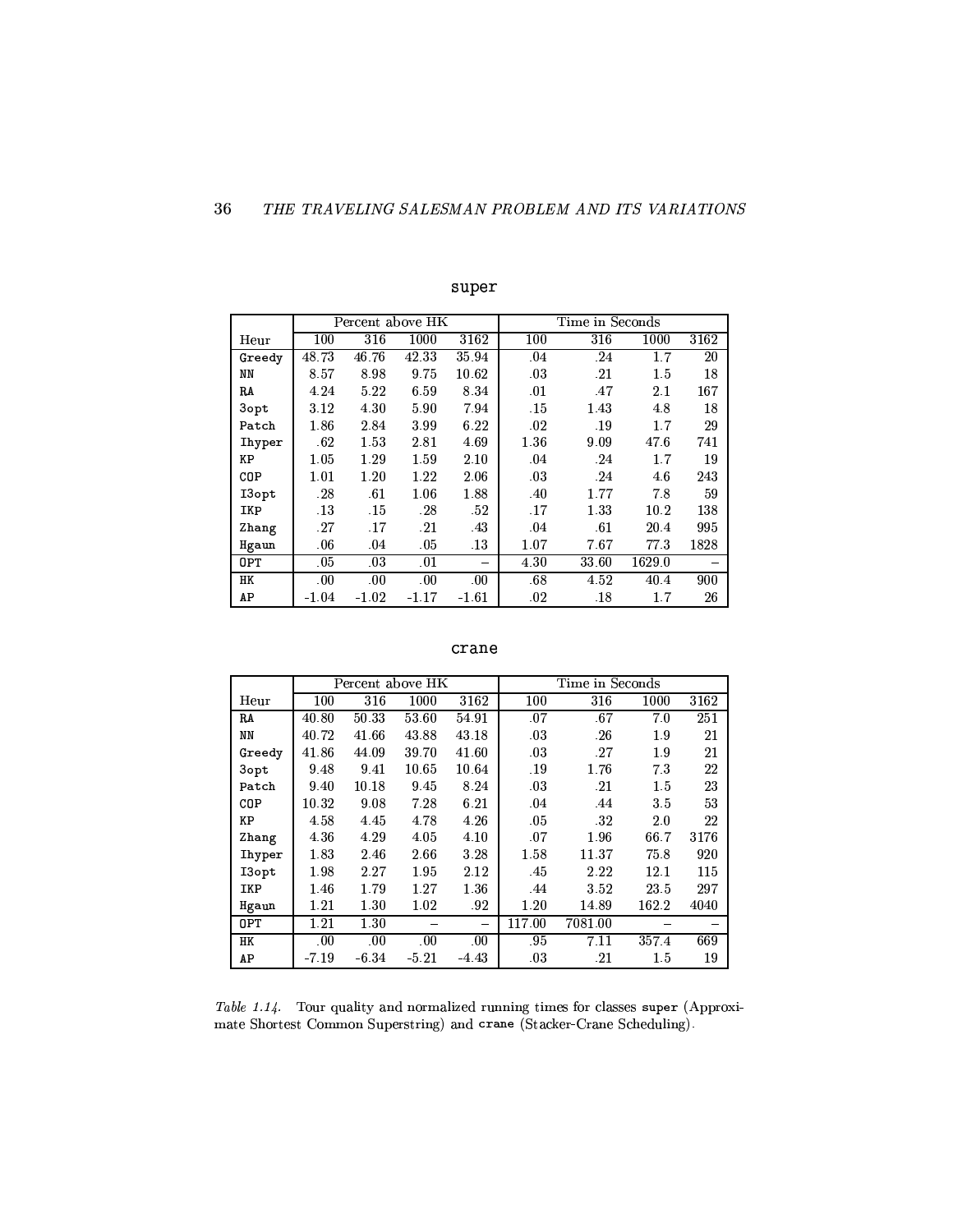**super**

| Heur | Percent above HK | | | | Time in Seconds | | | |
|---|---|---|---|---|---|---|---|---|
| | 100 | 316 | 1000 | 3162 | 100 | 316 | 1000 | 3162 |
| `Greedy` | 48.73 | 46.76 | 42.33 | 35.94 | .04 | .24 | 1.7 | 20 |
| `NN` | 8.57 | 8.98 | 9.75 | 10.62 | .03 | .21 | 1.5 | 18 |
| `RA` | 4.24 | 5.22 | 6.59 | 8.34 | .01 | .47 | 2.1 | 167 |
| `3opt` | 3.12 | 4.30 | 5.90 | 7.94 | .15 | 1.43 | 4.8 | 18 |
| `Patch` | 1.86 | 2.84 | 3.99 | 6.22 | .02 | .19 | 1.7 | 29 |
| `Ihyper` | .62 | 1.53 | 2.81 | 4.69 | 1.36 | 9.09 | 47.6 | 741 |
| `KP` | 1.05 | 1.29 | 1.59 | 2.10 | .04 | .24 | 1.7 | 19 |
| `COP` | 1.01 | 1.20 | 1.22 | 2.06 | .03 | .24 | 4.6 | 243 |
| `I3opt` | .28 | .61 | 1.06 | 1.88 | .40 | 1.77 | 7.8 | 59 |
| `IKP` | .13 | .15 | .28 | .52 | .17 | 1.33 | 10.2 | 138 |
| `Zhang` | .27 | .17 | .21 | .43 | .04 | .61 | 20.4 | 995 |
| `Hgaun` | .06 | .04 | .05 | .13 | 1.07 | 7.67 | 77.3 | 1828 |
| `OPT` | .05 | .03 | .01 | – | 4.30 | 33.60 | 1629.0 | – |
| `HK` | .00 | .00 | .00 | .00 | .68 | 4.52 | 40.4 | 900 |
| `AP` | -1.04 | -1.02 | -1.17 | -1.61 | .02 | .18 | 1.7 | 26 |

**crane**

| Heur | Percent above HK | | | | Time in Seconds | | | |
|---|---|---|---|---|---|---|---|---|
| | 100 | 316 | 1000 | 3162 | 100 | 316 | 1000 | 3162 |
| `RA` | 40.80 | 50.33 | 53.60 | 54.91 | .07 | .67 | 7.0 | 251 |
| `NN` | 40.72 | 41.66 | 43.88 | 43.18 | .03 | .26 | 1.9 | 21 |
| `Greedy` | 41.86 | 44.09 | 39.70 | 41.60 | .03 | .27 | 1.9 | 21 |
| `3opt` | 9.48 | 9.41 | 10.65 | 10.64 | .19 | 1.76 | 7.3 | 22 |
| `Patch` | 9.40 | 10.18 | 9.45 | 8.24 | .03 | .21 | 1.5 | 23 |
| `COP` | 10.32 | 9.08 | 7.28 | 6.21 | .04 | .44 | 3.5 | 53 |
| `KP` | 4.58 | 4.45 | 4.78 | 4.26 | .05 | .32 | 2.0 | 22 |
| `Zhang` | 4.36 | 4.29 | 4.05 | 4.10 | .07 | 1.96 | 66.7 | 3176 |
| `Ihyper` | 1.83 | 2.46 | 2.66 | 3.28 | 1.58 | 11.37 | 75.8 | 920 |
| `I3opt` | 1.98 | 2.27 | 1.95 | 2.12 | .45 | 2.22 | 12.1 | 115 |
| `IKP` | 1.46 | 1.79 | 1.27 | 1.36 | .44 | 3.52 | 23.5 | 297 |
| `Hgaun` | 1.21 | 1.30 | 1.02 | .92 | 1.20 | 14.89 | 162.2 | 4040 |
| `OPT` | 1.21 | 1.30 | – | – | 117.00 | 7081.00 | – | – |
| `HK` | .00 | .00 | .00 | .00 | .95 | 7.11 | 357.4 | 669 |
| `AP` | -7.19 | -6.34 | -5.21 | -4.43 | .03 | .21 | 1.5 | 19 |

*Table 1.14.* Tour quality and normalized running times for classes `super` (Approximate Shortest Common Superstring) and `crane` (Stacker-Crane Scheduling).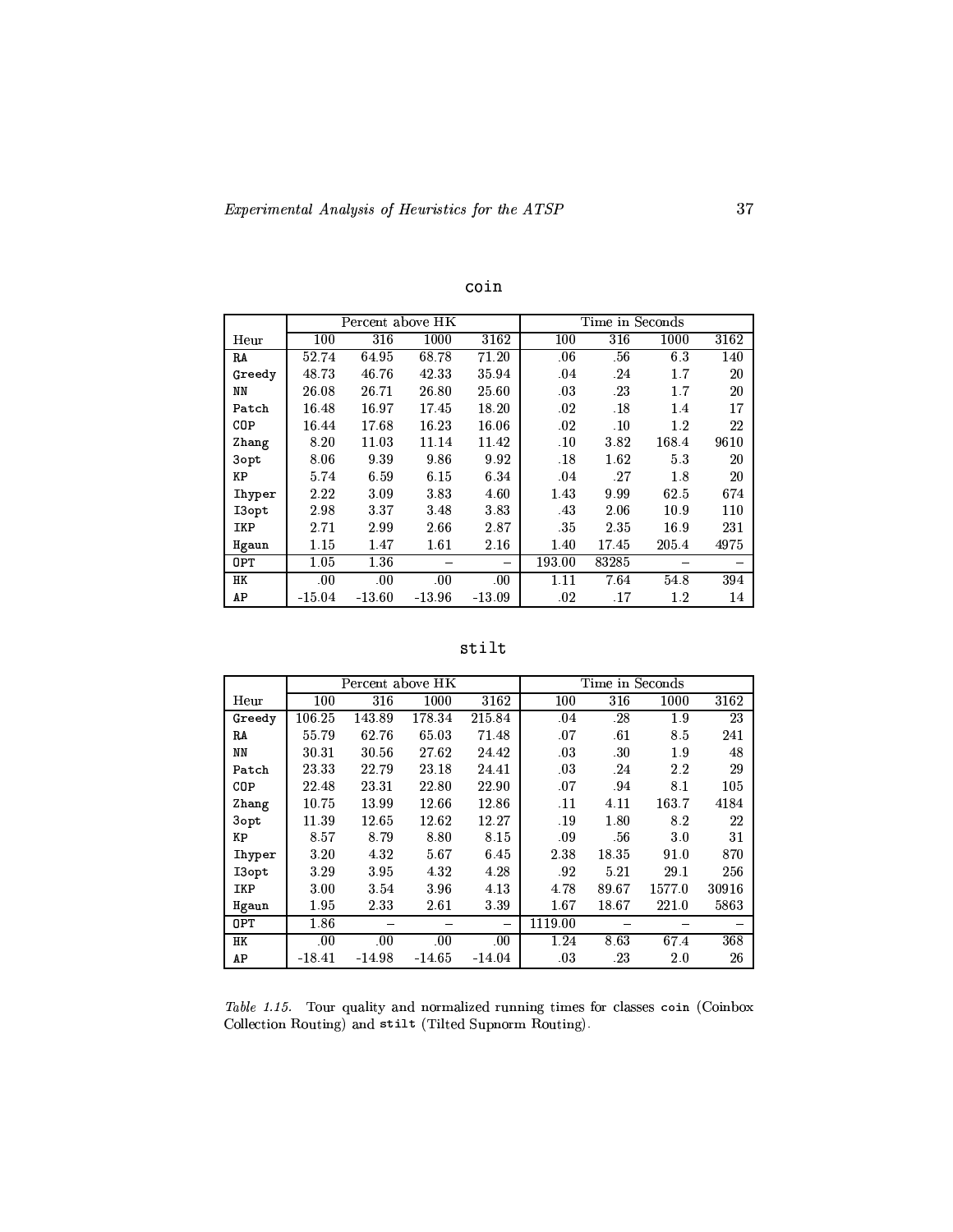**coin**

| | Percent above HK | | | | Time in Seconds | | | |
|---|---|---|---|---|---|---|---|---|
| Heur | 100 | 316 | 1000 | 3162 | 100 | 316 | 1000 | 3162 |
| `RA` | 52.74 | 64.95 | 68.78 | 71.20 | .06 | .56 | 6.3 | 140 |
| `Greedy` | 48.73 | 46.76 | 42.33 | 35.94 | .04 | .24 | 1.7 | 20 |
| `NN` | 26.08 | 26.71 | 26.80 | 25.60 | .03 | .23 | 1.7 | 20 |
| `Patch` | 16.48 | 16.97 | 17.45 | 18.20 | .02 | .18 | 1.4 | 17 |
| `COP` | 16.44 | 17.68 | 16.23 | 16.06 | .02 | .10 | 1.2 | 22 |
| `Zhang` | 8.20 | 11.03 | 11.14 | 11.42 | .10 | 3.82 | 168.4 | 9610 |
| `3opt` | 8.06 | 9.39 | 9.86 | 9.92 | .18 | 1.62 | 5.3 | 20 |
| `KP` | 5.74 | 6.59 | 6.15 | 6.34 | .04 | .27 | 1.8 | 20 |
| `Ihyper` | 2.22 | 3.09 | 3.83 | 4.60 | 1.43 | 9.99 | 62.5 | 674 |
| `I3opt` | 2.98 | 3.37 | 3.48 | 3.83 | .43 | 2.06 | 10.9 | 110 |
| `IKP` | 2.71 | 2.99 | 2.66 | 2.87 | .35 | 2.35 | 16.9 | 231 |
| `Hgaun` | 1.15 | 1.47 | 1.61 | 2.16 | 1.40 | 17.45 | 205.4 | 4975 |
| `OPT` | 1.05 | 1.36 | – | – | 193.00 | 83285 | – | – |
| `HK` | .00 | .00 | .00 | .00 | 1.11 | 7.64 | 54.8 | 394 |
| `AP` | -15.04 | -13.60 | -13.96 | -13.09 | .02 | .17 | 1.2 | 14 |

**stilt**

| | Percent above HK | | | | Time in Seconds | | | |
|---|---|---|---|---|---|---|---|---|
| Heur | 100 | 316 | 1000 | 3162 | 100 | 316 | 1000 | 3162 |
| `Greedy` | 106.25 | 143.89 | 178.34 | 215.84 | .04 | .28 | 1.9 | 23 |
| `RA` | 55.79 | 62.76 | 65.03 | 71.48 | .07 | .61 | 8.5 | 241 |
| `NN` | 30.31 | 30.56 | 27.62 | 24.42 | .03 | .30 | 1.9 | 48 |
| `Patch` | 23.33 | 22.79 | 23.18 | 24.41 | .03 | .24 | 2.2 | 29 |
| `COP` | 22.48 | 23.31 | 22.80 | 22.90 | .07 | .94 | 8.1 | 105 |
| `Zhang` | 10.75 | 13.99 | 12.66 | 12.86 | .11 | 4.11 | 163.7 | 4184 |
| `3opt` | 11.39 | 12.65 | 12.62 | 12.27 | .19 | 1.80 | 8.2 | 22 |
| `KP` | 8.57 | 8.79 | 8.80 | 8.15 | .09 | .56 | 3.0 | 31 |
| `Ihyper` | 3.20 | 4.32 | 5.67 | 6.45 | 2.38 | 18.35 | 91.0 | 870 |
| `I3opt` | 3.29 | 3.95 | 4.32 | 4.28 | .92 | 5.21 | 29.1 | 256 |
| `IKP` | 3.00 | 3.54 | 3.96 | 4.13 | 4.78 | 89.67 | 1577.0 | 30916 |
| `Hgaun` | 1.95 | 2.33 | 2.61 | 3.39 | 1.67 | 18.67 | 221.0 | 5863 |
| `OPT` | 1.86 | – | – | – | 1119.00 | – | – | – |
| `HK` | .00 | .00 | .00 | .00 | 1.24 | 8.63 | 67.4 | 368 |
| `AP` | -18.41 | -14.98 | -14.65 | -14.04 | .03 | .23 | 2.0 | 26 |

*Table 1.15.* Tour quality and normalized running times for classes `coin` (Coinbox Collection Routing) and `stilt` (Tilted Supnorm Routing).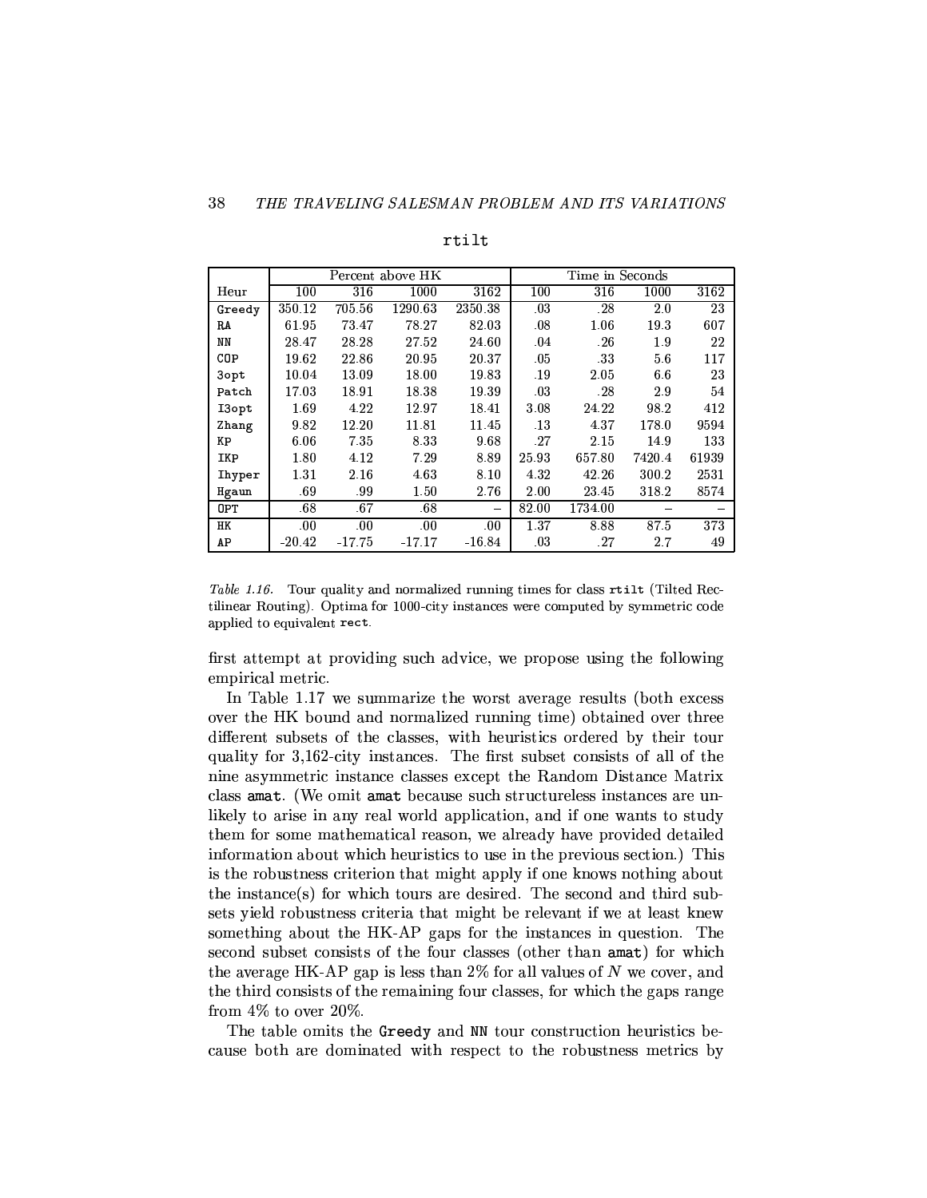rtilt

| | Percent above HK | | | | Time in Seconds | | | |
|---|---|---|---|---|---|---|---|---|
| Heur | 100 | 316 | 1000 | 3162 | 100 | 316 | 1000 | 3162 |
| Greedy | 350.12 | 705.56 | 1290.63 | 2350.38 | .03 | .28 | 2.0 | 23 |
| RA | 61.95 | 73.47 | 78.27 | 82.03 | .08 | 1.06 | 19.3 | 607 |
| NN | 28.47 | 28.28 | 27.52 | 24.60 | .04 | .26 | 1.9 | 22 |
| COP | 19.62 | 22.86 | 20.95 | 20.37 | .05 | .33 | 5.6 | 117 |
| 3opt | 10.04 | 13.09 | 18.00 | 19.83 | .19 | 2.05 | 6.6 | 23 |
| Patch | 17.03 | 18.91 | 18.38 | 19.39 | .03 | .28 | 2.9 | 54 |
| I3opt | 1.69 | 4.22 | 12.97 | 18.41 | 3.08 | 24.22 | 98.2 | 412 |
| Zhang | 9.82 | 12.20 | 11.81 | 11.45 | .13 | 4.37 | 178.0 | 9594 |
| KP | 6.06 | 7.35 | 8.33 | 9.68 | .27 | 2.15 | 14.9 | 133 |
| IKP | 1.80 | 4.12 | 7.29 | 8.89 | 25.93 | 657.80 | 7420.4 | 61939 |
| Ihyper | 1.31 | 2.16 | 4.63 | 8.10 | 4.32 | 42.26 | 300.2 | 2531 |
| Hgaun | .69 | .99 | 1.50 | 2.76 | 2.00 | 23.45 | 318.2 | 8574 |
| OPT | .68 | .67 | .68 | – | 82.00 | 1734.00 | – | – |
| HK | .00 | .00 | .00 | .00 | 1.37 | 8.88 | 87.5 | 373 |
| AP | -20.42 | -17.75 | -17.17 | -16.84 | .03 | .27 | 2.7 | 49 |

*Table 1.16.* Tour quality and normalized running times for class rtilt (Tilted Rectilinear Routing). Optima for 1000-city instances were computed by symmetric code applied to equivalent rect.

first attempt at providing such advice, we propose using the following empirical metric.

In Table 1.17 we summarize the worst average results (both excess over the HK bound and normalized running time) obtained over three different subsets of the classes, with heuristics ordered by their tour quality for 3,162-city instances. The first subset consists of all of the nine asymmetric instance classes except the Random Distance Matrix class amat. (We omit amat because such structureless instances are unlikely to arise in any real world application, and if one wants to study them for some mathematical reason, we already have provided detailed information about which heuristics to use in the previous section.) This is the robustness criterion that might apply if one knows nothing about the instance(s) for which tours are desired. The second and third subsets yield robustness criteria that might be relevant if we at least knew something about the HK-AP gaps for the instances in question. The second subset consists of the four classes (other than amat) for which the average HK-AP gap is less than 2% for all values of $N$ we cover, and the third consists of the remaining four classes, for which the gaps range from 4% to over 20%.

The table omits the Greedy and NN tour construction heuristics because both are dominated with respect to the robustness metrics by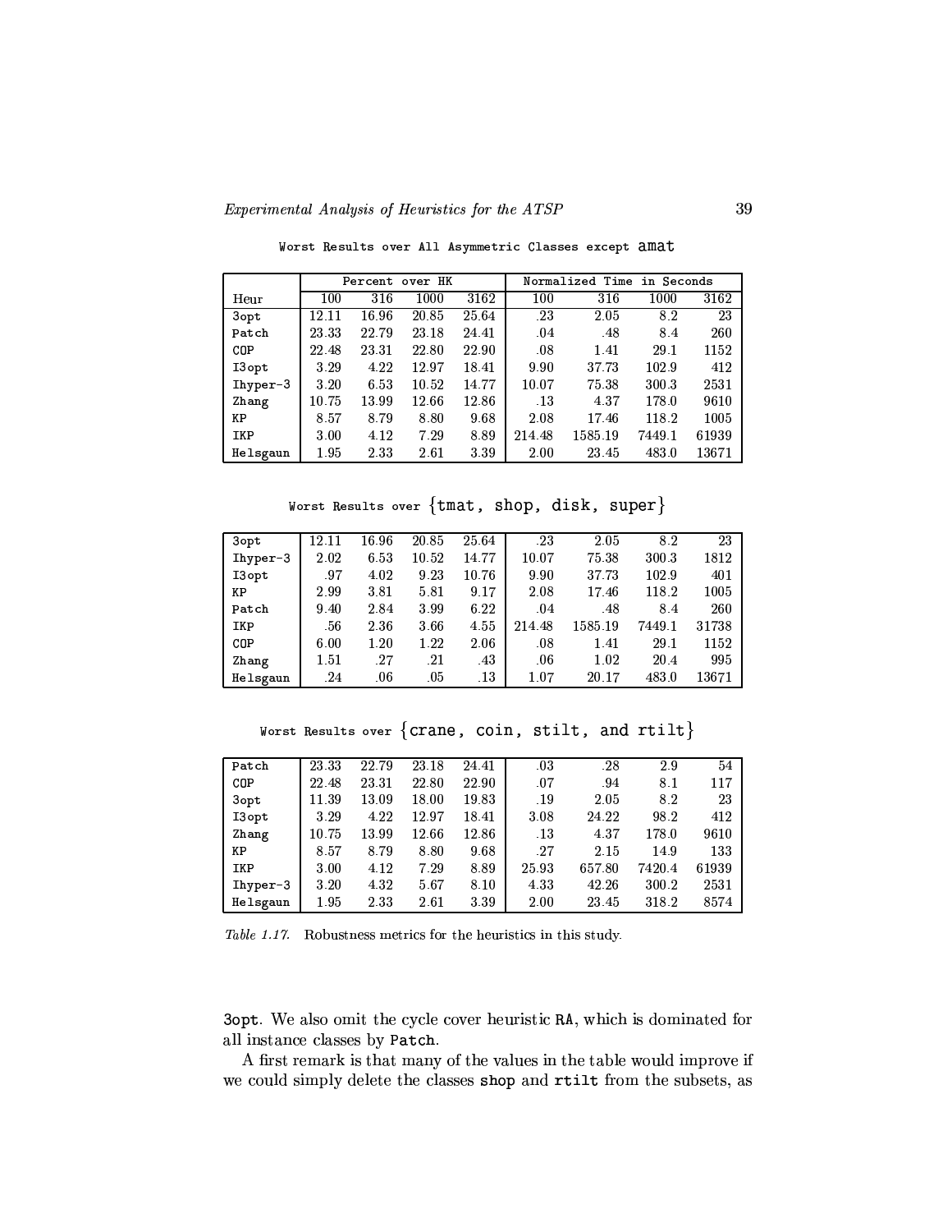Worst Results over All Asymmetric Classes except amat

| | Percent over HK | | | | Normalized Time in Seconds | | | |
|---|---|---|---|---|---|---|---|---|
| Heur | 100 | 316 | 1000 | 3162 | 100 | 316 | 1000 | 3162 |
| 3opt | 12.11 | 16.96 | 20.85 | 25.64 | .23 | 2.05 | 8.2 | 23 |
| Patch | 23.33 | 22.79 | 23.18 | 24.41 | .04 | .48 | 8.4 | 260 |
| COP | 22.48 | 23.31 | 22.80 | 22.90 | .08 | 1.41 | 29.1 | 1152 |
| I3opt | 3.29 | 4.22 | 12.97 | 18.41 | 9.90 | 37.73 | 102.9 | 412 |
| Ihyper-3 | 3.20 | 6.53 | 10.52 | 14.77 | 10.07 | 75.38 | 300.3 | 2531 |
| Zhang | 10.75 | 13.99 | 12.66 | 12.86 | .13 | 4.37 | 178.0 | 9610 |
| KP | 8.57 | 8.79 | 8.80 | 9.68 | 2.08 | 17.46 | 118.2 | 1005 |
| IKP | 3.00 | 4.12 | 7.29 | 8.89 | 214.48 | 1585.19 | 7449.1 | 61939 |
| Helsgaun | 1.95 | 2.33 | 2.61 | 3.39 | 2.00 | 23.45 | 483.0 | 13671 |

Worst Results over {tmat, shop, disk, super}

| Heur | 100 | 316 | 1000 | 3162 | 100 | 316 | 1000 | 3162 |
|---|---|---|---|---|---|---|---|---|
| 3opt | 12.11 | 16.96 | 20.85 | 25.64 | .23 | 2.05 | 8.2 | 23 |
| Ihyper-3 | 2.02 | 6.53 | 10.52 | 14.77 | 10.07 | 75.38 | 300.3 | 1812 |
| I3opt | .97 | 4.02 | 9.23 | 10.76 | 9.90 | 37.73 | 102.9 | 401 |
| KP | 2.99 | 3.81 | 5.81 | 9.17 | 2.08 | 17.46 | 118.2 | 1005 |
| Patch | 9.40 | 2.84 | 3.99 | 6.22 | .04 | .48 | 8.4 | 260 |
| IKP | .56 | 2.36 | 3.66 | 4.55 | 214.48 | 1585.19 | 7449.1 | 31738 |
| COP | 6.00 | 1.20 | 1.22 | 2.06 | .08 | 1.41 | 29.1 | 1152 |
| Zhang | 1.51 | .27 | .21 | .43 | .06 | 1.02 | 20.4 | 995 |
| Helsgaun | .24 | .06 | .05 | .13 | 1.07 | 20.17 | 483.0 | 13671 |

Worst Results over {crane, coin, stilt, and rtilt}

| Heur | 100 | 316 | 1000 | 3162 | 100 | 316 | 1000 | 3162 |
|---|---|---|---|---|---|---|---|---|
| Patch | 23.33 | 22.79 | 23.18 | 24.41 | .03 | .28 | 2.9 | 54 |
| COP | 22.48 | 23.31 | 22.80 | 22.90 | .07 | .94 | 8.1 | 117 |
| 3opt | 11.39 | 13.09 | 18.00 | 19.83 | .19 | 2.05 | 8.2 | 23 |
| I3opt | 3.29 | 4.22 | 12.97 | 18.41 | 3.08 | 24.22 | 98.2 | 412 |
| Zhang | 10.75 | 13.99 | 12.66 | 12.86 | .13 | 4.37 | 178.0 | 9610 |
| KP | 8.57 | 8.79 | 8.80 | 9.68 | .27 | 2.15 | 14.9 | 133 |
| IKP | 3.00 | 4.12 | 7.29 | 8.89 | 25.93 | 657.80 | 7420.4 | 61939 |
| Ihyper-3 | 3.20 | 4.32 | 5.67 | 8.10 | 4.33 | 42.26 | 300.2 | 2531 |
| Helsgaun | 1.95 | 2.33 | 2.61 | 3.39 | 2.00 | 23.45 | 318.2 | 8574 |

*Table 1.17.* Robustness metrics for the heuristics in this study.

3opt. We also omit the cycle cover heuristic RA, which is dominated for all instance classes by Patch.

A first remark is that many of the values in the table would improve if we could simply delete the classes shop and rtilt from the subsets, as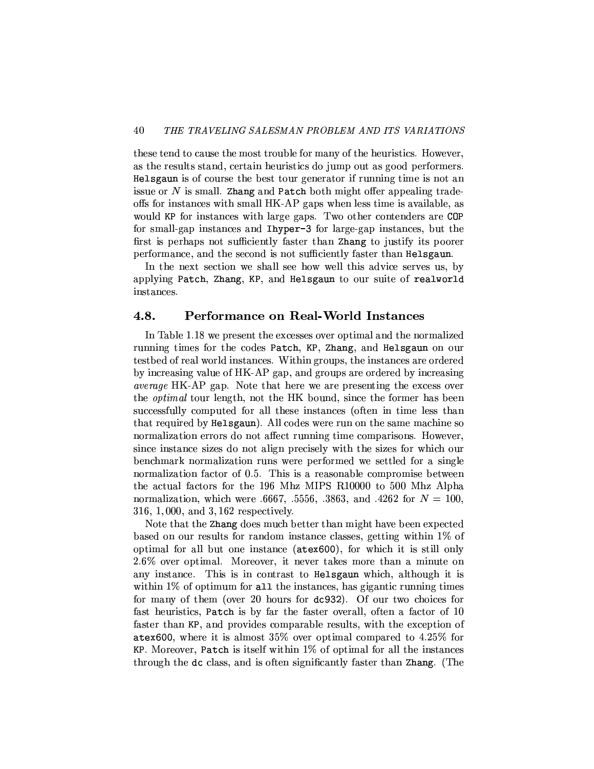these tend to cause the most trouble for many of the heuristics. However, as the results stand, certain heuristics do jump out as good performers. `Helsgaun` is of course the best tour generator if running time is not an issue or $N$ is small. `Zhang` and `Patch` both might offer appealing trade-offs for instances with small HK-AP gaps when less time is available, as would `KP` for instances with large gaps. Two other contenders are `COP` for small-gap instances and `Ihyper-3` for large-gap instances, but the first is perhaps not sufficiently faster than `Zhang` to justify its poorer performance, and the second is not sufficiently faster than `Helsgaun`.

In the next section we shall see how well this advice serves us, by applying `Patch`, `Zhang`, `KP`, and `Helsgaun` to our suite of `realworld` instances.

## 4.8. Performance on Real-World Instances

In Table 1.18 we present the excesses over optimal and the normalized running times for the codes `Patch`, `KP`, `Zhang`, and `Helsgaun` on our testbed of real world instances. Within groups, the instances are ordered by increasing value of HK-AP gap, and groups are ordered by increasing *average* HK-AP gap. Note that here we are presenting the excess over the *optimal* tour length, not the HK bound, since the former has been successfully computed for all these instances (often in time less than that required by `Helsgaun`). All codes were run on the same machine so normalization errors do not affect running time comparisons. However, since instance sizes do not align precisely with the sizes for which our benchmark normalization runs were performed we settled for a single normalization factor of 0.5. This is a reasonable compromise between the actual factors for the 196 Mhz MIPS R10000 to 500 Mhz Alpha normalization, which were .6667, .5556, .3863, and .4262 for $N = 100$, 316, 1,000, and 3,162 respectively.

Note that the `Zhang` does much better than might have been expected based on our results for random instance classes, getting within 1% of optimal for all but one instance (`atex600`), for which it is still only 2.6% over optimal. Moreover, it never takes more than a minute on any instance. This is in contrast to `Helsgaun` which, although it is within 1% of optimum for `all` the instances, has gigantic running times for many of them (over 20 hours for `dc932`). Of our two choices for fast heuristics, `Patch` is by far the faster overall, often a factor of 10 faster than `KP`, and provides comparable results, with the exception of `atex600`, where it is almost 35% over optimal compared to 4.25% for `KP`. Moreover, `Patch` is itself within 1% of optimal for all the instances through the `dc` class, and is often significantly faster than `Zhang`. (The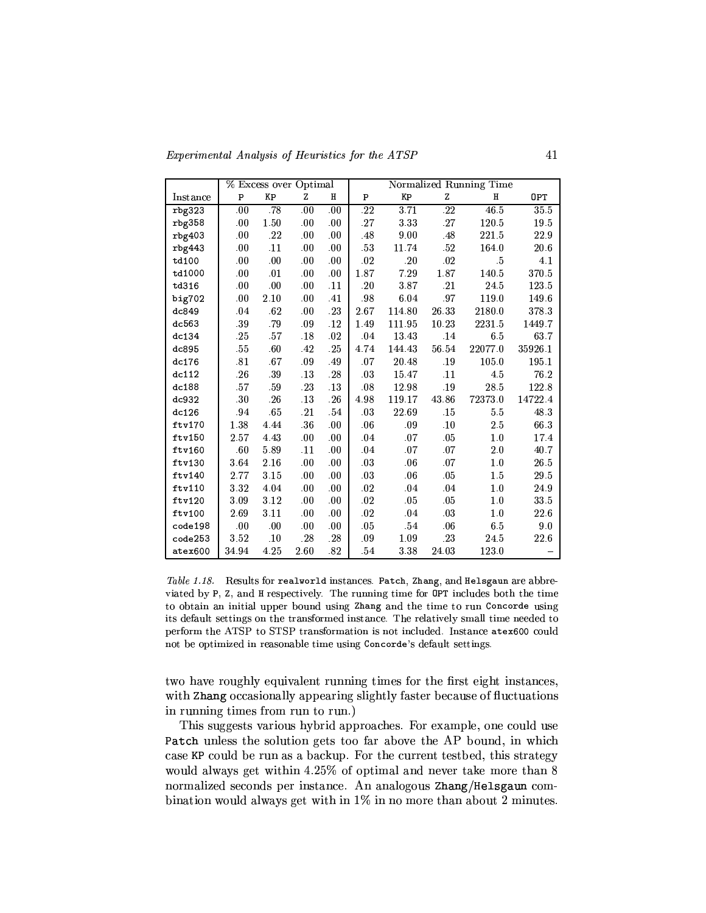| | % Excess over Optimal | | | | Normalized Running Time | | | | |
|---|---|---|---|---|---|---|---|---|---|
| Instance | P | KP | Z | H | P | KP | Z | H | OPT |
| rbg323 | .00 | .78 | .00 | .00 | .22 | 3.71 | .22 | 46.5 | 35.5 |
| rbg358 | .00 | 1.50 | .00 | .00 | .27 | 3.33 | .27 | 120.5 | 19.5 |
| rbg403 | .00 | .22 | .00 | .00 | .48 | 9.00 | .48 | 221.5 | 22.9 |
| rbg443 | .00 | .11 | .00 | .00 | .53 | 11.74 | .52 | 164.0 | 20.6 |
| td100 | .00 | .00 | .00 | .00 | .02 | .20 | .02 | .5 | 4.1 |
| td1000 | .00 | .01 | .00 | .00 | 1.87 | 7.29 | 1.87 | 140.5 | 370.5 |
| td316 | .00 | .00 | .00 | .11 | .20 | 3.87 | .21 | 24.5 | 123.5 |
| big702 | .00 | 2.10 | .00 | .41 | .98 | 6.04 | .97 | 119.0 | 149.6 |
| dc849 | .04 | .62 | .00 | .23 | 2.67 | 114.80 | 26.33 | 2180.0 | 378.3 |
| dc563 | .39 | .79 | .09 | .12 | 1.49 | 111.95 | 10.23 | 2231.5 | 1449.7 |
| dc134 | .25 | .57 | .18 | .02 | .04 | 13.43 | .14 | 6.5 | 63.7 |
| dc895 | .55 | .60 | .42 | .25 | 4.74 | 144.43 | 56.54 | 22077.0 | 35926.1 |
| dc176 | .81 | .67 | .09 | .49 | .07 | 20.48 | .19 | 105.0 | 195.1 |
| dc112 | .26 | .39 | .13 | .28 | .03 | 15.47 | .11 | 4.5 | 76.2 |
| dc188 | .57 | .59 | .23 | .13 | .08 | 12.98 | .19 | 28.5 | 122.8 |
| dc932 | .30 | .26 | .13 | .26 | 4.98 | 119.17 | 43.86 | 72373.0 | 14722.4 |
| dc126 | .94 | .65 | .21 | .54 | .03 | 22.69 | .15 | 5.5 | 48.3 |
| ftv170 | 1.38 | 4.44 | .36 | .00 | .06 | .09 | .10 | 2.5 | 66.3 |
| ftv150 | 2.57 | 4.43 | .00 | .00 | .04 | .07 | .05 | 1.0 | 17.4 |
| ftv160 | .60 | 5.89 | .11 | .00 | .04 | .07 | .07 | 2.0 | 40.7 |
| ftv130 | 3.64 | 2.16 | .00 | .00 | .03 | .06 | .07 | 1.0 | 26.5 |
| ftv140 | 2.77 | 3.15 | .00 | .00 | .03 | .06 | .05 | 1.5 | 29.5 |
| ftv110 | 3.32 | 4.04 | .00 | .00 | .02 | .04 | .04 | 1.0 | 24.9 |
| ftv120 | 3.09 | 3.12 | .00 | .00 | .02 | .05 | .05 | 1.0 | 33.5 |
| ftv100 | 2.69 | 3.11 | .00 | .00 | .02 | .04 | .03 | 1.0 | 22.6 |
| code198 | .00 | .00 | .00 | .00 | .05 | .54 | .06 | 6.5 | 9.0 |
| code253 | 3.52 | .10 | .28 | .28 | .09 | 1.09 | .23 | 24.5 | 22.6 |
| atex600 | 34.94 | 4.25 | 2.60 | .82 | .54 | 3.38 | 24.03 | 123.0 | – |

*Table 1.18.* Results for realworld instances. Patch, Zhang, and Helsgaun are abbreviated by P, Z, and H respectively. The running time for OPT includes both the time to obtain an initial upper bound using Zhang and the time to run Concorde using its default settings on the transformed instance. The relatively small time needed to perform the ATSP to STSP transformation is not included. Instance atex600 could not be optimized in reasonable time using Concorde's default settings.

two have roughly equivalent running times for the first eight instances, with Zhang occasionally appearing slightly faster because of fluctuations in running times from run to run.)

This suggests various hybrid approaches. For example, one could use Patch unless the solution gets too far above the AP bound, in which case KP could be run as a backup. For the current testbed, this strategy would always get within 4.25% of optimal and never take more than 8 normalized seconds per instance. An analogous Zhang/Helsgaun combination would always get with in 1% in no more than about 2 minutes.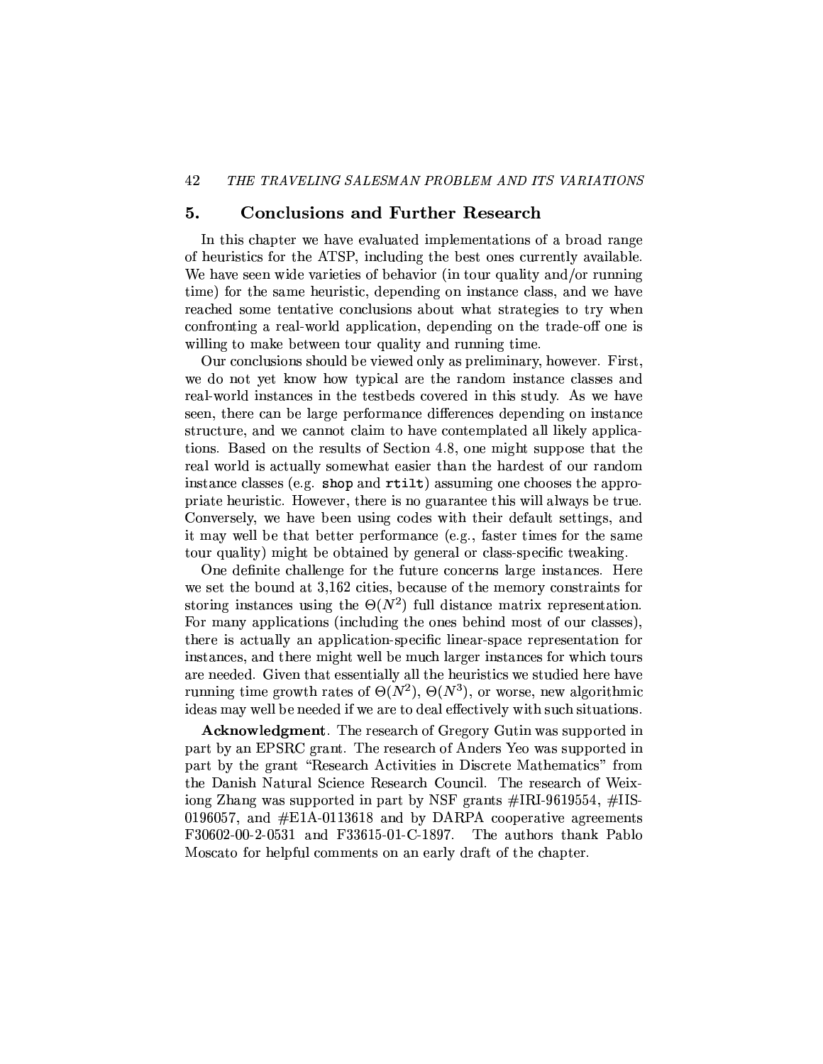## 5. Conclusions and Further Research

In this chapter we have evaluated implementations of a broad range of heuristics for the ATSP, including the best ones currently available. We have seen wide varieties of behavior (in tour quality and/or running time) for the same heuristic, depending on instance class, and we have reached some tentative conclusions about what strategies to try when confronting a real-world application, depending on the trade-off one is willing to make between tour quality and running time.

Our conclusions should be viewed only as preliminary, however. First, we do not yet know how typical are the random instance classes and real-world instances in the testbeds covered in this study. As we have seen, there can be large performance differences depending on instance structure, and we cannot claim to have contemplated all likely applications. Based on the results of Section 4.8, one might suppose that the real world is actually somewhat easier than the hardest of our random instance classes (e.g. `shop` and `rtilt`) assuming one chooses the appropriate heuristic. However, there is no guarantee this will always be true. Conversely, we have been using codes with their default settings, and it may well be that better performance (e.g., faster times for the same tour quality) might be obtained by general or class-specific tweaking.

One definite challenge for the future concerns large instances. Here we set the bound at 3,162 cities, because of the memory constraints for storing instances using the $\Theta(N^2)$ full distance matrix representation. For many applications (including the ones behind most of our classes), there is actually an application-specific linear-space representation for instances, and there might well be much larger instances for which tours are needed. Given that essentially all the heuristics we studied here have running time growth rates of $\Theta(N^2)$, $\Theta(N^3)$, or worse, new algorithmic ideas may well be needed if we are to deal effectively with such situations.

**Acknowledgment**. The research of Gregory Gutin was supported in part by an EPSRC grant. The research of Anders Yeo was supported in part by the grant "Research Activities in Discrete Mathematics" from the Danish Natural Science Research Council. The research of Weixiong Zhang was supported in part by NSF grants #IRI-9619554, #IIS-0196057, and #E1A-0113618 and by DARPA cooperative agreements F30602-00-2-0531 and F33615-01-C-1897. The authors thank Pablo Moscato for helpful comments on an early draft of the chapter.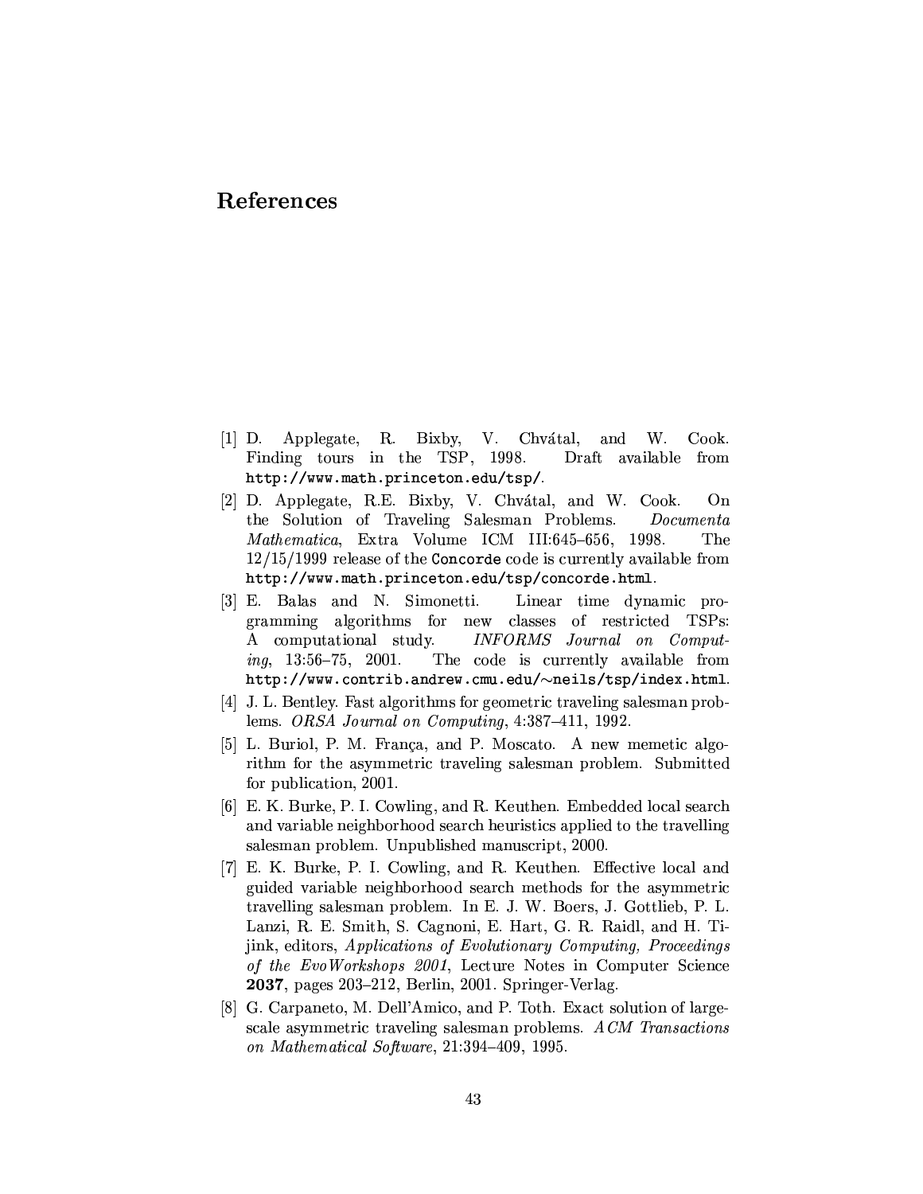# References

[1] D. Applegate, R. Bixby, V. Chvátal, and W. Cook. Finding tours in the TSP, 1998. Draft available from `http://www.math.princeton.edu/tsp/`.

[2] D. Applegate, R.E. Bixby, V. Chvátal, and W. Cook. On the Solution of Traveling Salesman Problems. *Documenta Mathematica*, Extra Volume ICM III:645–656, 1998. The 12/15/1999 release of the `Concorde` code is currently available from `http://www.math.princeton.edu/tsp/concorde.html`.

[3] E. Balas and N. Simonetti. Linear time dynamic programming algorithms for new classes of restricted TSPs: A computational study. *INFORMS Journal on Computing*, 13:56–75, 2001. The code is currently available from `http://www.contrib.andrew.cmu.edu/~neils/tsp/index.html`.

[4] J. L. Bentley. Fast algorithms for geometric traveling salesman problems. *ORSA Journal on Computing*, 4:387–411, 1992.

[5] L. Buriol, P. M. França, and P. Moscato. A new memetic algorithm for the asymmetric traveling salesman problem. Submitted for publication, 2001.

[6] E. K. Burke, P. I. Cowling, and R. Keuthen. Embedded local search and variable neighborhood search heuristics applied to the travelling salesman problem. Unpublished manuscript, 2000.

[7] E. K. Burke, P. I. Cowling, and R. Keuthen. Effective local and guided variable neighborhood search methods for the asymmetric travelling salesman problem. In E. J. W. Boers, J. Gottlieb, P. L. Lanzi, R. E. Smith, S. Cagnoni, E. Hart, G. R. Raidl, and H. Tijink, editors, *Applications of Evolutionary Computing, Proceedings of the EvoWorkshops 2001*, Lecture Notes in Computer Science **2037**, pages 203–212, Berlin, 2001. Springer-Verlag.

[8] G. Carpaneto, M. Dell'Amico, and P. Toth. Exact solution of large-scale asymmetric traveling salesman problems. *ACM Transactions on Mathematical Software*, 21:394–409, 1995.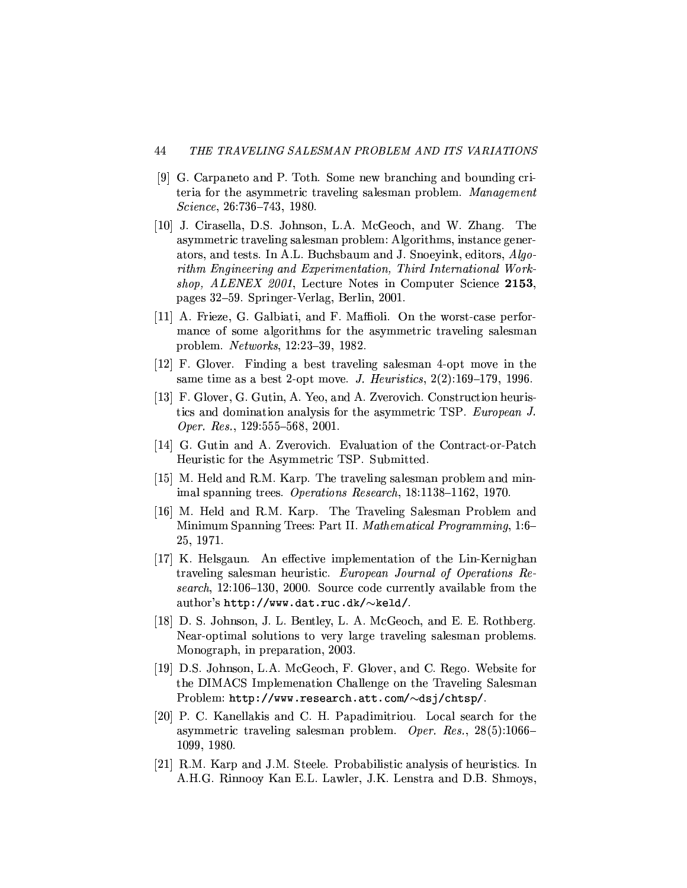[9] G. Carpaneto and P. Toth. Some new branching and bounding criteria for the asymmetric traveling salesman problem. *Management Science*, 26:736–743, 1980.

[10] J. Cirasella, D.S. Johnson, L.A. McGeoch, and W. Zhang. The asymmetric traveling salesman problem: Algorithms, instance generators, and tests. In A.L. Buchsbaum and J. Snoeyink, editors, *Algorithm Engineering and Experimentation, Third International Workshop, ALENEX 2001*, Lecture Notes in Computer Science **2153**, pages 32–59. Springer-Verlag, Berlin, 2001.

[11] A. Frieze, G. Galbiati, and F. Maffioli. On the worst-case performance of some algorithms for the asymmetric traveling salesman problem. *Networks*, 12:23–39, 1982.

[12] F. Glover. Finding a best traveling salesman 4-opt move in the same time as a best 2-opt move. *J. Heuristics*, 2(2):169–179, 1996.

[13] F. Glover, G. Gutin, A. Yeo, and A. Zverovich. Construction heuristics and domination analysis for the asymmetric TSP. *European J. Oper. Res.*, 129:555–568, 2001.

[14] G. Gutin and A. Zverovich. Evaluation of the Contract-or-Patch Heuristic for the Asymmetric TSP. Submitted.

[15] M. Held and R.M. Karp. The traveling salesman problem and minimal spanning trees. *Operations Research*, 18:1138–1162, 1970.

[16] M. Held and R.M. Karp. The Traveling Salesman Problem and Minimum Spanning Trees: Part II. *Mathematical Programming*, 1:6–25, 1971.

[17] K. Helsgaun. An effective implementation of the Lin-Kernighan traveling salesman heuristic. *European Journal of Operations Research*, 12:106–130, 2000. Source code currently available from the author's `http://www.dat.ruc.dk/~keld/`.

[18] D. S. Johnson, J. L. Bentley, L. A. McGeoch, and E. E. Rothberg. Near-optimal solutions to very large traveling salesman problems. Monograph, in preparation, 2003.

[19] D.S. Johnson, L.A. McGeoch, F. Glover, and C. Rego. Website for the DIMACS Implemenation Challenge on the Traveling Salesman Problem: `http://www.research.att.com/~dsj/chtsp/`.

[20] P. C. Kanellakis and C. H. Papadimitriou. Local search for the asymmetric traveling salesman problem. *Oper. Res.*, 28(5):1066–1099, 1980.

[21] R.M. Karp and J.M. Steele. Probabilistic analysis of heuristics. In A.H.G. Rinnooy Kan E.L. Lawler, J.K. Lenstra and D.B. Shmoys,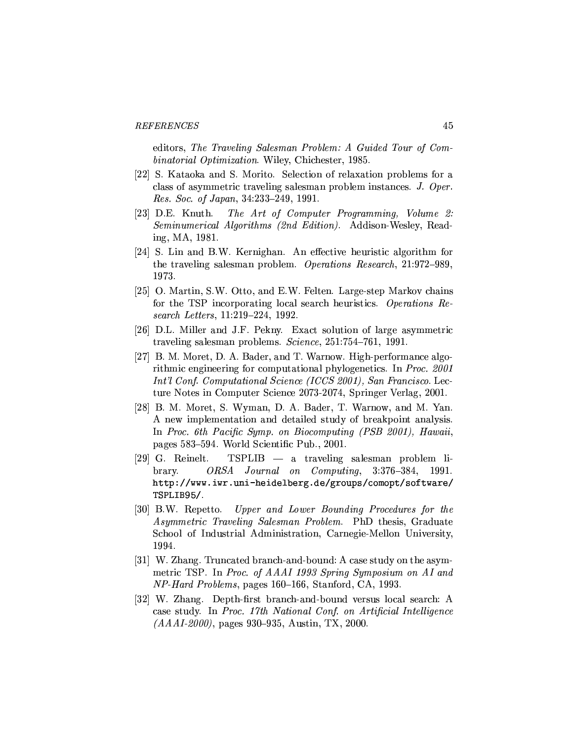editors, *The Traveling Salesman Problem: A Guided Tour of Combinatorial Optimization*. Wiley, Chichester, 1985.

[22] S. Kataoka and S. Morito. Selection of relaxation problems for a class of asymmetric traveling salesman problem instances. *J. Oper. Res. Soc. of Japan*, 34:233–249, 1991.

[23] D.E. Knuth. *The Art of Computer Programming, Volume 2: Seminumerical Algorithms (2nd Edition)*. Addison-Wesley, Reading, MA, 1981.

[24] S. Lin and B.W. Kernighan. An effective heuristic algorithm for the traveling salesman problem. *Operations Research*, 21:972–989, 1973.

[25] O. Martin, S.W. Otto, and E.W. Felten. Large-step Markov chains for the TSP incorporating local search heuristics. *Operations Research Letters*, 11:219–224, 1992.

[26] D.L. Miller and J.F. Pekny. Exact solution of large asymmetric traveling salesman problems. *Science*, 251:754–761, 1991.

[27] B. M. Moret, D. A. Bader, and T. Warnow. High-performance algorithmic engineering for computational phylogenetics. In *Proc. 2001 Int'l Conf. Computational Science (ICCS 2001), San Francisco*. Lecture Notes in Computer Science 2073-2074, Springer Verlag, 2001.

[28] B. M. Moret, S. Wyman, D. A. Bader, T. Warnow, and M. Yan. A new implementation and detailed study of breakpoint analysis. In *Proc. 6th Pacific Symp. on Biocomputing (PSB 2001), Hawaii*, pages 583–594. World Scientific Pub., 2001.

[29] G. Reinelt. TSPLIB — a traveling salesman problem library. *ORSA Journal on Computing*, 3:376–384, 1991. `http://www.iwr.uni-heidelberg.de/groups/comopt/software/TSPLIB95/`.

[30] B.W. Repetto. *Upper and Lower Bounding Procedures for the Asymmetric Traveling Salesman Problem*. PhD thesis, Graduate School of Industrial Administration, Carnegie-Mellon University, 1994.

[31] W. Zhang. Truncated branch-and-bound: A case study on the asymmetric TSP. In *Proc. of AAAI 1993 Spring Symposium on AI and NP-Hard Problems*, pages 160–166, Stanford, CA, 1993.

[32] W. Zhang. Depth-first branch-and-bound versus local search: A case study. In *Proc. 17th National Conf. on Artificial Intelligence (AAAI-2000)*, pages 930–935, Austin, TX, 2000.